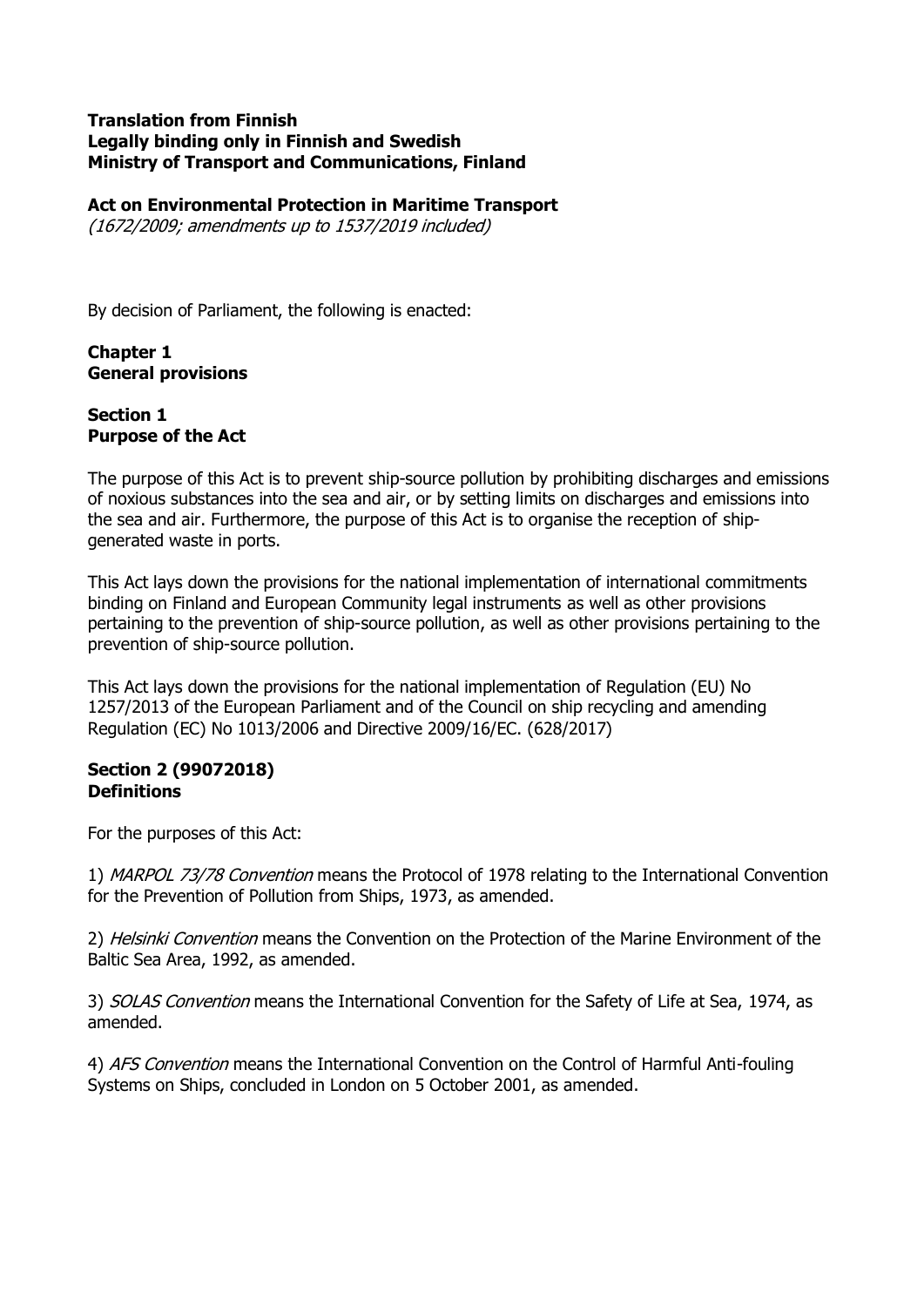**Translation from Finnish**
**Legally binding only in Finnish and Swedish**
**Ministry of Transport and Communications, Finland**

# Act on Environmental Protection in Maritime Transport

*(1672/2009; amendments up to 1537/2019 included)*

By decision of Parliament, the following is enacted:

## Chapter 1
## General provisions

### Section 1
### Purpose of the Act

The purpose of this Act is to prevent ship-source pollution by prohibiting discharges and emissions of noxious substances into the sea and air, or by setting limits on discharges and emissions into the sea and air. Furthermore, the purpose of this Act is to organise the reception of ship-generated waste in ports.

This Act lays down the provisions for the national implementation of international commitments binding on Finland and European Community legal instruments as well as other provisions pertaining to the prevention of ship-source pollution, as well as other provisions pertaining to the prevention of ship-source pollution.

This Act lays down the provisions for the national implementation of Regulation (EU) No 1257/2013 of the European Parliament and of the Council on ship recycling and amending Regulation (EC) No 1013/2006 and Directive 2009/16/EC. (628/2017)

### Section 2 (99072018)
### Definitions

For the purposes of this Act:

1) *MARPOL 73/78 Convention* means the Protocol of 1978 relating to the International Convention for the Prevention of Pollution from Ships, 1973, as amended.

2) *Helsinki Convention* means the Convention on the Protection of the Marine Environment of the Baltic Sea Area, 1992, as amended.

3) *SOLAS Convention* means the International Convention for the Safety of Life at Sea, 1974, as amended.

4) *AFS Convention* means the International Convention on the Control of Harmful Anti-fouling Systems on Ships, concluded in London on 5 October 2001, as amended.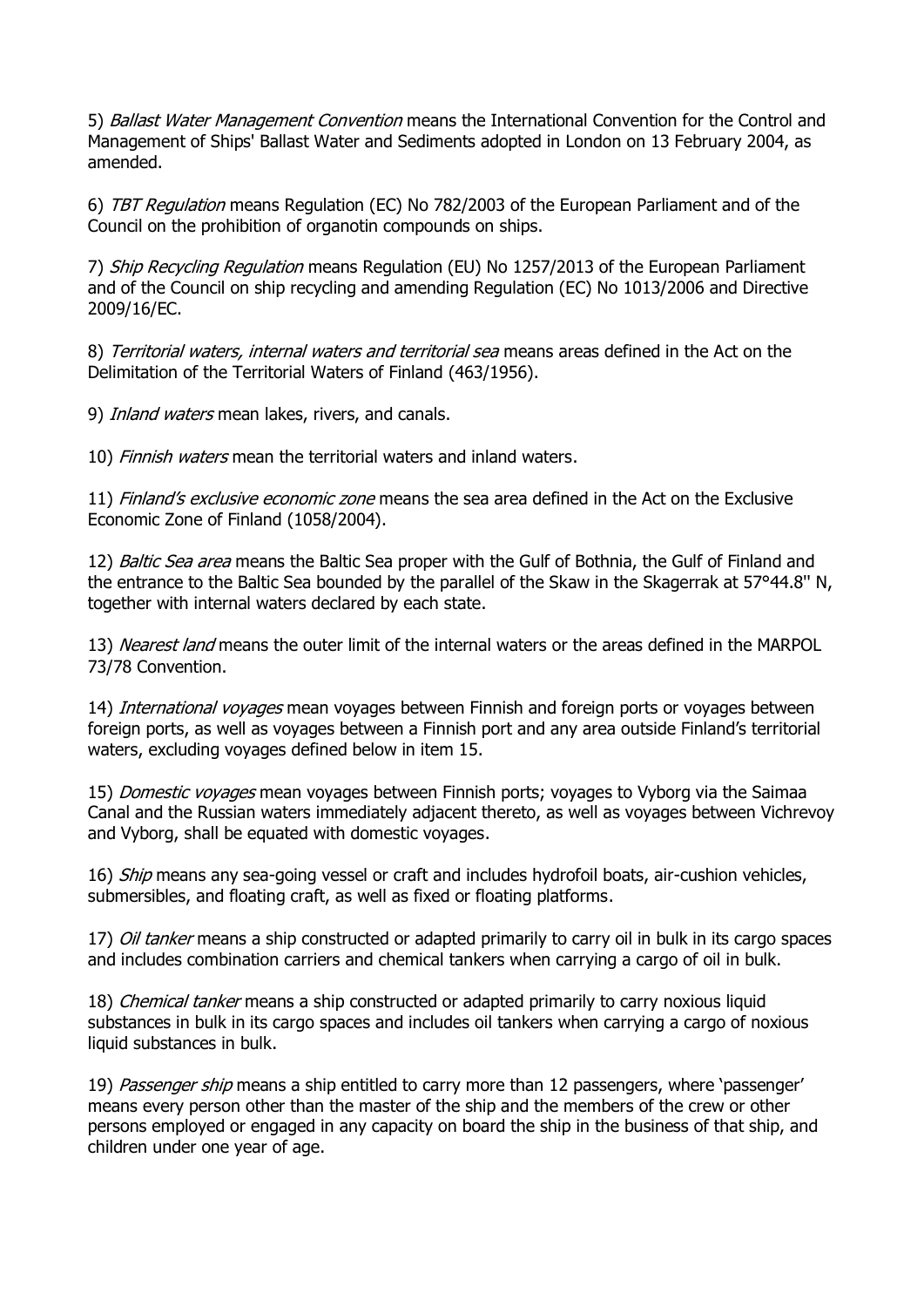5) *Ballast Water Management Convention* means the International Convention for the Control and Management of Ships' Ballast Water and Sediments adopted in London on 13 February 2004, as amended.

6) *TBT Regulation* means Regulation (EC) No 782/2003 of the European Parliament and of the Council on the prohibition of organotin compounds on ships.

7) *Ship Recycling Regulation* means Regulation (EU) No 1257/2013 of the European Parliament and of the Council on ship recycling and amending Regulation (EC) No 1013/2006 and Directive 2009/16/EC.

8) *Territorial waters, internal waters and territorial sea* means areas defined in the Act on the Delimitation of the Territorial Waters of Finland (463/1956).

9) *Inland waters* mean lakes, rivers, and canals.

10) *Finnish waters* mean the territorial waters and inland waters.

11) *Finland's exclusive economic zone* means the sea area defined in the Act on the Exclusive Economic Zone of Finland (1058/2004).

12) *Baltic Sea area* means the Baltic Sea proper with the Gulf of Bothnia, the Gulf of Finland and the entrance to the Baltic Sea bounded by the parallel of the Skaw in the Skagerrak at 57°44.8'' N, together with internal waters declared by each state.

13) *Nearest land* means the outer limit of the internal waters or the areas defined in the MARPOL 73/78 Convention.

14) *International voyages* mean voyages between Finnish and foreign ports or voyages between foreign ports, as well as voyages between a Finnish port and any area outside Finland's territorial waters, excluding voyages defined below in item 15.

15) *Domestic voyages* mean voyages between Finnish ports; voyages to Vyborg via the Saimaa Canal and the Russian waters immediately adjacent thereto, as well as voyages between Vichrevoy and Vyborg, shall be equated with domestic voyages.

16) *Ship* means any sea-going vessel or craft and includes hydrofoil boats, air-cushion vehicles, submersibles, and floating craft, as well as fixed or floating platforms.

17) *Oil tanker* means a ship constructed or adapted primarily to carry oil in bulk in its cargo spaces and includes combination carriers and chemical tankers when carrying a cargo of oil in bulk.

18) *Chemical tanker* means a ship constructed or adapted primarily to carry noxious liquid substances in bulk in its cargo spaces and includes oil tankers when carrying a cargo of noxious liquid substances in bulk.

19) *Passenger ship* means a ship entitled to carry more than 12 passengers, where 'passenger' means every person other than the master of the ship and the members of the crew or other persons employed or engaged in any capacity on board the ship in the business of that ship, and children under one year of age.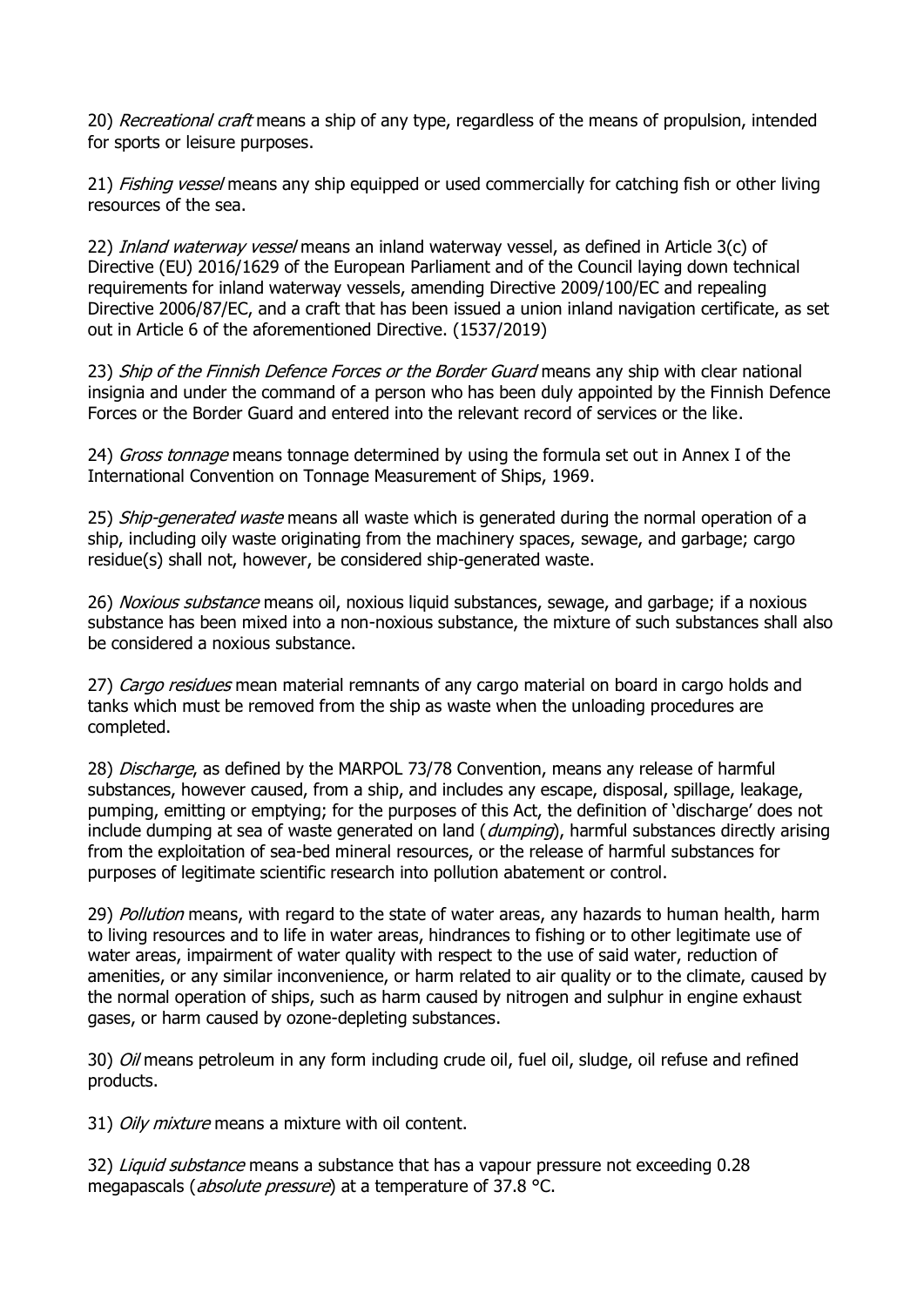20) *Recreational craft* means a ship of any type, regardless of the means of propulsion, intended for sports or leisure purposes.

21) *Fishing vessel* means any ship equipped or used commercially for catching fish or other living resources of the sea.

22) *Inland waterway vessel* means an inland waterway vessel, as defined in Article 3(c) of Directive (EU) 2016/1629 of the European Parliament and of the Council laying down technical requirements for inland waterway vessels, amending Directive 2009/100/EC and repealing Directive 2006/87/EC, and a craft that has been issued a union inland navigation certificate, as set out in Article 6 of the aforementioned Directive. (1537/2019)

23) *Ship of the Finnish Defence Forces or the Border Guard* means any ship with clear national insignia and under the command of a person who has been duly appointed by the Finnish Defence Forces or the Border Guard and entered into the relevant record of services or the like.

24) *Gross tonnage* means tonnage determined by using the formula set out in Annex I of the International Convention on Tonnage Measurement of Ships, 1969.

25) *Ship-generated waste* means all waste which is generated during the normal operation of a ship, including oily waste originating from the machinery spaces, sewage, and garbage; cargo residue(s) shall not, however, be considered ship-generated waste.

26) *Noxious substance* means oil, noxious liquid substances, sewage, and garbage; if a noxious substance has been mixed into a non-noxious substance, the mixture of such substances shall also be considered a noxious substance.

27) *Cargo residues* mean material remnants of any cargo material on board in cargo holds and tanks which must be removed from the ship as waste when the unloading procedures are completed.

28) *Discharge*, as defined by the MARPOL 73/78 Convention, means any release of harmful substances, however caused, from a ship, and includes any escape, disposal, spillage, leakage, pumping, emitting or emptying; for the purposes of this Act, the definition of 'discharge' does not include dumping at sea of waste generated on land (*dumping*), harmful substances directly arising from the exploitation of sea-bed mineral resources, or the release of harmful substances for purposes of legitimate scientific research into pollution abatement or control.

29) *Pollution* means, with regard to the state of water areas, any hazards to human health, harm to living resources and to life in water areas, hindrances to fishing or to other legitimate use of water areas, impairment of water quality with respect to the use of said water, reduction of amenities, or any similar inconvenience, or harm related to air quality or to the climate, caused by the normal operation of ships, such as harm caused by nitrogen and sulphur in engine exhaust gases, or harm caused by ozone-depleting substances.

30) *Oil* means petroleum in any form including crude oil, fuel oil, sludge, oil refuse and refined products.

31) *Oily mixture* means a mixture with oil content.

32) *Liquid substance* means a substance that has a vapour pressure not exceeding 0.28 megapascals (*absolute pressure*) at a temperature of 37.8 °C.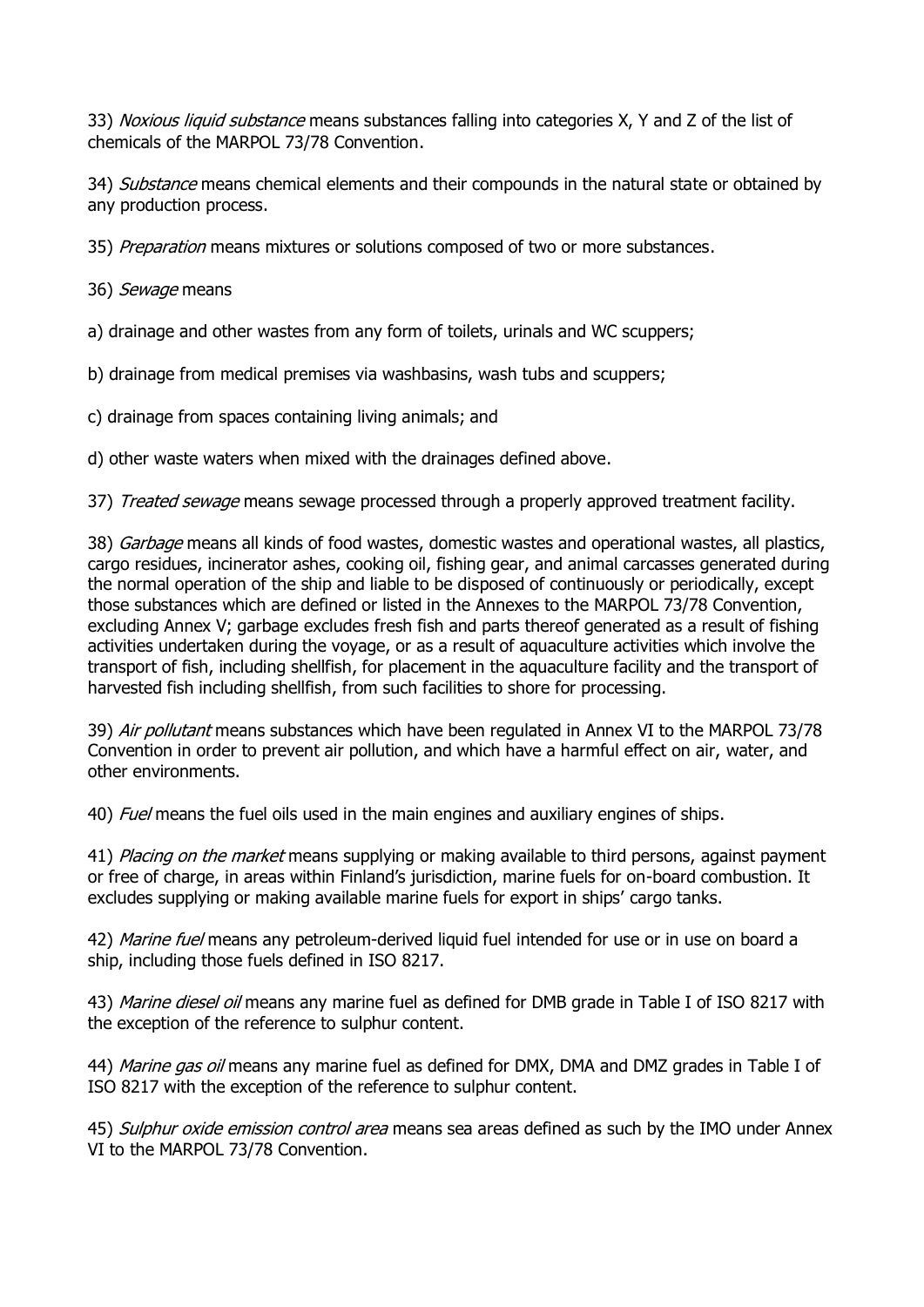33) *Noxious liquid substance* means substances falling into categories X, Y and Z of the list of chemicals of the MARPOL 73/78 Convention.

34) *Substance* means chemical elements and their compounds in the natural state or obtained by any production process.

35) *Preparation* means mixtures or solutions composed of two or more substances.

36) *Sewage* means

a) drainage and other wastes from any form of toilets, urinals and WC scuppers;

b) drainage from medical premises via washbasins, wash tubs and scuppers;

c) drainage from spaces containing living animals; and

d) other waste waters when mixed with the drainages defined above.

37) *Treated sewage* means sewage processed through a properly approved treatment facility.

38) *Garbage* means all kinds of food wastes, domestic wastes and operational wastes, all plastics, cargo residues, incinerator ashes, cooking oil, fishing gear, and animal carcasses generated during the normal operation of the ship and liable to be disposed of continuously or periodically, except those substances which are defined or listed in the Annexes to the MARPOL 73/78 Convention, excluding Annex V; garbage excludes fresh fish and parts thereof generated as a result of fishing activities undertaken during the voyage, or as a result of aquaculture activities which involve the transport of fish, including shellfish, for placement in the aquaculture facility and the transport of harvested fish including shellfish, from such facilities to shore for processing.

39) *Air pollutant* means substances which have been regulated in Annex VI to the MARPOL 73/78 Convention in order to prevent air pollution, and which have a harmful effect on air, water, and other environments.

40) *Fuel* means the fuel oils used in the main engines and auxiliary engines of ships.

41) *Placing on the market* means supplying or making available to third persons, against payment or free of charge, in areas within Finland's jurisdiction, marine fuels for on-board combustion. It excludes supplying or making available marine fuels for export in ships' cargo tanks.

42) *Marine fuel* means any petroleum-derived liquid fuel intended for use or in use on board a ship, including those fuels defined in ISO 8217.

43) *Marine diesel oil* means any marine fuel as defined for DMB grade in Table I of ISO 8217 with the exception of the reference to sulphur content.

44) *Marine gas oil* means any marine fuel as defined for DMX, DMA and DMZ grades in Table I of ISO 8217 with the exception of the reference to sulphur content.

45) *Sulphur oxide emission control area* means sea areas defined as such by the IMO under Annex VI to the MARPOL 73/78 Convention.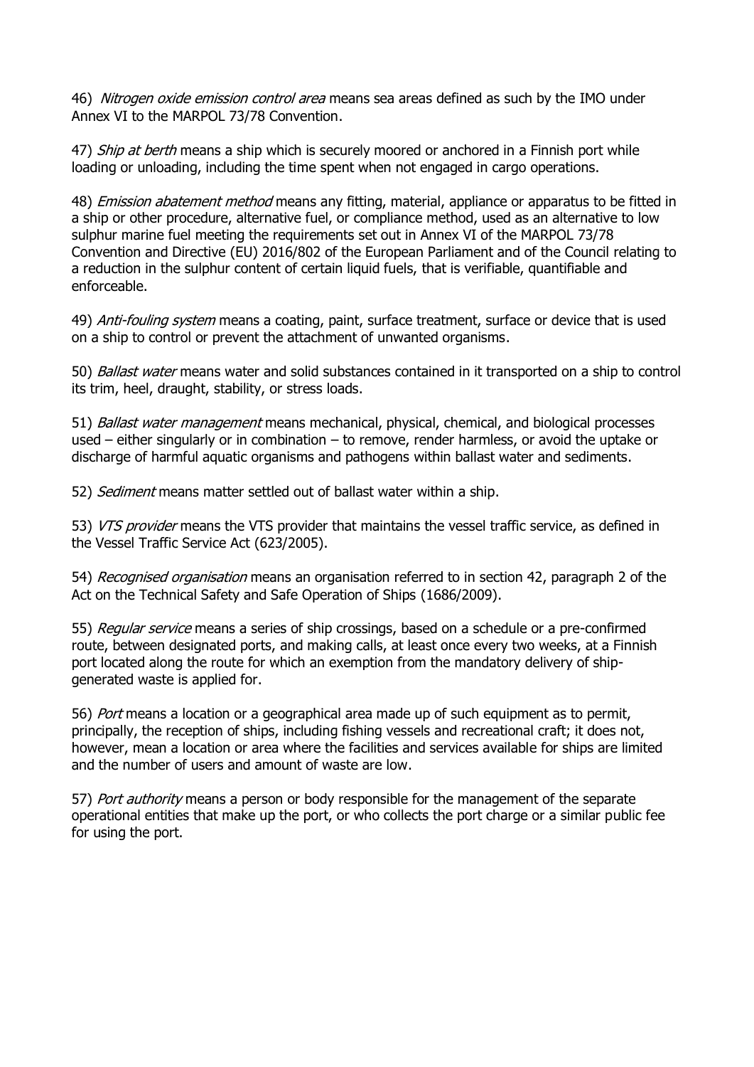46) *Nitrogen oxide emission control area* means sea areas defined as such by the IMO under Annex VI to the MARPOL 73/78 Convention.

47) *Ship at berth* means a ship which is securely moored or anchored in a Finnish port while loading or unloading, including the time spent when not engaged in cargo operations.

48) *Emission abatement method* means any fitting, material, appliance or apparatus to be fitted in a ship or other procedure, alternative fuel, or compliance method, used as an alternative to low sulphur marine fuel meeting the requirements set out in Annex VI of the MARPOL 73/78 Convention and Directive (EU) 2016/802 of the European Parliament and of the Council relating to a reduction in the sulphur content of certain liquid fuels, that is verifiable, quantifiable and enforceable.

49) *Anti-fouling system* means a coating, paint, surface treatment, surface or device that is used on a ship to control or prevent the attachment of unwanted organisms.

50) *Ballast water* means water and solid substances contained in it transported on a ship to control its trim, heel, draught, stability, or stress loads.

51) *Ballast water management* means mechanical, physical, chemical, and biological processes used – either singularly or in combination – to remove, render harmless, or avoid the uptake or discharge of harmful aquatic organisms and pathogens within ballast water and sediments.

52) *Sediment* means matter settled out of ballast water within a ship.

53) *VTS provider* means the VTS provider that maintains the vessel traffic service, as defined in the Vessel Traffic Service Act (623/2005).

54) *Recognised organisation* means an organisation referred to in section 42, paragraph 2 of the Act on the Technical Safety and Safe Operation of Ships (1686/2009).

55) *Regular service* means a series of ship crossings, based on a schedule or a pre-confirmed route, between designated ports, and making calls, at least once every two weeks, at a Finnish port located along the route for which an exemption from the mandatory delivery of ship-generated waste is applied for.

56) *Port* means a location or a geographical area made up of such equipment as to permit, principally, the reception of ships, including fishing vessels and recreational craft; it does not, however, mean a location or area where the facilities and services available for ships are limited and the number of users and amount of waste are low.

57) *Port authority* means a person or body responsible for the management of the separate operational entities that make up the port, or who collects the port charge or a similar public fee for using the port.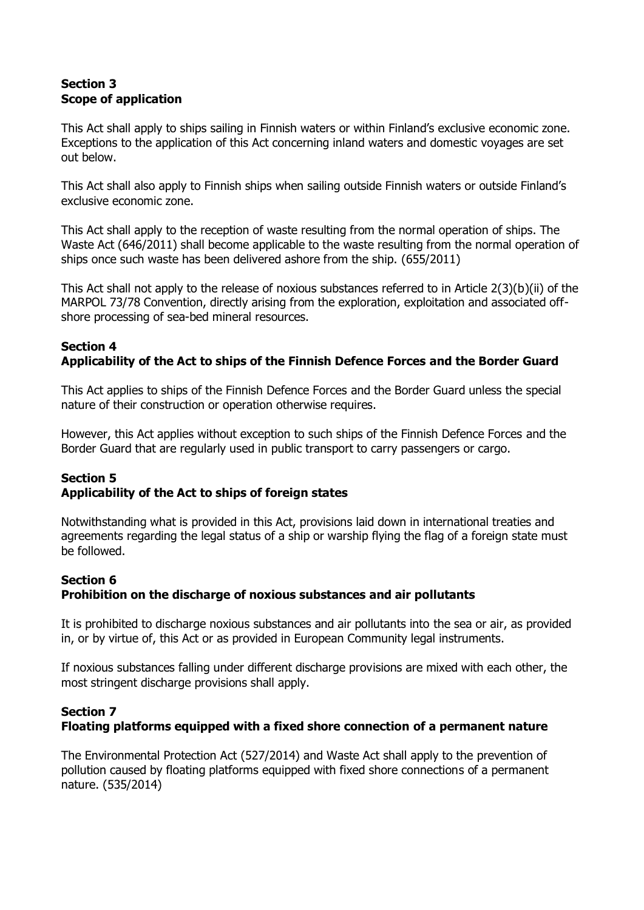**Section 3**
**Scope of application**

This Act shall apply to ships sailing in Finnish waters or within Finland's exclusive economic zone. Exceptions to the application of this Act concerning inland waters and domestic voyages are set out below.

This Act shall also apply to Finnish ships when sailing outside Finnish waters or outside Finland's exclusive economic zone.

This Act shall apply to the reception of waste resulting from the normal operation of ships. The Waste Act (646/2011) shall become applicable to the waste resulting from the normal operation of ships once such waste has been delivered ashore from the ship. (655/2011)

This Act shall not apply to the release of noxious substances referred to in Article 2(3)(b)(ii) of the MARPOL 73/78 Convention, directly arising from the exploration, exploitation and associated off-shore processing of sea-bed mineral resources.

**Section 4**
**Applicability of the Act to ships of the Finnish Defence Forces and the Border Guard**

This Act applies to ships of the Finnish Defence Forces and the Border Guard unless the special nature of their construction or operation otherwise requires.

However, this Act applies without exception to such ships of the Finnish Defence Forces and the Border Guard that are regularly used in public transport to carry passengers or cargo.

**Section 5**
**Applicability of the Act to ships of foreign states**

Notwithstanding what is provided in this Act, provisions laid down in international treaties and agreements regarding the legal status of a ship or warship flying the flag of a foreign state must be followed.

**Section 6**
**Prohibition on the discharge of noxious substances and air pollutants**

It is prohibited to discharge noxious substances and air pollutants into the sea or air, as provided in, or by virtue of, this Act or as provided in European Community legal instruments.

If noxious substances falling under different discharge provisions are mixed with each other, the most stringent discharge provisions shall apply.

**Section 7**
**Floating platforms equipped with a fixed shore connection of a permanent nature**

The Environmental Protection Act (527/2014) and Waste Act shall apply to the prevention of pollution caused by floating platforms equipped with fixed shore connections of a permanent nature. (535/2014)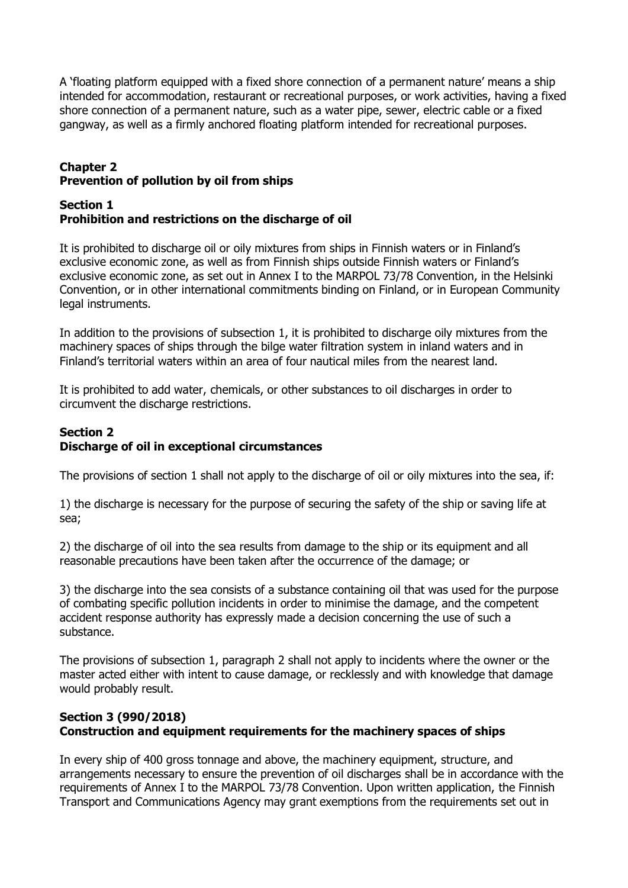A 'floating platform equipped with a fixed shore connection of a permanent nature' means a ship intended for accommodation, restaurant or recreational purposes, or work activities, having a fixed shore connection of a permanent nature, such as a water pipe, sewer, electric cable or a fixed gangway, as well as a firmly anchored floating platform intended for recreational purposes.

## Chapter 2
## Prevention of pollution by oil from ships

### Section 1
### Prohibition and restrictions on the discharge of oil

It is prohibited to discharge oil or oily mixtures from ships in Finnish waters or in Finland's exclusive economic zone, as well as from Finnish ships outside Finnish waters or Finland's exclusive economic zone, as set out in Annex I to the MARPOL 73/78 Convention, in the Helsinki Convention, or in other international commitments binding on Finland, or in European Community legal instruments.

In addition to the provisions of subsection 1, it is prohibited to discharge oily mixtures from the machinery spaces of ships through the bilge water filtration system in inland waters and in Finland's territorial waters within an area of four nautical miles from the nearest land.

It is prohibited to add water, chemicals, or other substances to oil discharges in order to circumvent the discharge restrictions.

### Section 2
### Discharge of oil in exceptional circumstances

The provisions of section 1 shall not apply to the discharge of oil or oily mixtures into the sea, if:

1) the discharge is necessary for the purpose of securing the safety of the ship or saving life at sea;

2) the discharge of oil into the sea results from damage to the ship or its equipment and all reasonable precautions have been taken after the occurrence of the damage; or

3) the discharge into the sea consists of a substance containing oil that was used for the purpose of combating specific pollution incidents in order to minimise the damage, and the competent accident response authority has expressly made a decision concerning the use of such a substance.

The provisions of subsection 1, paragraph 2 shall not apply to incidents where the owner or the master acted either with intent to cause damage, or recklessly and with knowledge that damage would probably result.

### Section 3 (990/2018)
### Construction and equipment requirements for the machinery spaces of ships

In every ship of 400 gross tonnage and above, the machinery equipment, structure, and arrangements necessary to ensure the prevention of oil discharges shall be in accordance with the requirements of Annex I to the MARPOL 73/78 Convention. Upon written application, the Finnish Transport and Communications Agency may grant exemptions from the requirements set out in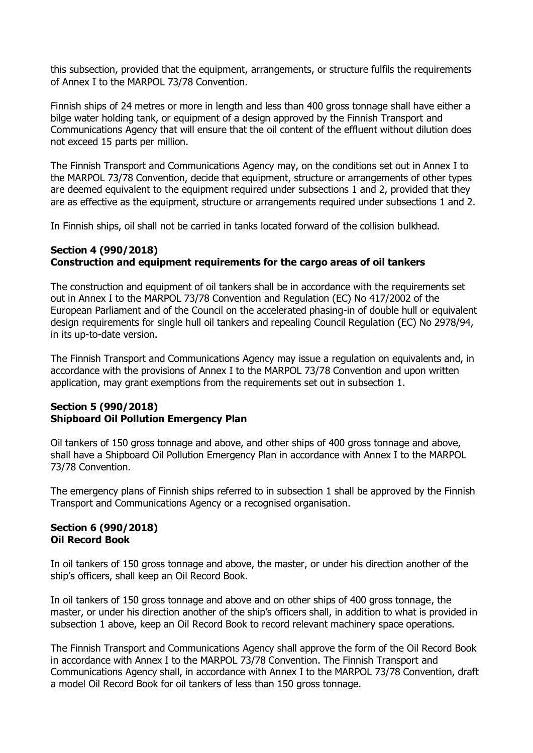this subsection, provided that the equipment, arrangements, or structure fulfils the requirements of Annex I to the MARPOL 73/78 Convention.

Finnish ships of 24 metres or more in length and less than 400 gross tonnage shall have either a bilge water holding tank, or equipment of a design approved by the Finnish Transport and Communications Agency that will ensure that the oil content of the effluent without dilution does not exceed 15 parts per million.

The Finnish Transport and Communications Agency may, on the conditions set out in Annex I to the MARPOL 73/78 Convention, decide that equipment, structure or arrangements of other types are deemed equivalent to the equipment required under subsections 1 and 2, provided that they are as effective as the equipment, structure or arrangements required under subsections 1 and 2.

In Finnish ships, oil shall not be carried in tanks located forward of the collision bulkhead.

**Section 4 (990/2018)**
**Construction and equipment requirements for the cargo areas of oil tankers**

The construction and equipment of oil tankers shall be in accordance with the requirements set out in Annex I to the MARPOL 73/78 Convention and Regulation (EC) No 417/2002 of the European Parliament and of the Council on the accelerated phasing-in of double hull or equivalent design requirements for single hull oil tankers and repealing Council Regulation (EC) No 2978/94, in its up-to-date version.

The Finnish Transport and Communications Agency may issue a regulation on equivalents and, in accordance with the provisions of Annex I to the MARPOL 73/78 Convention and upon written application, may grant exemptions from the requirements set out in subsection 1.

**Section 5 (990/2018)**
**Shipboard Oil Pollution Emergency Plan**

Oil tankers of 150 gross tonnage and above, and other ships of 400 gross tonnage and above, shall have a Shipboard Oil Pollution Emergency Plan in accordance with Annex I to the MARPOL 73/78 Convention.

The emergency plans of Finnish ships referred to in subsection 1 shall be approved by the Finnish Transport and Communications Agency or a recognised organisation.

**Section 6 (990/2018)**
**Oil Record Book**

In oil tankers of 150 gross tonnage and above, the master, or under his direction another of the ship's officers, shall keep an Oil Record Book.

In oil tankers of 150 gross tonnage and above and on other ships of 400 gross tonnage, the master, or under his direction another of the ship's officers shall, in addition to what is provided in subsection 1 above, keep an Oil Record Book to record relevant machinery space operations.

The Finnish Transport and Communications Agency shall approve the form of the Oil Record Book in accordance with Annex I to the MARPOL 73/78 Convention. The Finnish Transport and Communications Agency shall, in accordance with Annex I to the MARPOL 73/78 Convention, draft a model Oil Record Book for oil tankers of less than 150 gross tonnage.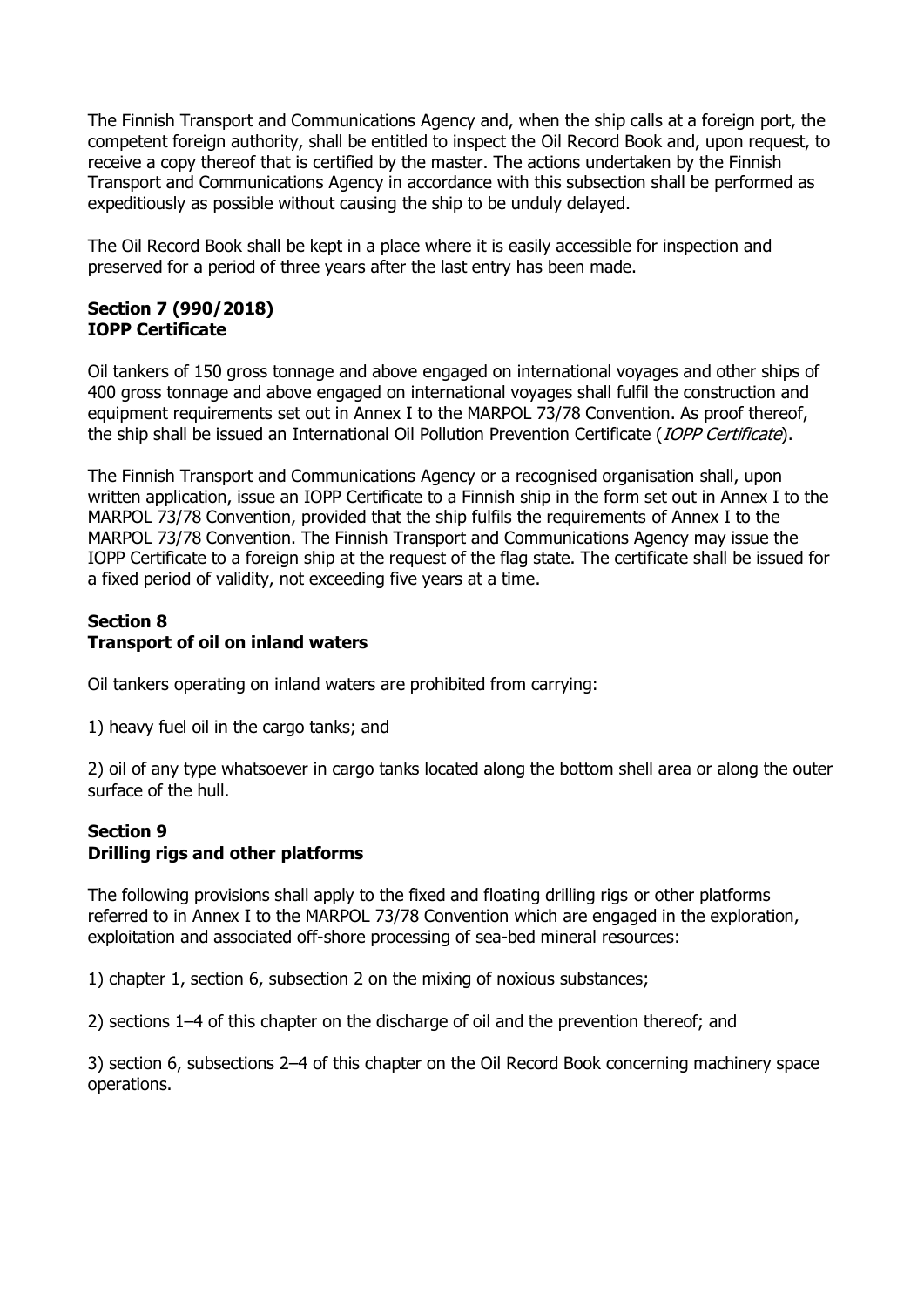The Finnish Transport and Communications Agency and, when the ship calls at a foreign port, the competent foreign authority, shall be entitled to inspect the Oil Record Book and, upon request, to receive a copy thereof that is certified by the master. The actions undertaken by the Finnish Transport and Communications Agency in accordance with this subsection shall be performed as expeditiously as possible without causing the ship to be unduly delayed.

The Oil Record Book shall be kept in a place where it is easily accessible for inspection and preserved for a period of three years after the last entry has been made.

**Section 7 (990/2018)**
**IOPP Certificate**

Oil tankers of 150 gross tonnage and above engaged on international voyages and other ships of 400 gross tonnage and above engaged on international voyages shall fulfil the construction and equipment requirements set out in Annex I to the MARPOL 73/78 Convention. As proof thereof, the ship shall be issued an International Oil Pollution Prevention Certificate (*IOPP Certificate*).

The Finnish Transport and Communications Agency or a recognised organisation shall, upon written application, issue an IOPP Certificate to a Finnish ship in the form set out in Annex I to the MARPOL 73/78 Convention, provided that the ship fulfils the requirements of Annex I to the MARPOL 73/78 Convention. The Finnish Transport and Communications Agency may issue the IOPP Certificate to a foreign ship at the request of the flag state. The certificate shall be issued for a fixed period of validity, not exceeding five years at a time.

**Section 8**
**Transport of oil on inland waters**

Oil tankers operating on inland waters are prohibited from carrying:

1) heavy fuel oil in the cargo tanks; and

2) oil of any type whatsoever in cargo tanks located along the bottom shell area or along the outer surface of the hull.

**Section 9**
**Drilling rigs and other platforms**

The following provisions shall apply to the fixed and floating drilling rigs or other platforms referred to in Annex I to the MARPOL 73/78 Convention which are engaged in the exploration, exploitation and associated off-shore processing of sea-bed mineral resources:

1) chapter 1, section 6, subsection 2 on the mixing of noxious substances;

2) sections 1–4 of this chapter on the discharge of oil and the prevention thereof; and

3) section 6, subsections 2–4 of this chapter on the Oil Record Book concerning machinery space operations.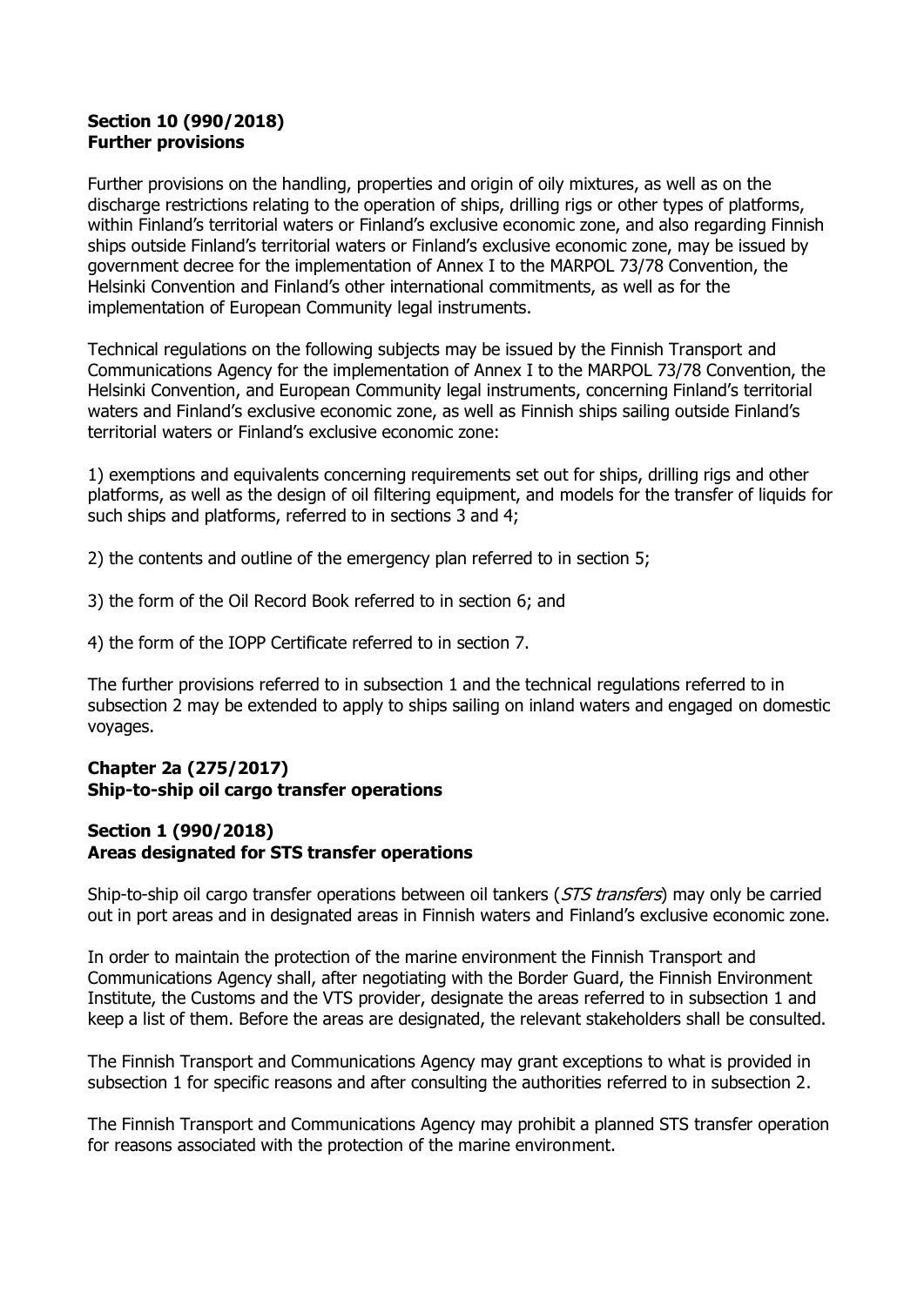**Section 10 (990/2018)**
**Further provisions**

Further provisions on the handling, properties and origin of oily mixtures, as well as on the discharge restrictions relating to the operation of ships, drilling rigs or other types of platforms, within Finland's territorial waters or Finland's exclusive economic zone, and also regarding Finnish ships outside Finland's territorial waters or Finland's exclusive economic zone, may be issued by government decree for the implementation of Annex I to the MARPOL 73/78 Convention, the Helsinki Convention and Finland's other international commitments, as well as for the implementation of European Community legal instruments.

Technical regulations on the following subjects may be issued by the Finnish Transport and Communications Agency for the implementation of Annex I to the MARPOL 73/78 Convention, the Helsinki Convention, and European Community legal instruments, concerning Finland's territorial waters and Finland's exclusive economic zone, as well as Finnish ships sailing outside Finland's territorial waters or Finland's exclusive economic zone:

1) exemptions and equivalents concerning requirements set out for ships, drilling rigs and other platforms, as well as the design of oil filtering equipment, and models for the transfer of liquids for such ships and platforms, referred to in sections 3 and 4;

2) the contents and outline of the emergency plan referred to in section 5;

3) the form of the Oil Record Book referred to in section 6; and

4) the form of the IOPP Certificate referred to in section 7.

The further provisions referred to in subsection 1 and the technical regulations referred to in subsection 2 may be extended to apply to ships sailing on inland waters and engaged on domestic voyages.

**Chapter 2a (275/2017)**
**Ship-to-ship oil cargo transfer operations**

**Section 1 (990/2018)**
**Areas designated for STS transfer operations**

Ship-to-ship oil cargo transfer operations between oil tankers (*STS transfers*) may only be carried out in port areas and in designated areas in Finnish waters and Finland's exclusive economic zone.

In order to maintain the protection of the marine environment the Finnish Transport and Communications Agency shall, after negotiating with the Border Guard, the Finnish Environment Institute, the Customs and the VTS provider, designate the areas referred to in subsection 1 and keep a list of them. Before the areas are designated, the relevant stakeholders shall be consulted.

The Finnish Transport and Communications Agency may grant exceptions to what is provided in subsection 1 for specific reasons and after consulting the authorities referred to in subsection 2.

The Finnish Transport and Communications Agency may prohibit a planned STS transfer operation for reasons associated with the protection of the marine environment.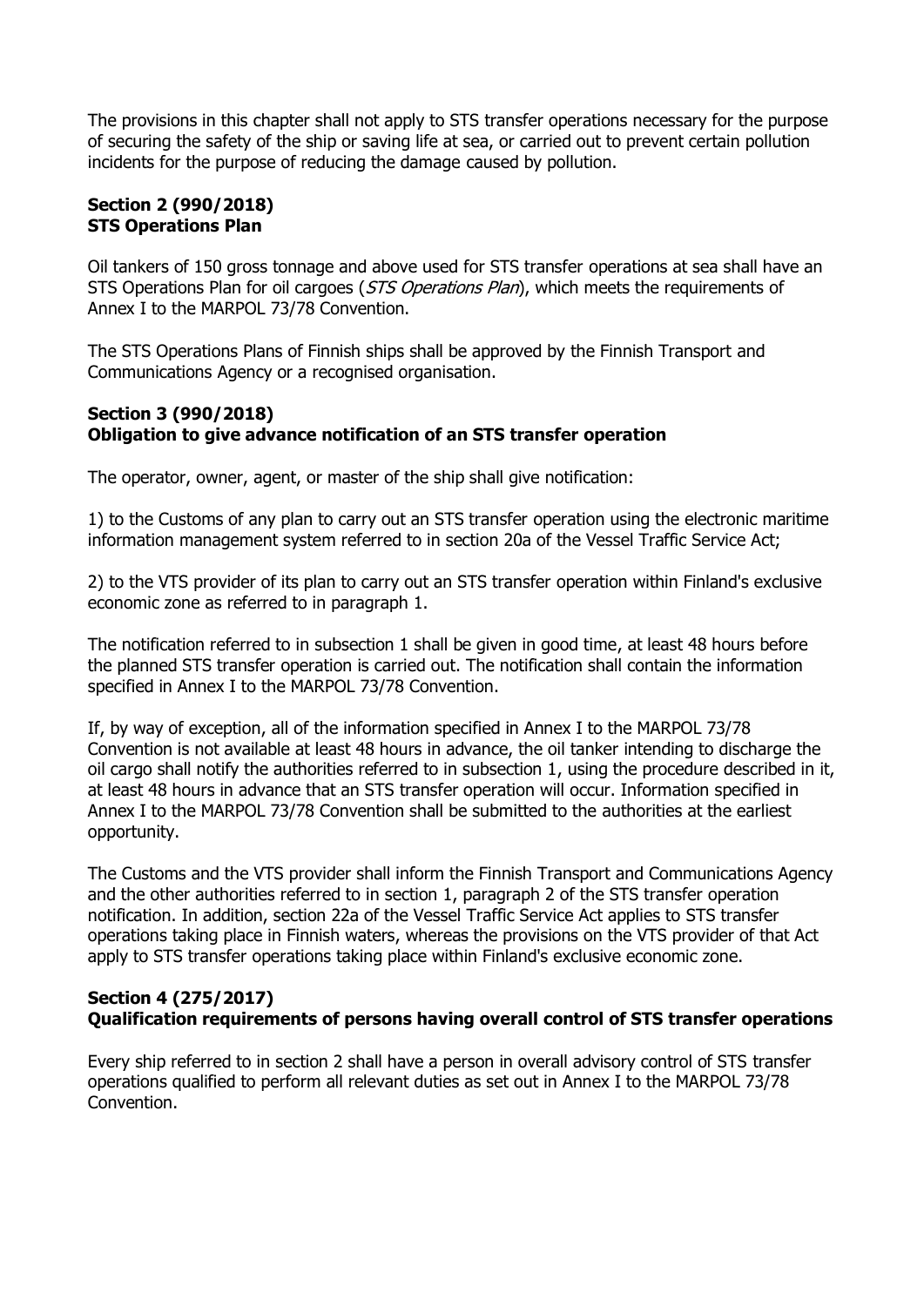The provisions in this chapter shall not apply to STS transfer operations necessary for the purpose of securing the safety of the ship or saving life at sea, or carried out to prevent certain pollution incidents for the purpose of reducing the damage caused by pollution.

### Section 2 (990/2018)
### STS Operations Plan

Oil tankers of 150 gross tonnage and above used for STS transfer operations at sea shall have an STS Operations Plan for oil cargoes (*STS Operations Plan*), which meets the requirements of Annex I to the MARPOL 73/78 Convention.

The STS Operations Plans of Finnish ships shall be approved by the Finnish Transport and Communications Agency or a recognised organisation.

### Section 3 (990/2018)
### Obligation to give advance notification of an STS transfer operation

The operator, owner, agent, or master of the ship shall give notification:

1) to the Customs of any plan to carry out an STS transfer operation using the electronic maritime information management system referred to in section 20a of the Vessel Traffic Service Act;

2) to the VTS provider of its plan to carry out an STS transfer operation within Finland's exclusive economic zone as referred to in paragraph 1.

The notification referred to in subsection 1 shall be given in good time, at least 48 hours before the planned STS transfer operation is carried out. The notification shall contain the information specified in Annex I to the MARPOL 73/78 Convention.

If, by way of exception, all of the information specified in Annex I to the MARPOL 73/78 Convention is not available at least 48 hours in advance, the oil tanker intending to discharge the oil cargo shall notify the authorities referred to in subsection 1, using the procedure described in it, at least 48 hours in advance that an STS transfer operation will occur. Information specified in Annex I to the MARPOL 73/78 Convention shall be submitted to the authorities at the earliest opportunity.

The Customs and the VTS provider shall inform the Finnish Transport and Communications Agency and the other authorities referred to in section 1, paragraph 2 of the STS transfer operation notification. In addition, section 22a of the Vessel Traffic Service Act applies to STS transfer operations taking place in Finnish waters, whereas the provisions on the VTS provider of that Act apply to STS transfer operations taking place within Finland's exclusive economic zone.

### Section 4 (275/2017)
### Qualification requirements of persons having overall control of STS transfer operations

Every ship referred to in section 2 shall have a person in overall advisory control of STS transfer operations qualified to perform all relevant duties as set out in Annex I to the MARPOL 73/78 Convention.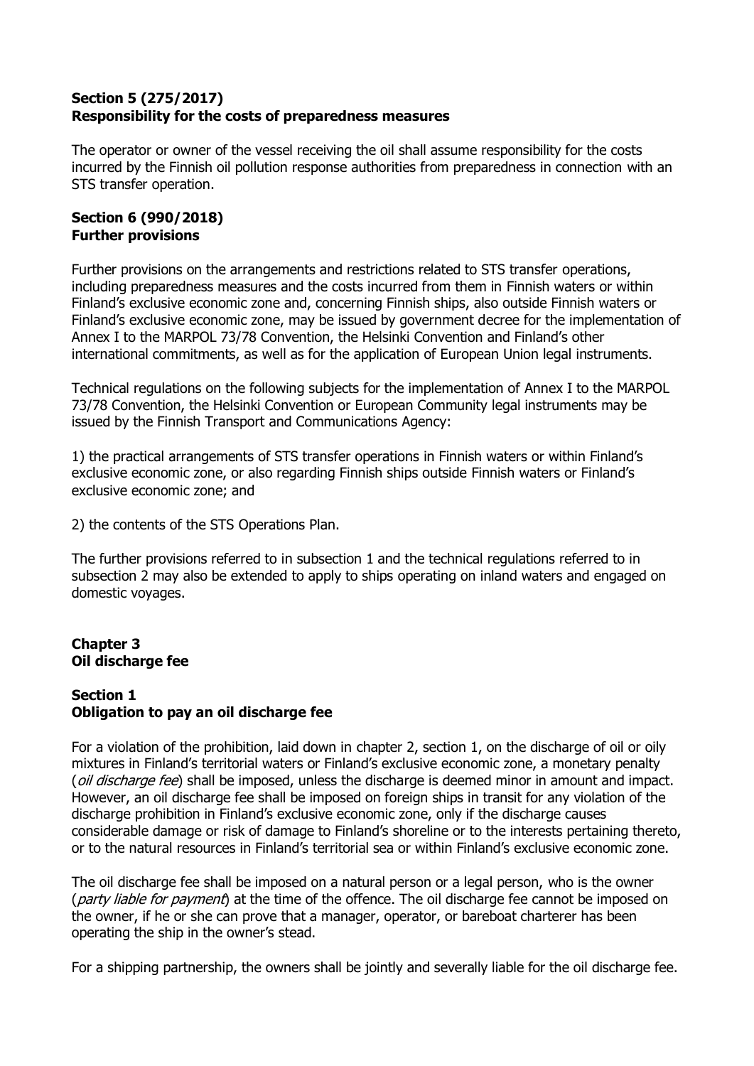**Section 5 (275/2017)**
**Responsibility for the costs of preparedness measures**

The operator or owner of the vessel receiving the oil shall assume responsibility for the costs incurred by the Finnish oil pollution response authorities from preparedness in connection with an STS transfer operation.

**Section 6 (990/2018)**
**Further provisions**

Further provisions on the arrangements and restrictions related to STS transfer operations, including preparedness measures and the costs incurred from them in Finnish waters or within Finland's exclusive economic zone and, concerning Finnish ships, also outside Finnish waters or Finland's exclusive economic zone, may be issued by government decree for the implementation of Annex I to the MARPOL 73/78 Convention, the Helsinki Convention and Finland's other international commitments, as well as for the application of European Union legal instruments.

Technical regulations on the following subjects for the implementation of Annex I to the MARPOL 73/78 Convention, the Helsinki Convention or European Community legal instruments may be issued by the Finnish Transport and Communications Agency:

1) the practical arrangements of STS transfer operations in Finnish waters or within Finland's exclusive economic zone, or also regarding Finnish ships outside Finnish waters or Finland's exclusive economic zone; and

2) the contents of the STS Operations Plan.

The further provisions referred to in subsection 1 and the technical regulations referred to in subsection 2 may also be extended to apply to ships operating on inland waters and engaged on domestic voyages.

**Chapter 3**
**Oil discharge fee**

**Section 1**
**Obligation to pay an oil discharge fee**

For a violation of the prohibition, laid down in chapter 2, section 1, on the discharge of oil or oily mixtures in Finland's territorial waters or Finland's exclusive economic zone, a monetary penalty (*oil discharge fee*) shall be imposed, unless the discharge is deemed minor in amount and impact. However, an oil discharge fee shall be imposed on foreign ships in transit for any violation of the discharge prohibition in Finland's exclusive economic zone, only if the discharge causes considerable damage or risk of damage to Finland's shoreline or to the interests pertaining thereto, or to the natural resources in Finland's territorial sea or within Finland's exclusive economic zone.

The oil discharge fee shall be imposed on a natural person or a legal person, who is the owner (*party liable for payment*) at the time of the offence. The oil discharge fee cannot be imposed on the owner, if he or she can prove that a manager, operator, or bareboat charterer has been operating the ship in the owner's stead.

For a shipping partnership, the owners shall be jointly and severally liable for the oil discharge fee.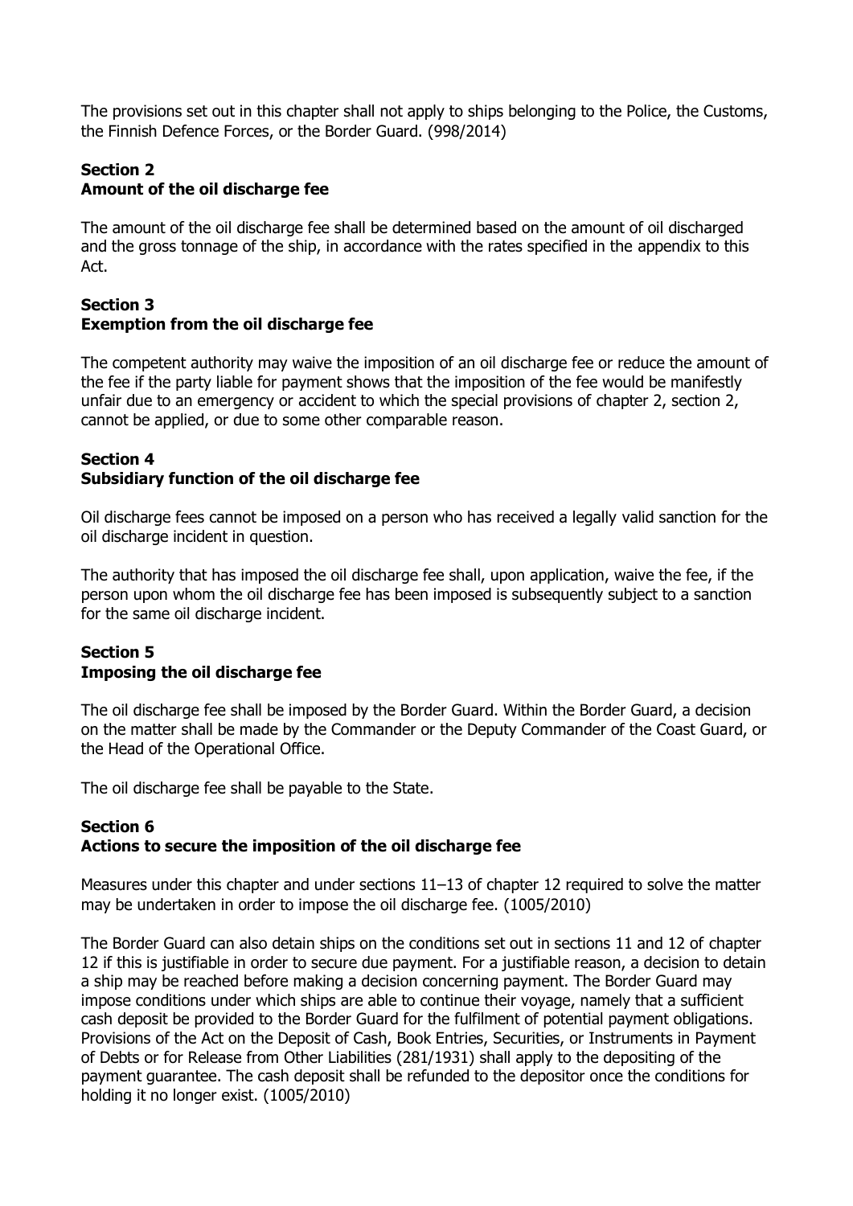The provisions set out in this chapter shall not apply to ships belonging to the Police, the Customs, the Finnish Defence Forces, or the Border Guard. (998/2014)

**Section 2**
**Amount of the oil discharge fee**

The amount of the oil discharge fee shall be determined based on the amount of oil discharged and the gross tonnage of the ship, in accordance with the rates specified in the appendix to this Act.

**Section 3**
**Exemption from the oil discharge fee**

The competent authority may waive the imposition of an oil discharge fee or reduce the amount of the fee if the party liable for payment shows that the imposition of the fee would be manifestly unfair due to an emergency or accident to which the special provisions of chapter 2, section 2, cannot be applied, or due to some other comparable reason.

**Section 4**
**Subsidiary function of the oil discharge fee**

Oil discharge fees cannot be imposed on a person who has received a legally valid sanction for the oil discharge incident in question.

The authority that has imposed the oil discharge fee shall, upon application, waive the fee, if the person upon whom the oil discharge fee has been imposed is subsequently subject to a sanction for the same oil discharge incident.

**Section 5**
**Imposing the oil discharge fee**

The oil discharge fee shall be imposed by the Border Guard. Within the Border Guard, a decision on the matter shall be made by the Commander or the Deputy Commander of the Coast Guard, or the Head of the Operational Office.

The oil discharge fee shall be payable to the State.

**Section 6**
**Actions to secure the imposition of the oil discharge fee**

Measures under this chapter and under sections 11–13 of chapter 12 required to solve the matter may be undertaken in order to impose the oil discharge fee. (1005/2010)

The Border Guard can also detain ships on the conditions set out in sections 11 and 12 of chapter 12 if this is justifiable in order to secure due payment. For a justifiable reason, a decision to detain a ship may be reached before making a decision concerning payment. The Border Guard may impose conditions under which ships are able to continue their voyage, namely that a sufficient cash deposit be provided to the Border Guard for the fulfilment of potential payment obligations. Provisions of the Act on the Deposit of Cash, Book Entries, Securities, or Instruments in Payment of Debts or for Release from Other Liabilities (281/1931) shall apply to the depositing of the payment guarantee. The cash deposit shall be refunded to the depositor once the conditions for holding it no longer exist. (1005/2010)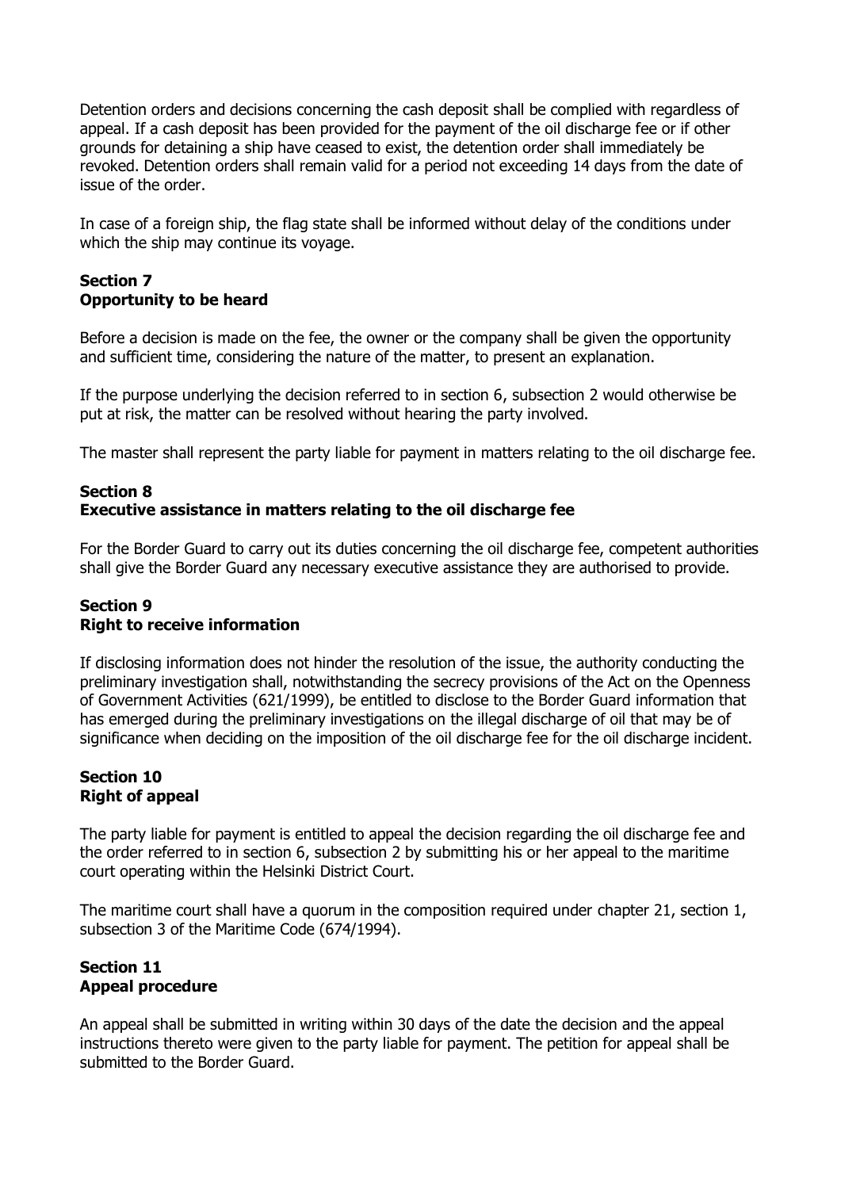Detention orders and decisions concerning the cash deposit shall be complied with regardless of appeal. If a cash deposit has been provided for the payment of the oil discharge fee or if other grounds for detaining a ship have ceased to exist, the detention order shall immediately be revoked. Detention orders shall remain valid for a period not exceeding 14 days from the date of issue of the order.

In case of a foreign ship, the flag state shall be informed without delay of the conditions under which the ship may continue its voyage.

### Section 7
### Opportunity to be heard

Before a decision is made on the fee, the owner or the company shall be given the opportunity and sufficient time, considering the nature of the matter, to present an explanation.

If the purpose underlying the decision referred to in section 6, subsection 2 would otherwise be put at risk, the matter can be resolved without hearing the party involved.

The master shall represent the party liable for payment in matters relating to the oil discharge fee.

### Section 8
### Executive assistance in matters relating to the oil discharge fee

For the Border Guard to carry out its duties concerning the oil discharge fee, competent authorities shall give the Border Guard any necessary executive assistance they are authorised to provide.

### Section 9
### Right to receive information

If disclosing information does not hinder the resolution of the issue, the authority conducting the preliminary investigation shall, notwithstanding the secrecy provisions of the Act on the Openness of Government Activities (621/1999), be entitled to disclose to the Border Guard information that has emerged during the preliminary investigations on the illegal discharge of oil that may be of significance when deciding on the imposition of the oil discharge fee for the oil discharge incident.

### Section 10
### Right of appeal

The party liable for payment is entitled to appeal the decision regarding the oil discharge fee and the order referred to in section 6, subsection 2 by submitting his or her appeal to the maritime court operating within the Helsinki District Court.

The maritime court shall have a quorum in the composition required under chapter 21, section 1, subsection 3 of the Maritime Code (674/1994).

### Section 11
### Appeal procedure

An appeal shall be submitted in writing within 30 days of the date the decision and the appeal instructions thereto were given to the party liable for payment. The petition for appeal shall be submitted to the Border Guard.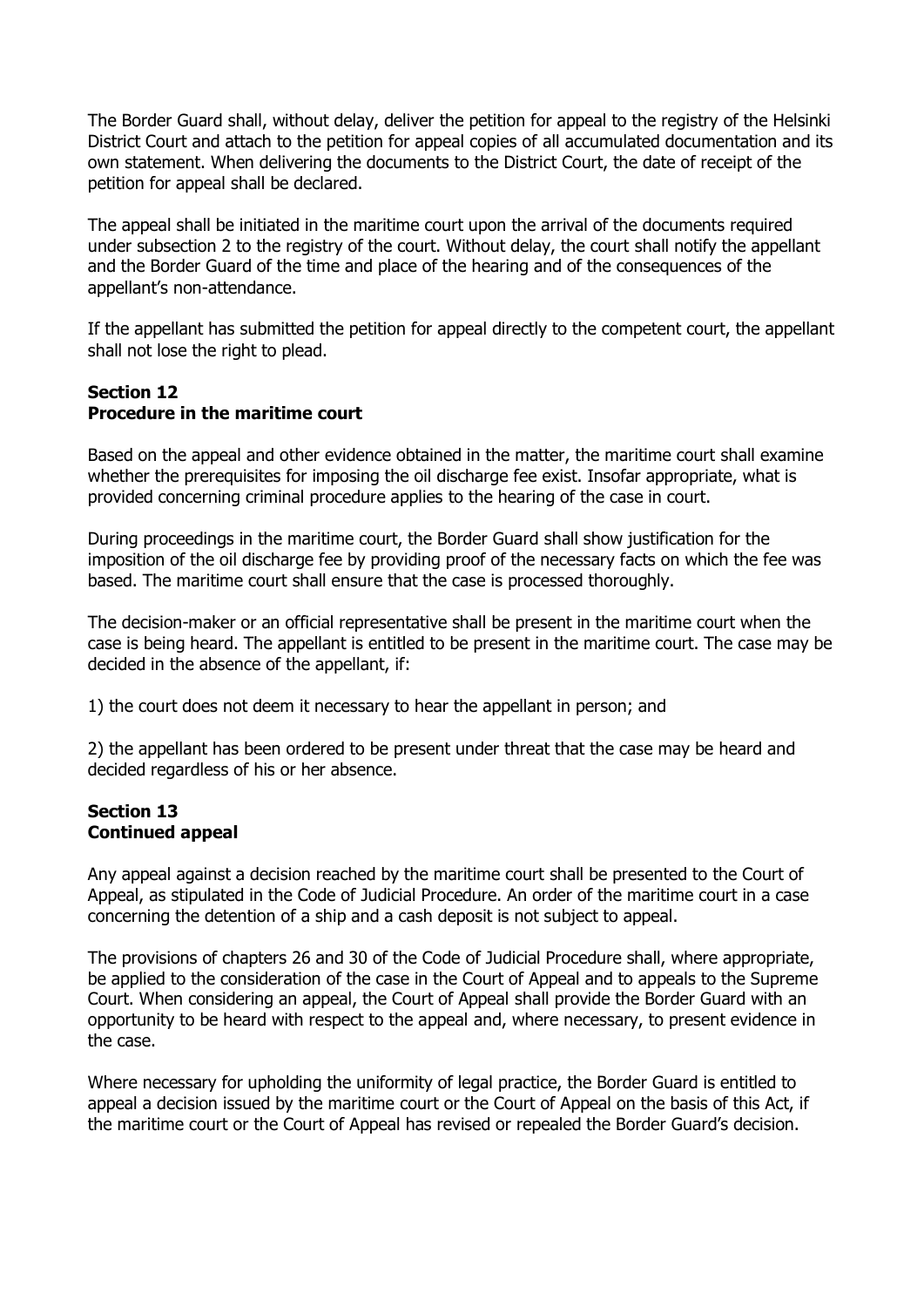The Border Guard shall, without delay, deliver the petition for appeal to the registry of the Helsinki District Court and attach to the petition for appeal copies of all accumulated documentation and its own statement. When delivering the documents to the District Court, the date of receipt of the petition for appeal shall be declared.

The appeal shall be initiated in the maritime court upon the arrival of the documents required under subsection 2 to the registry of the court. Without delay, the court shall notify the appellant and the Border Guard of the time and place of the hearing and of the consequences of the appellant's non-attendance.

If the appellant has submitted the petition for appeal directly to the competent court, the appellant shall not lose the right to plead.

### Section 12
### Procedure in the maritime court

Based on the appeal and other evidence obtained in the matter, the maritime court shall examine whether the prerequisites for imposing the oil discharge fee exist. Insofar appropriate, what is provided concerning criminal procedure applies to the hearing of the case in court.

During proceedings in the maritime court, the Border Guard shall show justification for the imposition of the oil discharge fee by providing proof of the necessary facts on which the fee was based. The maritime court shall ensure that the case is processed thoroughly.

The decision-maker or an official representative shall be present in the maritime court when the case is being heard. The appellant is entitled to be present in the maritime court. The case may be decided in the absence of the appellant, if:

1) the court does not deem it necessary to hear the appellant in person; and

2) the appellant has been ordered to be present under threat that the case may be heard and decided regardless of his or her absence.

### Section 13
### Continued appeal

Any appeal against a decision reached by the maritime court shall be presented to the Court of Appeal, as stipulated in the Code of Judicial Procedure. An order of the maritime court in a case concerning the detention of a ship and a cash deposit is not subject to appeal.

The provisions of chapters 26 and 30 of the Code of Judicial Procedure shall, where appropriate, be applied to the consideration of the case in the Court of Appeal and to appeals to the Supreme Court. When considering an appeal, the Court of Appeal shall provide the Border Guard with an opportunity to be heard with respect to the appeal and, where necessary, to present evidence in the case.

Where necessary for upholding the uniformity of legal practice, the Border Guard is entitled to appeal a decision issued by the maritime court or the Court of Appeal on the basis of this Act, if the maritime court or the Court of Appeal has revised or repealed the Border Guard's decision.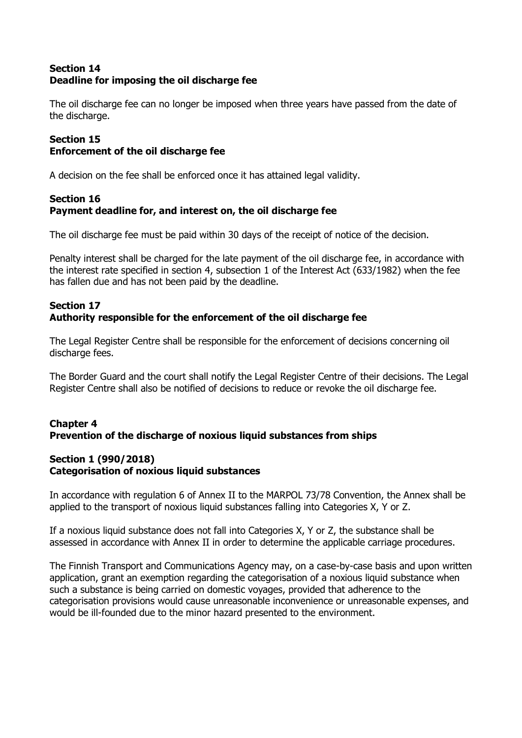### Section 14
### Deadline for imposing the oil discharge fee

The oil discharge fee can no longer be imposed when three years have passed from the date of the discharge.

### Section 15
### Enforcement of the oil discharge fee

A decision on the fee shall be enforced once it has attained legal validity.

### Section 16
### Payment deadline for, and interest on, the oil discharge fee

The oil discharge fee must be paid within 30 days of the receipt of notice of the decision.

Penalty interest shall be charged for the late payment of the oil discharge fee, in accordance with the interest rate specified in section 4, subsection 1 of the Interest Act (633/1982) when the fee has fallen due and has not been paid by the deadline.

### Section 17
### Authority responsible for the enforcement of the oil discharge fee

The Legal Register Centre shall be responsible for the enforcement of decisions concerning oil discharge fees.

The Border Guard and the court shall notify the Legal Register Centre of their decisions. The Legal Register Centre shall also be notified of decisions to reduce or revoke the oil discharge fee.

## Chapter 4
## Prevention of the discharge of noxious liquid substances from ships

### Section 1 (990/2018)
### Categorisation of noxious liquid substances

In accordance with regulation 6 of Annex II to the MARPOL 73/78 Convention, the Annex shall be applied to the transport of noxious liquid substances falling into Categories X, Y or Z.

If a noxious liquid substance does not fall into Categories X, Y or Z, the substance shall be assessed in accordance with Annex II in order to determine the applicable carriage procedures.

The Finnish Transport and Communications Agency may, on a case-by-case basis and upon written application, grant an exemption regarding the categorisation of a noxious liquid substance when such a substance is being carried on domestic voyages, provided that adherence to the categorisation provisions would cause unreasonable inconvenience or unreasonable expenses, and would be ill-founded due to the minor hazard presented to the environment.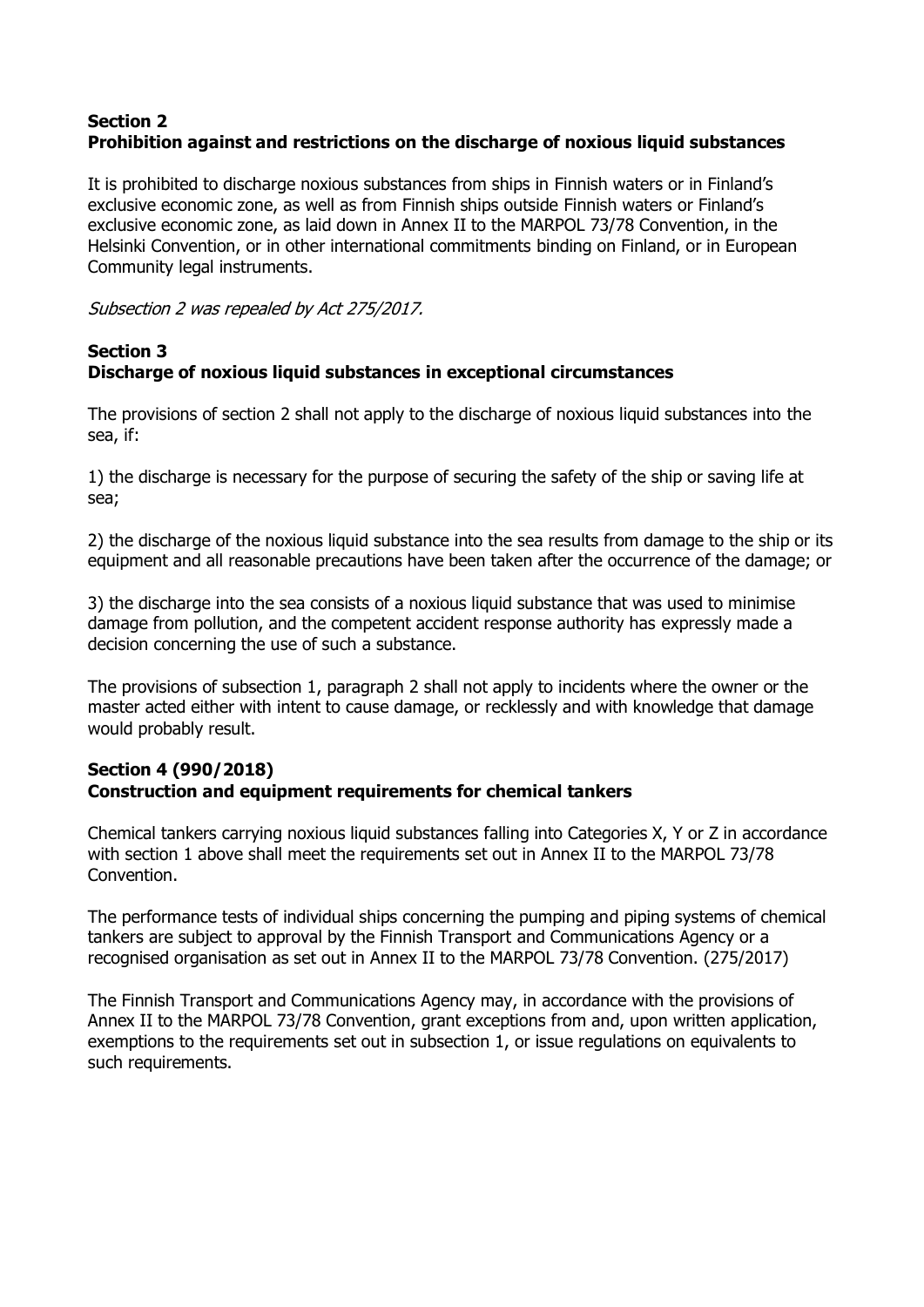### Section 2
### Prohibition against and restrictions on the discharge of noxious liquid substances

It is prohibited to discharge noxious substances from ships in Finnish waters or in Finland's exclusive economic zone, as well as from Finnish ships outside Finnish waters or Finland's exclusive economic zone, as laid down in Annex II to the MARPOL 73/78 Convention, in the Helsinki Convention, or in other international commitments binding on Finland, or in European Community legal instruments.

*Subsection 2 was repealed by Act 275/2017.*

### Section 3
### Discharge of noxious liquid substances in exceptional circumstances

The provisions of section 2 shall not apply to the discharge of noxious liquid substances into the sea, if:

1) the discharge is necessary for the purpose of securing the safety of the ship or saving life at sea;

2) the discharge of the noxious liquid substance into the sea results from damage to the ship or its equipment and all reasonable precautions have been taken after the occurrence of the damage; or

3) the discharge into the sea consists of a noxious liquid substance that was used to minimise damage from pollution, and the competent accident response authority has expressly made a decision concerning the use of such a substance.

The provisions of subsection 1, paragraph 2 shall not apply to incidents where the owner or the master acted either with intent to cause damage, or recklessly and with knowledge that damage would probably result.

### Section 4 (990/2018)
### Construction and equipment requirements for chemical tankers

Chemical tankers carrying noxious liquid substances falling into Categories X, Y or Z in accordance with section 1 above shall meet the requirements set out in Annex II to the MARPOL 73/78 Convention.

The performance tests of individual ships concerning the pumping and piping systems of chemical tankers are subject to approval by the Finnish Transport and Communications Agency or a recognised organisation as set out in Annex II to the MARPOL 73/78 Convention. (275/2017)

The Finnish Transport and Communications Agency may, in accordance with the provisions of Annex II to the MARPOL 73/78 Convention, grant exceptions from and, upon written application, exemptions to the requirements set out in subsection 1, or issue regulations on equivalents to such requirements.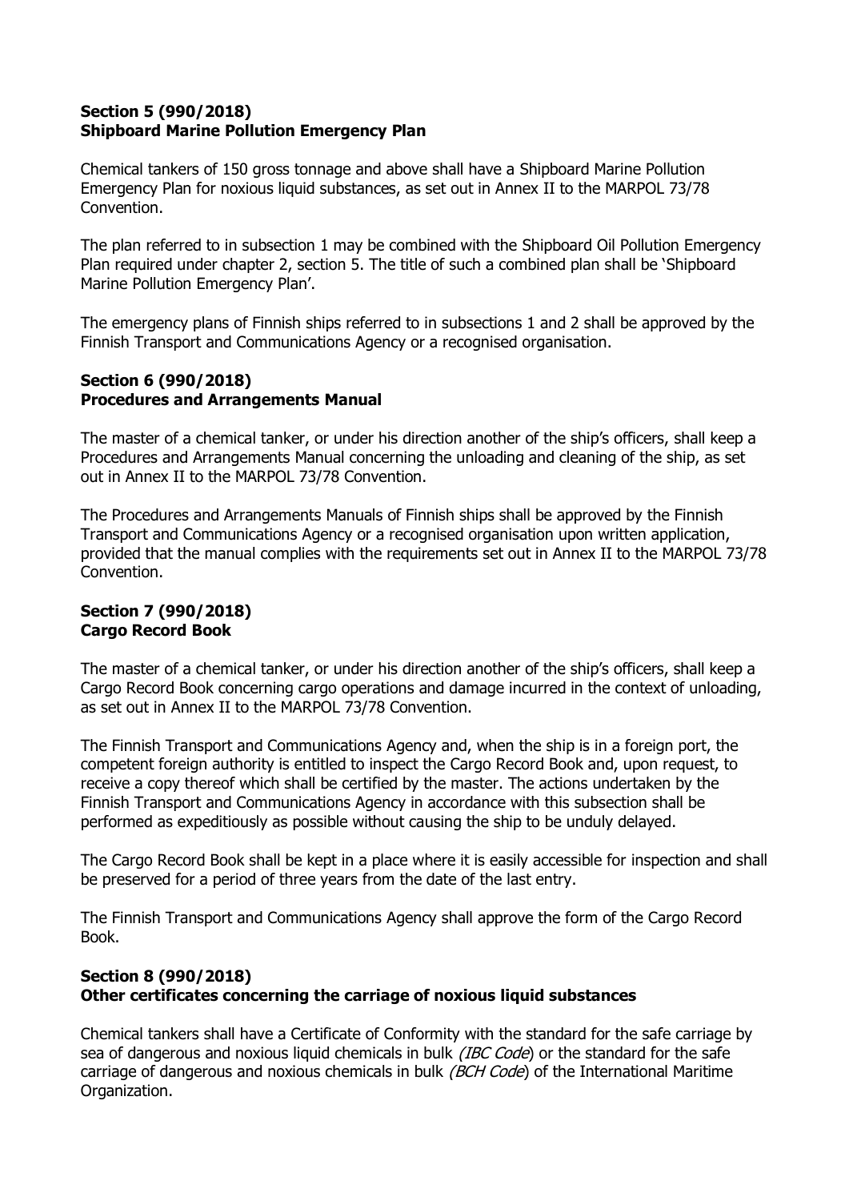**Section 5 (990/2018)**
**Shipboard Marine Pollution Emergency Plan**

Chemical tankers of 150 gross tonnage and above shall have a Shipboard Marine Pollution Emergency Plan for noxious liquid substances, as set out in Annex II to the MARPOL 73/78 Convention.

The plan referred to in subsection 1 may be combined with the Shipboard Oil Pollution Emergency Plan required under chapter 2, section 5. The title of such a combined plan shall be 'Shipboard Marine Pollution Emergency Plan'.

The emergency plans of Finnish ships referred to in subsections 1 and 2 shall be approved by the Finnish Transport and Communications Agency or a recognised organisation.

**Section 6 (990/2018)**
**Procedures and Arrangements Manual**

The master of a chemical tanker, or under his direction another of the ship's officers, shall keep a Procedures and Arrangements Manual concerning the unloading and cleaning of the ship, as set out in Annex II to the MARPOL 73/78 Convention.

The Procedures and Arrangements Manuals of Finnish ships shall be approved by the Finnish Transport and Communications Agency or a recognised organisation upon written application, provided that the manual complies with the requirements set out in Annex II to the MARPOL 73/78 Convention.

**Section 7 (990/2018)**
**Cargo Record Book**

The master of a chemical tanker, or under his direction another of the ship's officers, shall keep a Cargo Record Book concerning cargo operations and damage incurred in the context of unloading, as set out in Annex II to the MARPOL 73/78 Convention.

The Finnish Transport and Communications Agency and, when the ship is in a foreign port, the competent foreign authority is entitled to inspect the Cargo Record Book and, upon request, to receive a copy thereof which shall be certified by the master. The actions undertaken by the Finnish Transport and Communications Agency in accordance with this subsection shall be performed as expeditiously as possible without causing the ship to be unduly delayed.

The Cargo Record Book shall be kept in a place where it is easily accessible for inspection and shall be preserved for a period of three years from the date of the last entry.

The Finnish Transport and Communications Agency shall approve the form of the Cargo Record Book.

**Section 8 (990/2018)**
**Other certificates concerning the carriage of noxious liquid substances**

Chemical tankers shall have a Certificate of Conformity with the standard for the safe carriage by sea of dangerous and noxious liquid chemicals in bulk *(IBC Code*) or the standard for the safe carriage of dangerous and noxious chemicals in bulk *(BCH Code*) of the International Maritime Organization.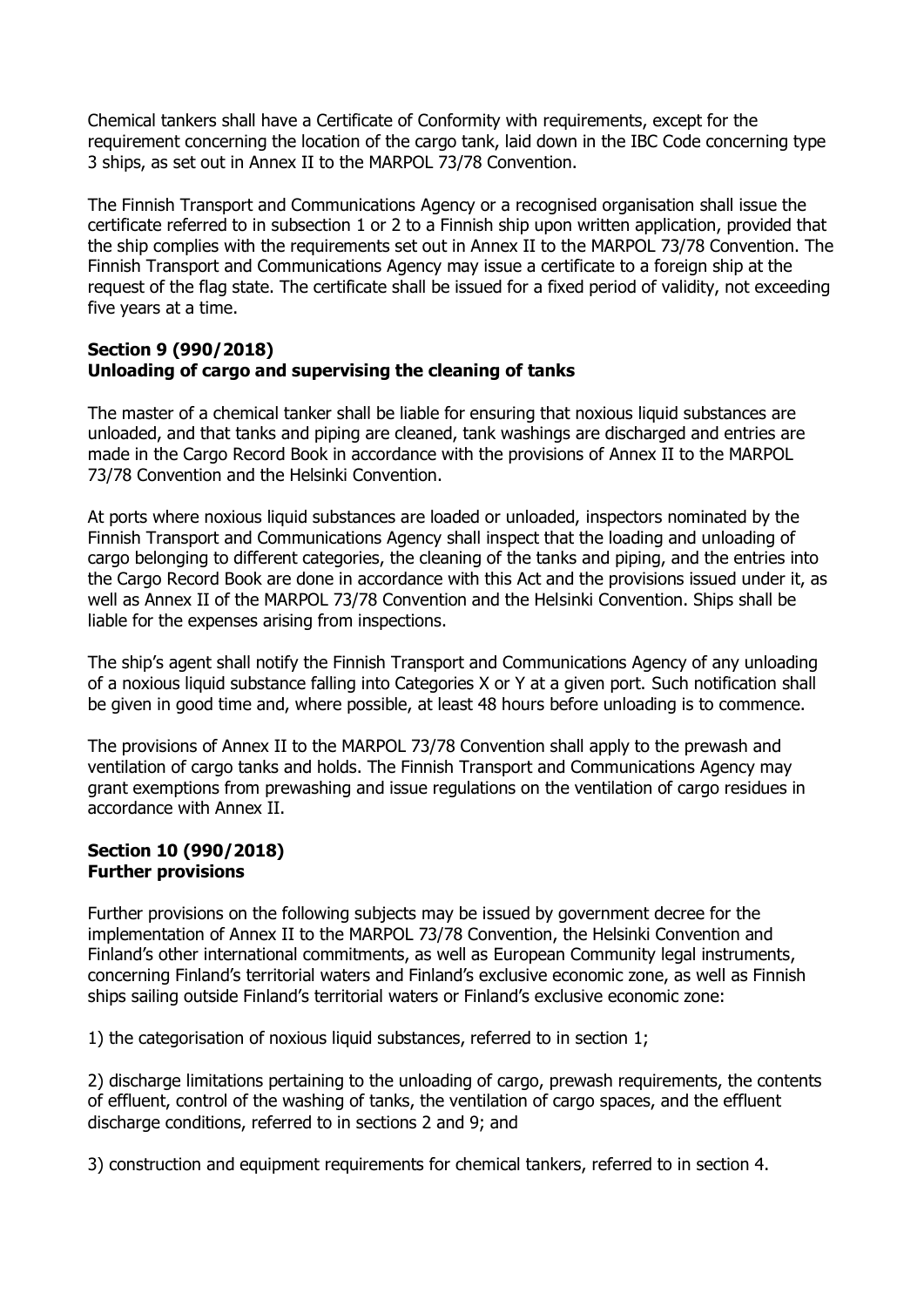Chemical tankers shall have a Certificate of Conformity with requirements, except for the requirement concerning the location of the cargo tank, laid down in the IBC Code concerning type 3 ships, as set out in Annex II to the MARPOL 73/78 Convention.

The Finnish Transport and Communications Agency or a recognised organisation shall issue the certificate referred to in subsection 1 or 2 to a Finnish ship upon written application, provided that the ship complies with the requirements set out in Annex II to the MARPOL 73/78 Convention. The Finnish Transport and Communications Agency may issue a certificate to a foreign ship at the request of the flag state. The certificate shall be issued for a fixed period of validity, not exceeding five years at a time.

**Section 9 (990/2018)**
**Unloading of cargo and supervising the cleaning of tanks**

The master of a chemical tanker shall be liable for ensuring that noxious liquid substances are unloaded, and that tanks and piping are cleaned, tank washings are discharged and entries are made in the Cargo Record Book in accordance with the provisions of Annex II to the MARPOL 73/78 Convention and the Helsinki Convention.

At ports where noxious liquid substances are loaded or unloaded, inspectors nominated by the Finnish Transport and Communications Agency shall inspect that the loading and unloading of cargo belonging to different categories, the cleaning of the tanks and piping, and the entries into the Cargo Record Book are done in accordance with this Act and the provisions issued under it, as well as Annex II of the MARPOL 73/78 Convention and the Helsinki Convention. Ships shall be liable for the expenses arising from inspections.

The ship's agent shall notify the Finnish Transport and Communications Agency of any unloading of a noxious liquid substance falling into Categories X or Y at a given port. Such notification shall be given in good time and, where possible, at least 48 hours before unloading is to commence.

The provisions of Annex II to the MARPOL 73/78 Convention shall apply to the prewash and ventilation of cargo tanks and holds. The Finnish Transport and Communications Agency may grant exemptions from prewashing and issue regulations on the ventilation of cargo residues in accordance with Annex II.

**Section 10 (990/2018)**
**Further provisions**

Further provisions on the following subjects may be issued by government decree for the implementation of Annex II to the MARPOL 73/78 Convention, the Helsinki Convention and Finland's other international commitments, as well as European Community legal instruments, concerning Finland's territorial waters and Finland's exclusive economic zone, as well as Finnish ships sailing outside Finland's territorial waters or Finland's exclusive economic zone:

1) the categorisation of noxious liquid substances, referred to in section 1;

2) discharge limitations pertaining to the unloading of cargo, prewash requirements, the contents of effluent, control of the washing of tanks, the ventilation of cargo spaces, and the effluent discharge conditions, referred to in sections 2 and 9; and

3) construction and equipment requirements for chemical tankers, referred to in section 4.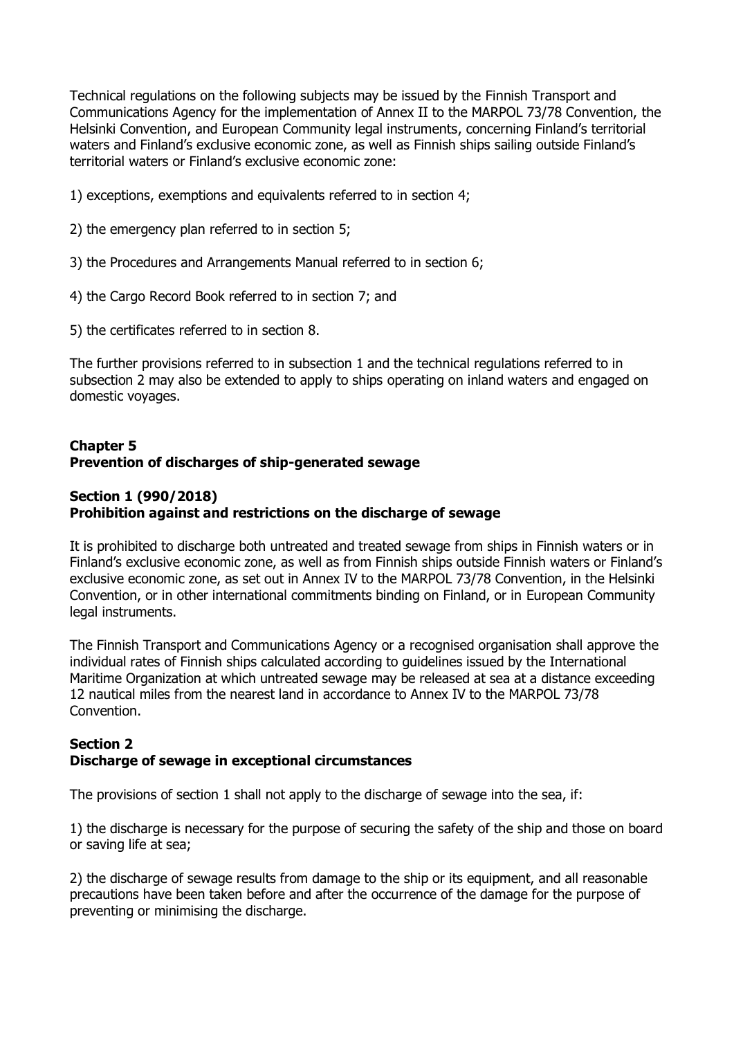Technical regulations on the following subjects may be issued by the Finnish Transport and Communications Agency for the implementation of Annex II to the MARPOL 73/78 Convention, the Helsinki Convention, and European Community legal instruments, concerning Finland's territorial waters and Finland's exclusive economic zone, as well as Finnish ships sailing outside Finland's territorial waters or Finland's exclusive economic zone:

1) exceptions, exemptions and equivalents referred to in section 4;

2) the emergency plan referred to in section 5;

3) the Procedures and Arrangements Manual referred to in section 6;

4) the Cargo Record Book referred to in section 7; and

5) the certificates referred to in section 8.

The further provisions referred to in subsection 1 and the technical regulations referred to in subsection 2 may also be extended to apply to ships operating on inland waters and engaged on domestic voyages.

## Chapter 5
## Prevention of discharges of ship-generated sewage

### Section 1 (990/2018)
### Prohibition against and restrictions on the discharge of sewage

It is prohibited to discharge both untreated and treated sewage from ships in Finnish waters or in Finland's exclusive economic zone, as well as from Finnish ships outside Finnish waters or Finland's exclusive economic zone, as set out in Annex IV to the MARPOL 73/78 Convention, in the Helsinki Convention, or in other international commitments binding on Finland, or in European Community legal instruments.

The Finnish Transport and Communications Agency or a recognised organisation shall approve the individual rates of Finnish ships calculated according to guidelines issued by the International Maritime Organization at which untreated sewage may be released at sea at a distance exceeding 12 nautical miles from the nearest land in accordance to Annex IV to the MARPOL 73/78 Convention.

### Section 2
### Discharge of sewage in exceptional circumstances

The provisions of section 1 shall not apply to the discharge of sewage into the sea, if:

1) the discharge is necessary for the purpose of securing the safety of the ship and those on board or saving life at sea;

2) the discharge of sewage results from damage to the ship or its equipment, and all reasonable precautions have been taken before and after the occurrence of the damage for the purpose of preventing or minimising the discharge.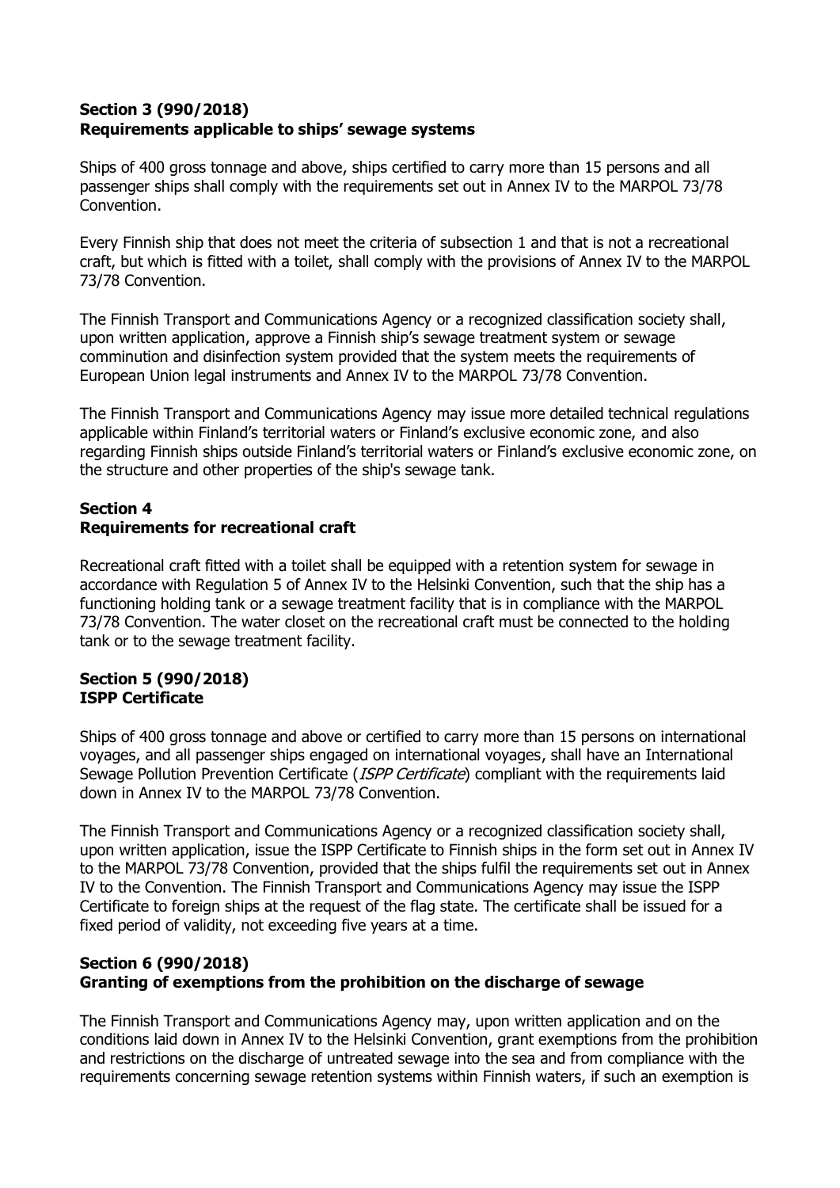### Section 3 (990/2018)
### Requirements applicable to ships' sewage systems

Ships of 400 gross tonnage and above, ships certified to carry more than 15 persons and all passenger ships shall comply with the requirements set out in Annex IV to the MARPOL 73/78 Convention.

Every Finnish ship that does not meet the criteria of subsection 1 and that is not a recreational craft, but which is fitted with a toilet, shall comply with the provisions of Annex IV to the MARPOL 73/78 Convention.

The Finnish Transport and Communications Agency or a recognized classification society shall, upon written application, approve a Finnish ship's sewage treatment system or sewage comminution and disinfection system provided that the system meets the requirements of European Union legal instruments and Annex IV to the MARPOL 73/78 Convention.

The Finnish Transport and Communications Agency may issue more detailed technical regulations applicable within Finland's territorial waters or Finland's exclusive economic zone, and also regarding Finnish ships outside Finland's territorial waters or Finland's exclusive economic zone, on the structure and other properties of the ship's sewage tank.

### Section 4
### Requirements for recreational craft

Recreational craft fitted with a toilet shall be equipped with a retention system for sewage in accordance with Regulation 5 of Annex IV to the Helsinki Convention, such that the ship has a functioning holding tank or a sewage treatment facility that is in compliance with the MARPOL 73/78 Convention. The water closet on the recreational craft must be connected to the holding tank or to the sewage treatment facility.

### Section 5 (990/2018)
### ISPP Certificate

Ships of 400 gross tonnage and above or certified to carry more than 15 persons on international voyages, and all passenger ships engaged on international voyages, shall have an International Sewage Pollution Prevention Certificate (*ISPP Certificate*) compliant with the requirements laid down in Annex IV to the MARPOL 73/78 Convention.

The Finnish Transport and Communications Agency or a recognized classification society shall, upon written application, issue the ISPP Certificate to Finnish ships in the form set out in Annex IV to the MARPOL 73/78 Convention, provided that the ships fulfil the requirements set out in Annex IV to the Convention. The Finnish Transport and Communications Agency may issue the ISPP Certificate to foreign ships at the request of the flag state. The certificate shall be issued for a fixed period of validity, not exceeding five years at a time.

### Section 6 (990/2018)
### Granting of exemptions from the prohibition on the discharge of sewage

The Finnish Transport and Communications Agency may, upon written application and on the conditions laid down in Annex IV to the Helsinki Convention, grant exemptions from the prohibition and restrictions on the discharge of untreated sewage into the sea and from compliance with the requirements concerning sewage retention systems within Finnish waters, if such an exemption is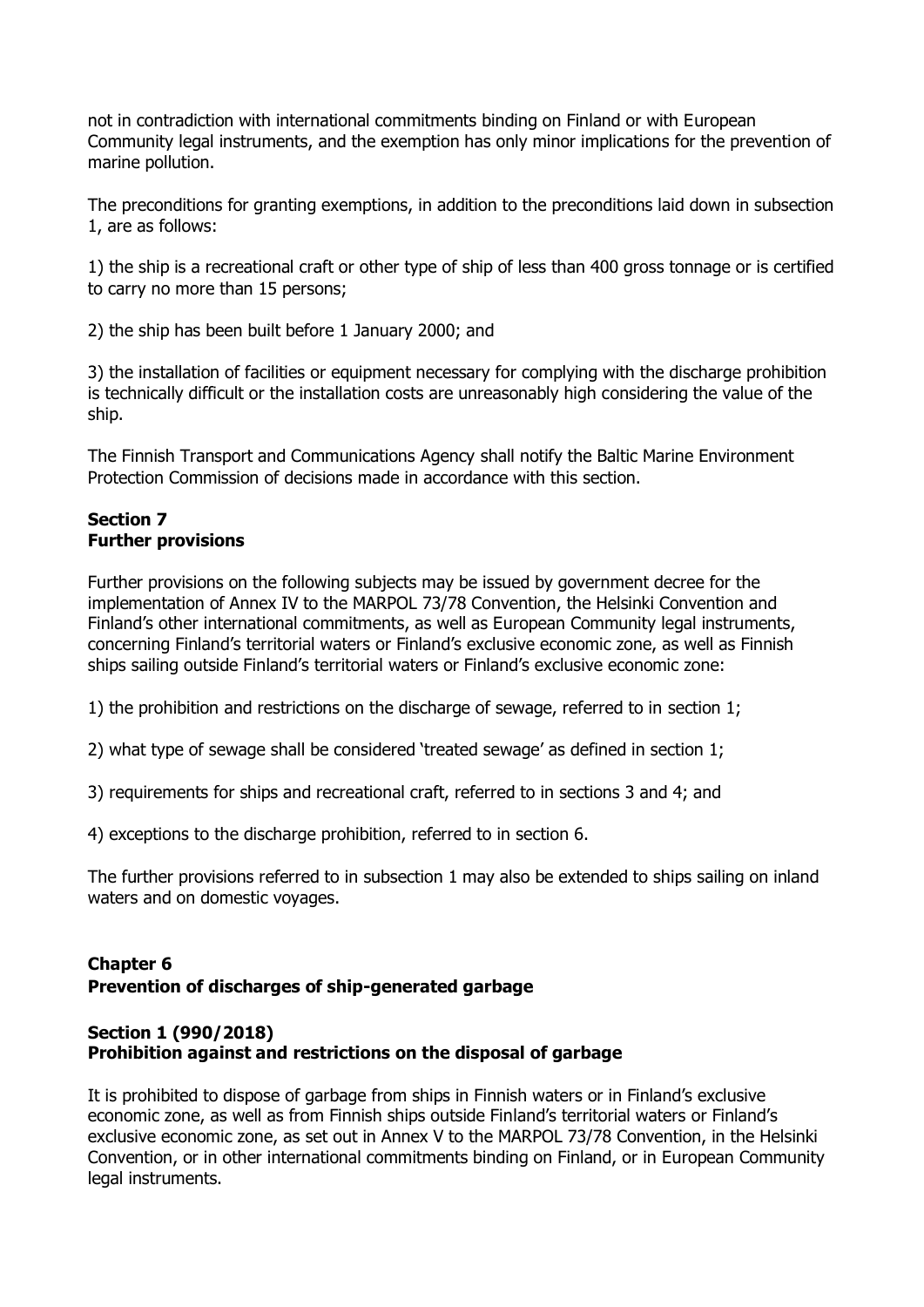not in contradiction with international commitments binding on Finland or with European Community legal instruments, and the exemption has only minor implications for the prevention of marine pollution.

The preconditions for granting exemptions, in addition to the preconditions laid down in subsection 1, are as follows:

1) the ship is a recreational craft or other type of ship of less than 400 gross tonnage or is certified to carry no more than 15 persons;

2) the ship has been built before 1 January 2000; and

3) the installation of facilities or equipment necessary for complying with the discharge prohibition is technically difficult or the installation costs are unreasonably high considering the value of the ship.

The Finnish Transport and Communications Agency shall notify the Baltic Marine Environment Protection Commission of decisions made in accordance with this section.

### Section 7
### Further provisions

Further provisions on the following subjects may be issued by government decree for the implementation of Annex IV to the MARPOL 73/78 Convention, the Helsinki Convention and Finland's other international commitments, as well as European Community legal instruments, concerning Finland's territorial waters or Finland's exclusive economic zone, as well as Finnish ships sailing outside Finland's territorial waters or Finland's exclusive economic zone:

1) the prohibition and restrictions on the discharge of sewage, referred to in section 1;

2) what type of sewage shall be considered 'treated sewage' as defined in section 1;

3) requirements for ships and recreational craft, referred to in sections 3 and 4; and

4) exceptions to the discharge prohibition, referred to in section 6.

The further provisions referred to in subsection 1 may also be extended to ships sailing on inland waters and on domestic voyages.

## Chapter 6
## Prevention of discharges of ship-generated garbage

### Section 1 (990/2018)
### Prohibition against and restrictions on the disposal of garbage

It is prohibited to dispose of garbage from ships in Finnish waters or in Finland's exclusive economic zone, as well as from Finnish ships outside Finland's territorial waters or Finland's exclusive economic zone, as set out in Annex V to the MARPOL 73/78 Convention, in the Helsinki Convention, or in other international commitments binding on Finland, or in European Community legal instruments.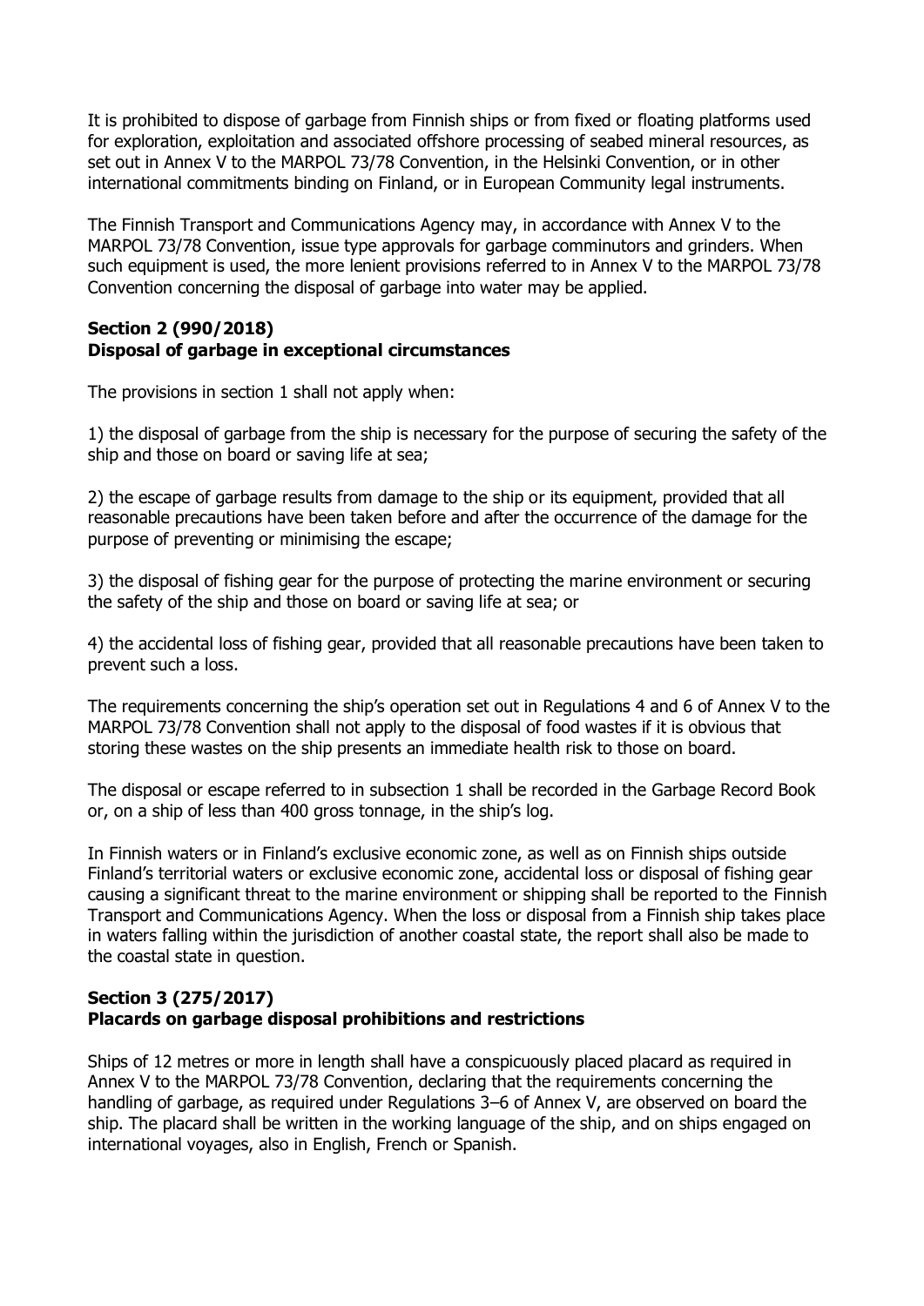It is prohibited to dispose of garbage from Finnish ships or from fixed or floating platforms used for exploration, exploitation and associated offshore processing of seabed mineral resources, as set out in Annex V to the MARPOL 73/78 Convention, in the Helsinki Convention, or in other international commitments binding on Finland, or in European Community legal instruments.

The Finnish Transport and Communications Agency may, in accordance with Annex V to the MARPOL 73/78 Convention, issue type approvals for garbage comminutors and grinders. When such equipment is used, the more lenient provisions referred to in Annex V to the MARPOL 73/78 Convention concerning the disposal of garbage into water may be applied.

### Section 2 (990/2018)
### Disposal of garbage in exceptional circumstances

The provisions in section 1 shall not apply when:

1) the disposal of garbage from the ship is necessary for the purpose of securing the safety of the ship and those on board or saving life at sea;

2) the escape of garbage results from damage to the ship or its equipment, provided that all reasonable precautions have been taken before and after the occurrence of the damage for the purpose of preventing or minimising the escape;

3) the disposal of fishing gear for the purpose of protecting the marine environment or securing the safety of the ship and those on board or saving life at sea; or

4) the accidental loss of fishing gear, provided that all reasonable precautions have been taken to prevent such a loss.

The requirements concerning the ship's operation set out in Regulations 4 and 6 of Annex V to the MARPOL 73/78 Convention shall not apply to the disposal of food wastes if it is obvious that storing these wastes on the ship presents an immediate health risk to those on board.

The disposal or escape referred to in subsection 1 shall be recorded in the Garbage Record Book or, on a ship of less than 400 gross tonnage, in the ship's log.

In Finnish waters or in Finland's exclusive economic zone, as well as on Finnish ships outside Finland's territorial waters or exclusive economic zone, accidental loss or disposal of fishing gear causing a significant threat to the marine environment or shipping shall be reported to the Finnish Transport and Communications Agency. When the loss or disposal from a Finnish ship takes place in waters falling within the jurisdiction of another coastal state, the report shall also be made to the coastal state in question.

### Section 3 (275/2017)
### Placards on garbage disposal prohibitions and restrictions

Ships of 12 metres or more in length shall have a conspicuously placed placard as required in Annex V to the MARPOL 73/78 Convention, declaring that the requirements concerning the handling of garbage, as required under Regulations 3–6 of Annex V, are observed on board the ship. The placard shall be written in the working language of the ship, and on ships engaged on international voyages, also in English, French or Spanish.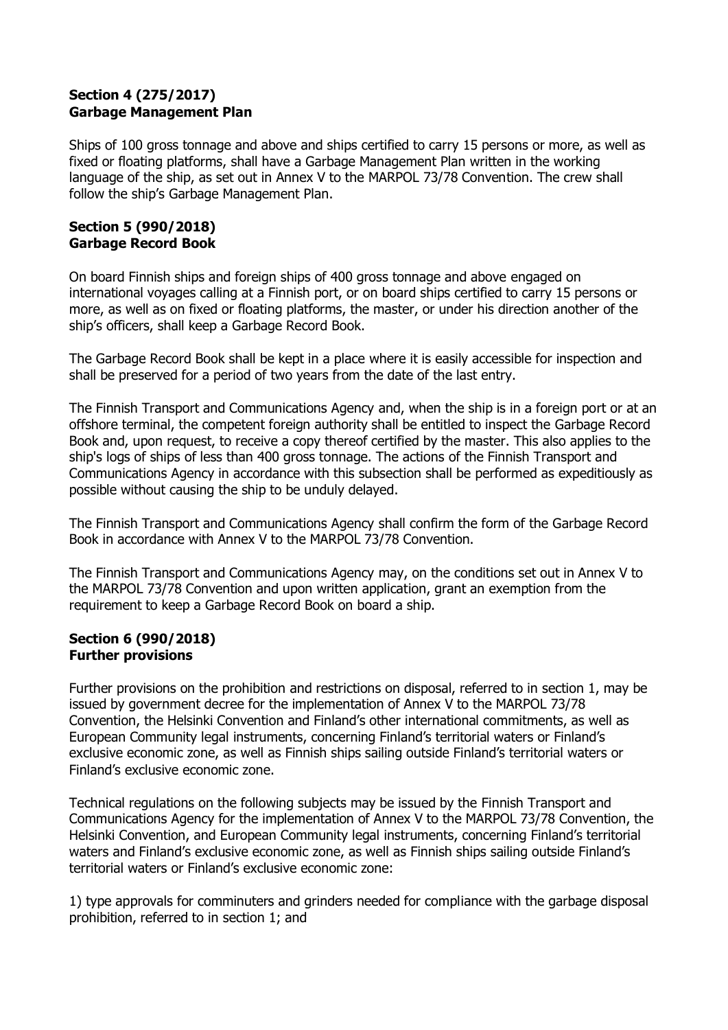**Section 4 (275/2017)**
**Garbage Management Plan**

Ships of 100 gross tonnage and above and ships certified to carry 15 persons or more, as well as fixed or floating platforms, shall have a Garbage Management Plan written in the working language of the ship, as set out in Annex V to the MARPOL 73/78 Convention. The crew shall follow the ship's Garbage Management Plan.

**Section 5 (990/2018)**
**Garbage Record Book**

On board Finnish ships and foreign ships of 400 gross tonnage and above engaged on international voyages calling at a Finnish port, or on board ships certified to carry 15 persons or more, as well as on fixed or floating platforms, the master, or under his direction another of the ship's officers, shall keep a Garbage Record Book.

The Garbage Record Book shall be kept in a place where it is easily accessible for inspection and shall be preserved for a period of two years from the date of the last entry.

The Finnish Transport and Communications Agency and, when the ship is in a foreign port or at an offshore terminal, the competent foreign authority shall be entitled to inspect the Garbage Record Book and, upon request, to receive a copy thereof certified by the master. This also applies to the ship's logs of ships of less than 400 gross tonnage. The actions of the Finnish Transport and Communications Agency in accordance with this subsection shall be performed as expeditiously as possible without causing the ship to be unduly delayed.

The Finnish Transport and Communications Agency shall confirm the form of the Garbage Record Book in accordance with Annex V to the MARPOL 73/78 Convention.

The Finnish Transport and Communications Agency may, on the conditions set out in Annex V to the MARPOL 73/78 Convention and upon written application, grant an exemption from the requirement to keep a Garbage Record Book on board a ship.

**Section 6 (990/2018)**
**Further provisions**

Further provisions on the prohibition and restrictions on disposal, referred to in section 1, may be issued by government decree for the implementation of Annex V to the MARPOL 73/78 Convention, the Helsinki Convention and Finland's other international commitments, as well as European Community legal instruments, concerning Finland's territorial waters or Finland's exclusive economic zone, as well as Finnish ships sailing outside Finland's territorial waters or Finland's exclusive economic zone.

Technical regulations on the following subjects may be issued by the Finnish Transport and Communications Agency for the implementation of Annex V to the MARPOL 73/78 Convention, the Helsinki Convention, and European Community legal instruments, concerning Finland's territorial waters and Finland's exclusive economic zone, as well as Finnish ships sailing outside Finland's territorial waters or Finland's exclusive economic zone:

1) type approvals for comminuters and grinders needed for compliance with the garbage disposal prohibition, referred to in section 1; and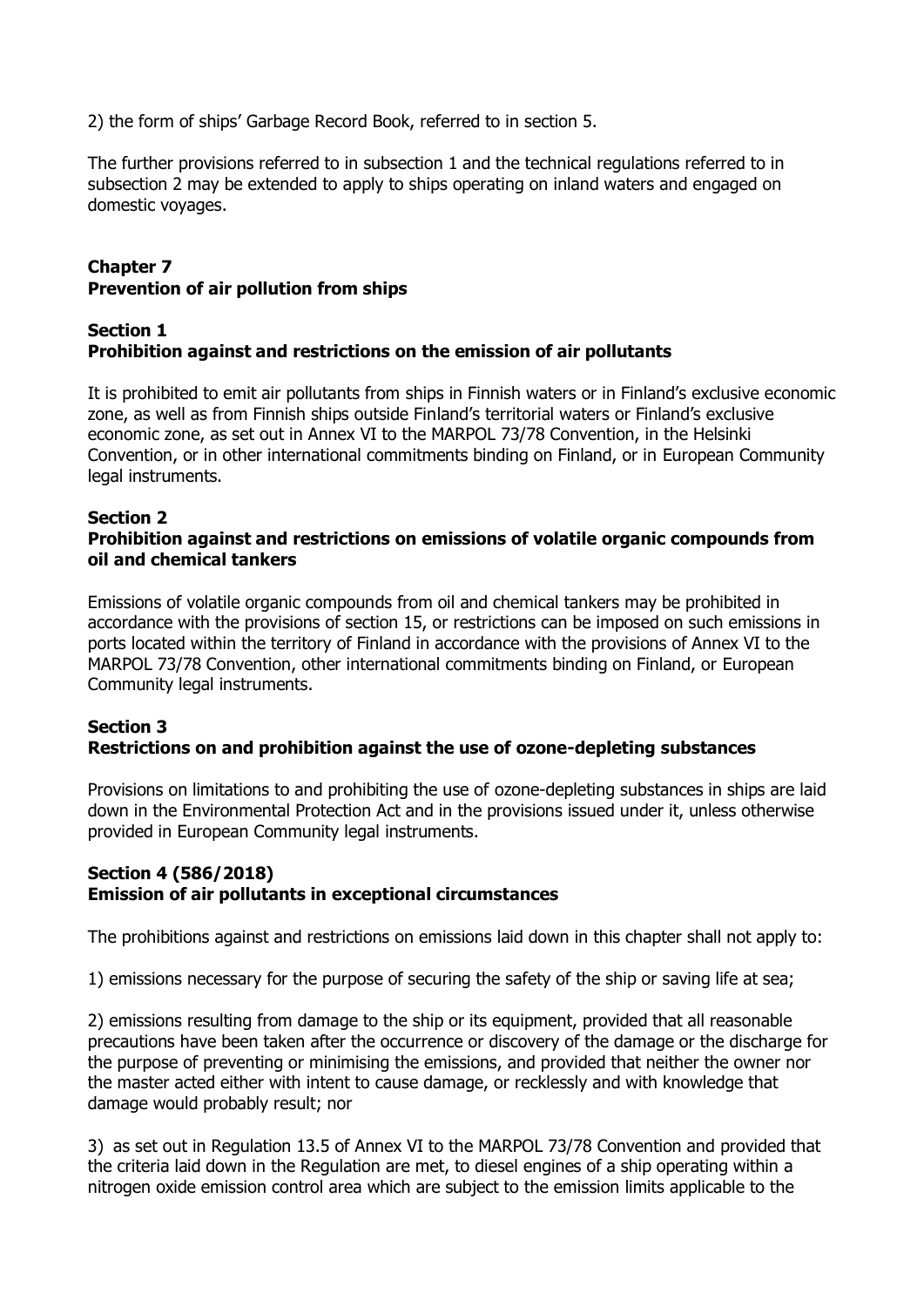2) the form of ships' Garbage Record Book, referred to in section 5.

The further provisions referred to in subsection 1 and the technical regulations referred to in subsection 2 may be extended to apply to ships operating on inland waters and engaged on domestic voyages.

## Chapter 7
## Prevention of air pollution from ships

### Section 1
### Prohibition against and restrictions on the emission of air pollutants

It is prohibited to emit air pollutants from ships in Finnish waters or in Finland's exclusive economic zone, as well as from Finnish ships outside Finland's territorial waters or Finland's exclusive economic zone, as set out in Annex VI to the MARPOL 73/78 Convention, in the Helsinki Convention, or in other international commitments binding on Finland, or in European Community legal instruments.

### Section 2
### Prohibition against and restrictions on emissions of volatile organic compounds from oil and chemical tankers

Emissions of volatile organic compounds from oil and chemical tankers may be prohibited in accordance with the provisions of section 15, or restrictions can be imposed on such emissions in ports located within the territory of Finland in accordance with the provisions of Annex VI to the MARPOL 73/78 Convention, other international commitments binding on Finland, or European Community legal instruments.

### Section 3
### Restrictions on and prohibition against the use of ozone-depleting substances

Provisions on limitations to and prohibiting the use of ozone-depleting substances in ships are laid down in the Environmental Protection Act and in the provisions issued under it, unless otherwise provided in European Community legal instruments.

### Section 4 (586/2018)
### Emission of air pollutants in exceptional circumstances

The prohibitions against and restrictions on emissions laid down in this chapter shall not apply to:

1) emissions necessary for the purpose of securing the safety of the ship or saving life at sea;

2) emissions resulting from damage to the ship or its equipment, provided that all reasonable precautions have been taken after the occurrence or discovery of the damage or the discharge for the purpose of preventing or minimising the emissions, and provided that neither the owner nor the master acted either with intent to cause damage, or recklessly and with knowledge that damage would probably result; nor

3) as set out in Regulation 13.5 of Annex VI to the MARPOL 73/78 Convention and provided that the criteria laid down in the Regulation are met, to diesel engines of a ship operating within a nitrogen oxide emission control area which are subject to the emission limits applicable to the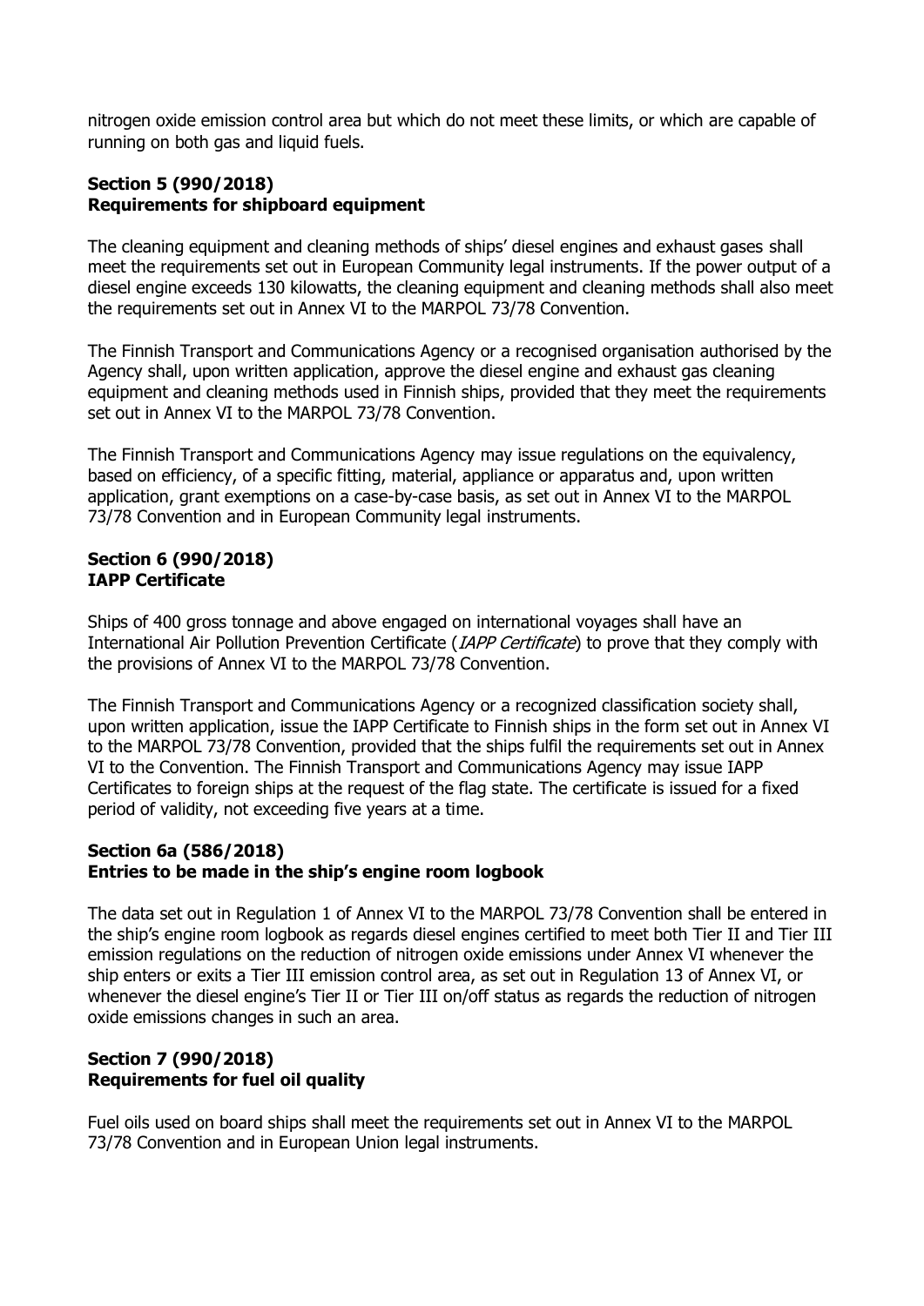nitrogen oxide emission control area but which do not meet these limits, or which are capable of running on both gas and liquid fuels.

### Section 5 (990/2018)
### Requirements for shipboard equipment

The cleaning equipment and cleaning methods of ships' diesel engines and exhaust gases shall meet the requirements set out in European Community legal instruments. If the power output of a diesel engine exceeds 130 kilowatts, the cleaning equipment and cleaning methods shall also meet the requirements set out in Annex VI to the MARPOL 73/78 Convention.

The Finnish Transport and Communications Agency or a recognised organisation authorised by the Agency shall, upon written application, approve the diesel engine and exhaust gas cleaning equipment and cleaning methods used in Finnish ships, provided that they meet the requirements set out in Annex VI to the MARPOL 73/78 Convention.

The Finnish Transport and Communications Agency may issue regulations on the equivalency, based on efficiency, of a specific fitting, material, appliance or apparatus and, upon written application, grant exemptions on a case-by-case basis, as set out in Annex VI to the MARPOL 73/78 Convention and in European Community legal instruments.

### Section 6 (990/2018)
### IAPP Certificate

Ships of 400 gross tonnage and above engaged on international voyages shall have an International Air Pollution Prevention Certificate (*IAPP Certificate*) to prove that they comply with the provisions of Annex VI to the MARPOL 73/78 Convention.

The Finnish Transport and Communications Agency or a recognized classification society shall, upon written application, issue the IAPP Certificate to Finnish ships in the form set out in Annex VI to the MARPOL 73/78 Convention, provided that the ships fulfil the requirements set out in Annex VI to the Convention. The Finnish Transport and Communications Agency may issue IAPP Certificates to foreign ships at the request of the flag state. The certificate is issued for a fixed period of validity, not exceeding five years at a time.

### Section 6a (586/2018)
### Entries to be made in the ship's engine room logbook

The data set out in Regulation 1 of Annex VI to the MARPOL 73/78 Convention shall be entered in the ship's engine room logbook as regards diesel engines certified to meet both Tier II and Tier III emission regulations on the reduction of nitrogen oxide emissions under Annex VI whenever the ship enters or exits a Tier III emission control area, as set out in Regulation 13 of Annex VI, or whenever the diesel engine's Tier II or Tier III on/off status as regards the reduction of nitrogen oxide emissions changes in such an area.

### Section 7 (990/2018)
### Requirements for fuel oil quality

Fuel oils used on board ships shall meet the requirements set out in Annex VI to the MARPOL 73/78 Convention and in European Union legal instruments.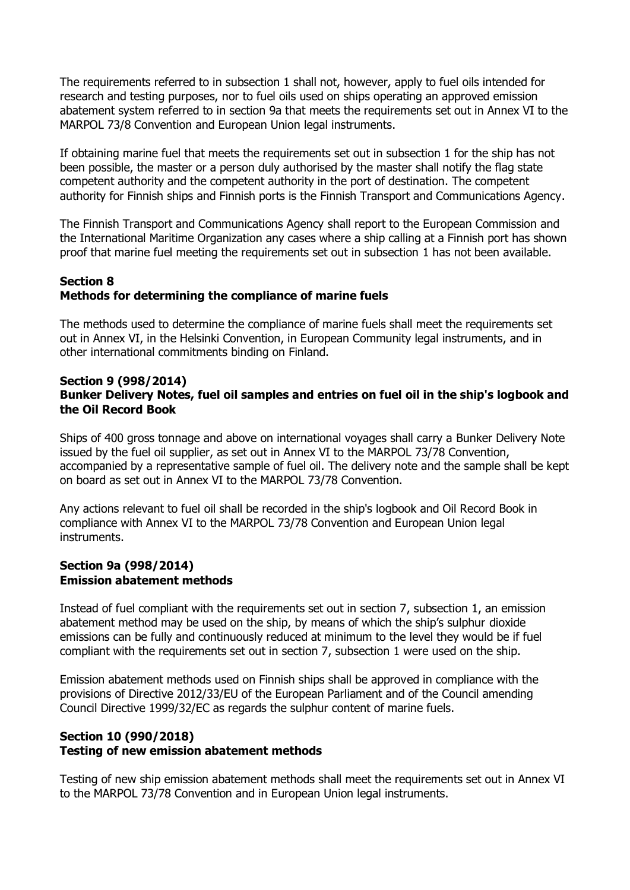The requirements referred to in subsection 1 shall not, however, apply to fuel oils intended for research and testing purposes, nor to fuel oils used on ships operating an approved emission abatement system referred to in section 9a that meets the requirements set out in Annex VI to the MARPOL 73/8 Convention and European Union legal instruments.

If obtaining marine fuel that meets the requirements set out in subsection 1 for the ship has not been possible, the master or a person duly authorised by the master shall notify the flag state competent authority and the competent authority in the port of destination. The competent authority for Finnish ships and Finnish ports is the Finnish Transport and Communications Agency.

The Finnish Transport and Communications Agency shall report to the European Commission and the International Maritime Organization any cases where a ship calling at a Finnish port has shown proof that marine fuel meeting the requirements set out in subsection 1 has not been available.

**Section 8**
**Methods for determining the compliance of marine fuels**

The methods used to determine the compliance of marine fuels shall meet the requirements set out in Annex VI, in the Helsinki Convention, in European Community legal instruments, and in other international commitments binding on Finland.

**Section 9 (998/2014)**
**Bunker Delivery Notes, fuel oil samples and entries on fuel oil in the ship's logbook and the Oil Record Book**

Ships of 400 gross tonnage and above on international voyages shall carry a Bunker Delivery Note issued by the fuel oil supplier, as set out in Annex VI to the MARPOL 73/78 Convention, accompanied by a representative sample of fuel oil. The delivery note and the sample shall be kept on board as set out in Annex VI to the MARPOL 73/78 Convention.

Any actions relevant to fuel oil shall be recorded in the ship's logbook and Oil Record Book in compliance with Annex VI to the MARPOL 73/78 Convention and European Union legal instruments.

**Section 9a (998/2014)**
**Emission abatement methods**

Instead of fuel compliant with the requirements set out in section 7, subsection 1, an emission abatement method may be used on the ship, by means of which the ship's sulphur dioxide emissions can be fully and continuously reduced at minimum to the level they would be if fuel compliant with the requirements set out in section 7, subsection 1 were used on the ship.

Emission abatement methods used on Finnish ships shall be approved in compliance with the provisions of Directive 2012/33/EU of the European Parliament and of the Council amending Council Directive 1999/32/EC as regards the sulphur content of marine fuels.

**Section 10 (990/2018)**
**Testing of new emission abatement methods**

Testing of new ship emission abatement methods shall meet the requirements set out in Annex VI to the MARPOL 73/78 Convention and in European Union legal instruments.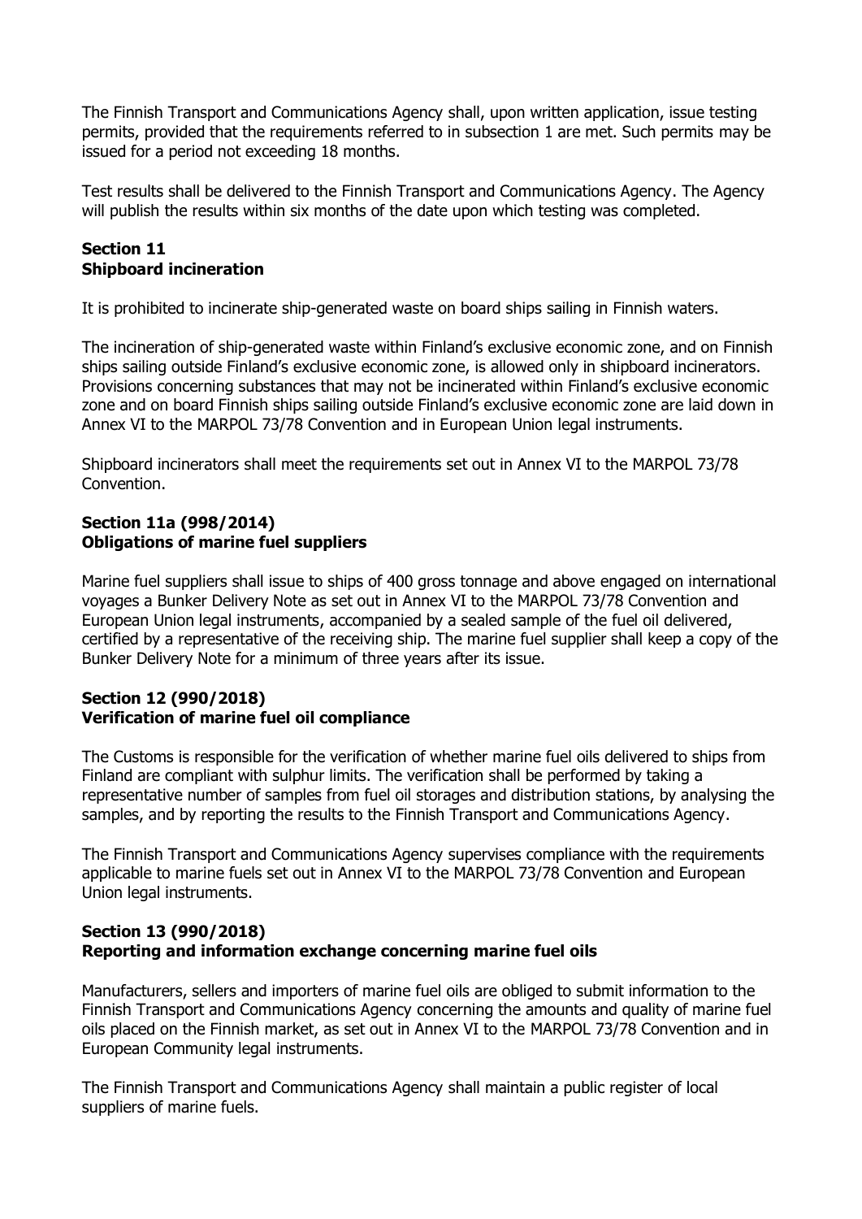The Finnish Transport and Communications Agency shall, upon written application, issue testing permits, provided that the requirements referred to in subsection 1 are met. Such permits may be issued for a period not exceeding 18 months.

Test results shall be delivered to the Finnish Transport and Communications Agency. The Agency will publish the results within six months of the date upon which testing was completed.

### Section 11
### Shipboard incineration

It is prohibited to incinerate ship-generated waste on board ships sailing in Finnish waters.

The incineration of ship-generated waste within Finland's exclusive economic zone, and on Finnish ships sailing outside Finland's exclusive economic zone, is allowed only in shipboard incinerators. Provisions concerning substances that may not be incinerated within Finland's exclusive economic zone and on board Finnish ships sailing outside Finland's exclusive economic zone are laid down in Annex VI to the MARPOL 73/78 Convention and in European Union legal instruments.

Shipboard incinerators shall meet the requirements set out in Annex VI to the MARPOL 73/78 Convention.

### Section 11a (998/2014)
### Obligations of marine fuel suppliers

Marine fuel suppliers shall issue to ships of 400 gross tonnage and above engaged on international voyages a Bunker Delivery Note as set out in Annex VI to the MARPOL 73/78 Convention and European Union legal instruments, accompanied by a sealed sample of the fuel oil delivered, certified by a representative of the receiving ship. The marine fuel supplier shall keep a copy of the Bunker Delivery Note for a minimum of three years after its issue.

### Section 12 (990/2018)
### Verification of marine fuel oil compliance

The Customs is responsible for the verification of whether marine fuel oils delivered to ships from Finland are compliant with sulphur limits. The verification shall be performed by taking a representative number of samples from fuel oil storages and distribution stations, by analysing the samples, and by reporting the results to the Finnish Transport and Communications Agency.

The Finnish Transport and Communications Agency supervises compliance with the requirements applicable to marine fuels set out in Annex VI to the MARPOL 73/78 Convention and European Union legal instruments.

### Section 13 (990/2018)
### Reporting and information exchange concerning marine fuel oils

Manufacturers, sellers and importers of marine fuel oils are obliged to submit information to the Finnish Transport and Communications Agency concerning the amounts and quality of marine fuel oils placed on the Finnish market, as set out in Annex VI to the MARPOL 73/78 Convention and in European Community legal instruments.

The Finnish Transport and Communications Agency shall maintain a public register of local suppliers of marine fuels.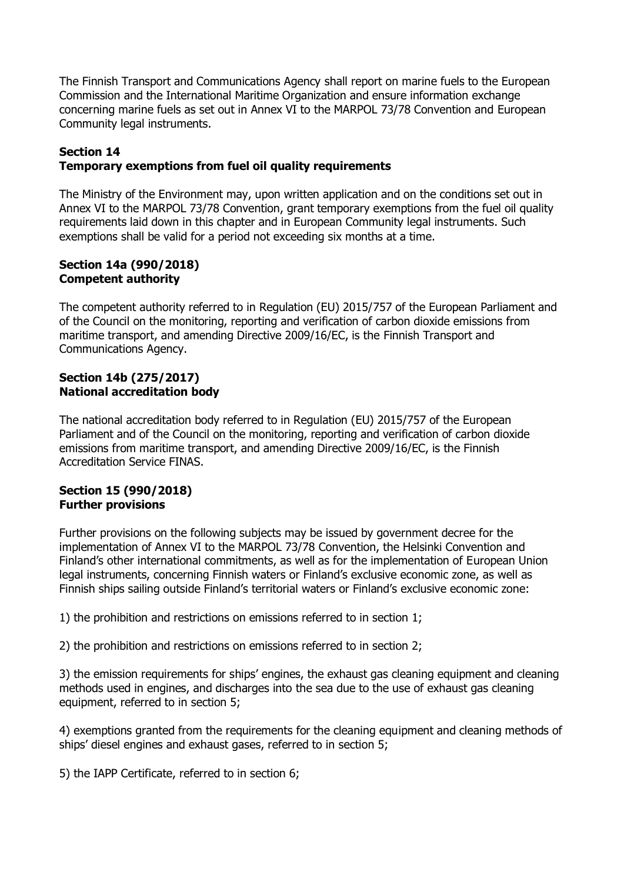The Finnish Transport and Communications Agency shall report on marine fuels to the European Commission and the International Maritime Organization and ensure information exchange concerning marine fuels as set out in Annex VI to the MARPOL 73/78 Convention and European Community legal instruments.

**Section 14**
**Temporary exemptions from fuel oil quality requirements**

The Ministry of the Environment may, upon written application and on the conditions set out in Annex VI to the MARPOL 73/78 Convention, grant temporary exemptions from the fuel oil quality requirements laid down in this chapter and in European Community legal instruments. Such exemptions shall be valid for a period not exceeding six months at a time.

**Section 14a (990/2018)**
**Competent authority**

The competent authority referred to in Regulation (EU) 2015/757 of the European Parliament and of the Council on the monitoring, reporting and verification of carbon dioxide emissions from maritime transport, and amending Directive 2009/16/EC, is the Finnish Transport and Communications Agency.

**Section 14b (275/2017)**
**National accreditation body**

The national accreditation body referred to in Regulation (EU) 2015/757 of the European Parliament and of the Council on the monitoring, reporting and verification of carbon dioxide emissions from maritime transport, and amending Directive 2009/16/EC, is the Finnish Accreditation Service FINAS.

**Section 15 (990/2018)**
**Further provisions**

Further provisions on the following subjects may be issued by government decree for the implementation of Annex VI to the MARPOL 73/78 Convention, the Helsinki Convention and Finland's other international commitments, as well as for the implementation of European Union legal instruments, concerning Finnish waters or Finland's exclusive economic zone, as well as Finnish ships sailing outside Finland's territorial waters or Finland's exclusive economic zone:

1) the prohibition and restrictions on emissions referred to in section 1;

2) the prohibition and restrictions on emissions referred to in section 2;

3) the emission requirements for ships' engines, the exhaust gas cleaning equipment and cleaning methods used in engines, and discharges into the sea due to the use of exhaust gas cleaning equipment, referred to in section 5;

4) exemptions granted from the requirements for the cleaning equipment and cleaning methods of ships' diesel engines and exhaust gases, referred to in section 5;

5) the IAPP Certificate, referred to in section 6;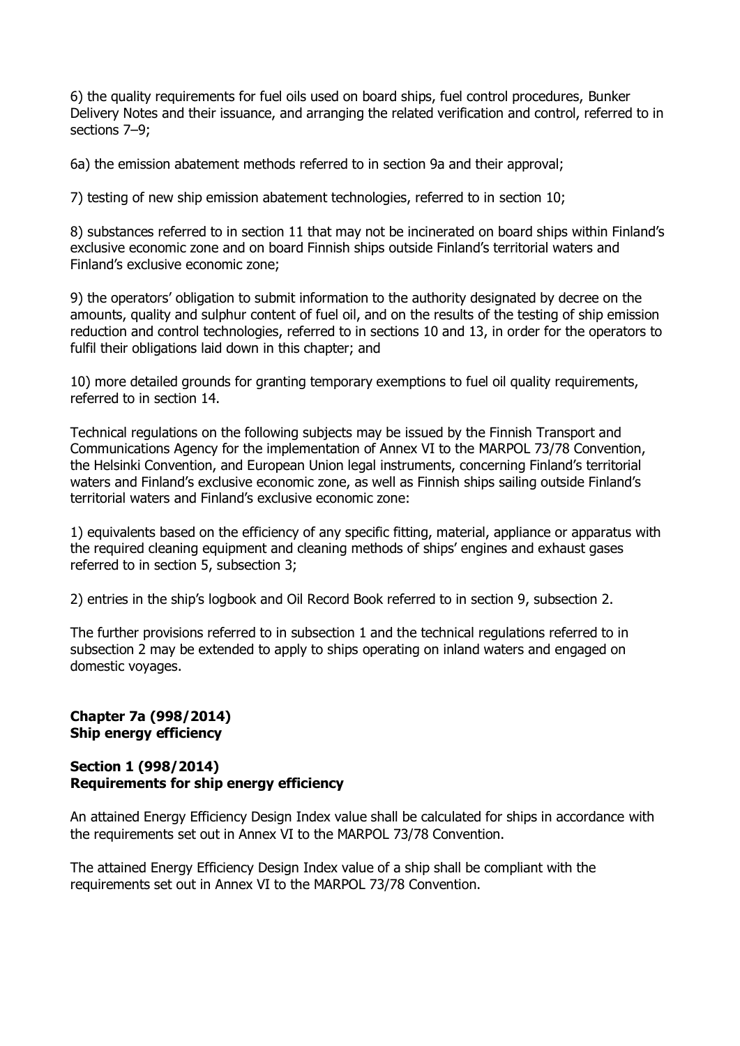6) the quality requirements for fuel oils used on board ships, fuel control procedures, Bunker Delivery Notes and their issuance, and arranging the related verification and control, referred to in sections 7–9;

6a) the emission abatement methods referred to in section 9a and their approval;

7) testing of new ship emission abatement technologies, referred to in section 10;

8) substances referred to in section 11 that may not be incinerated on board ships within Finland's exclusive economic zone and on board Finnish ships outside Finland's territorial waters and Finland's exclusive economic zone;

9) the operators' obligation to submit information to the authority designated by decree on the amounts, quality and sulphur content of fuel oil, and on the results of the testing of ship emission reduction and control technologies, referred to in sections 10 and 13, in order for the operators to fulfil their obligations laid down in this chapter; and

10) more detailed grounds for granting temporary exemptions to fuel oil quality requirements, referred to in section 14.

Technical regulations on the following subjects may be issued by the Finnish Transport and Communications Agency for the implementation of Annex VI to the MARPOL 73/78 Convention, the Helsinki Convention, and European Union legal instruments, concerning Finland's territorial waters and Finland's exclusive economic zone, as well as Finnish ships sailing outside Finland's territorial waters and Finland's exclusive economic zone:

1) equivalents based on the efficiency of any specific fitting, material, appliance or apparatus with the required cleaning equipment and cleaning methods of ships' engines and exhaust gases referred to in section 5, subsection 3;

2) entries in the ship's logbook and Oil Record Book referred to in section 9, subsection 2.

The further provisions referred to in subsection 1 and the technical regulations referred to in subsection 2 may be extended to apply to ships operating on inland waters and engaged on domestic voyages.

## Chapter 7a (998/2014)
## Ship energy efficiency

### Section 1 (998/2014)
### Requirements for ship energy efficiency

An attained Energy Efficiency Design Index value shall be calculated for ships in accordance with the requirements set out in Annex VI to the MARPOL 73/78 Convention.

The attained Energy Efficiency Design Index value of a ship shall be compliant with the requirements set out in Annex VI to the MARPOL 73/78 Convention.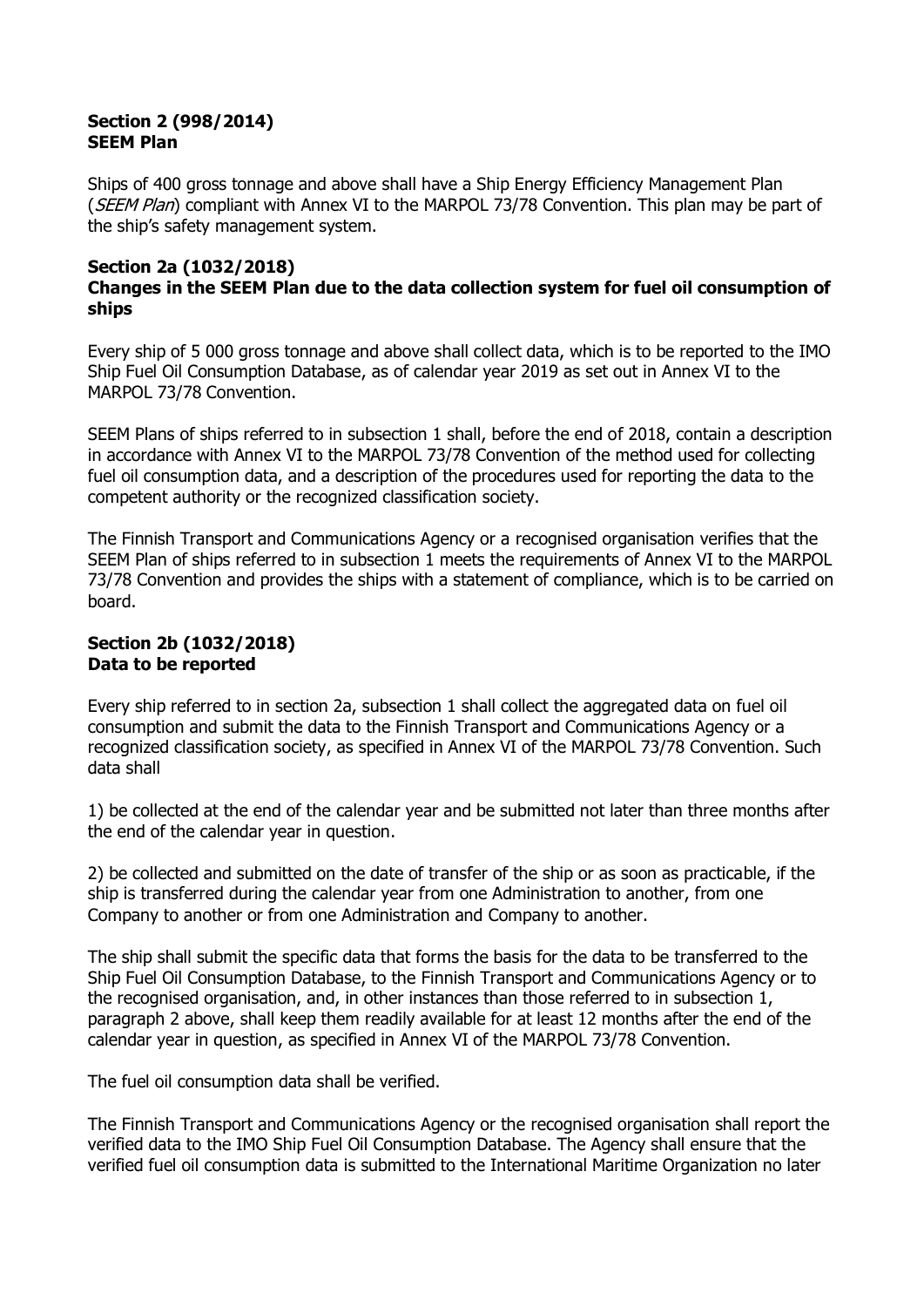**Section 2 (998/2014)**
**SEEM Plan**

Ships of 400 gross tonnage and above shall have a Ship Energy Efficiency Management Plan (*SEEM Plan*) compliant with Annex VI to the MARPOL 73/78 Convention. This plan may be part of the ship's safety management system.

**Section 2a (1032/2018)**
**Changes in the SEEM Plan due to the data collection system for fuel oil consumption of ships**

Every ship of 5 000 gross tonnage and above shall collect data, which is to be reported to the IMO Ship Fuel Oil Consumption Database, as of calendar year 2019 as set out in Annex VI to the MARPOL 73/78 Convention.

SEEM Plans of ships referred to in subsection 1 shall, before the end of 2018, contain a description in accordance with Annex VI to the MARPOL 73/78 Convention of the method used for collecting fuel oil consumption data, and a description of the procedures used for reporting the data to the competent authority or the recognized classification society.

The Finnish Transport and Communications Agency or a recognised organisation verifies that the SEEM Plan of ships referred to in subsection 1 meets the requirements of Annex VI to the MARPOL 73/78 Convention and provides the ships with a statement of compliance, which is to be carried on board.

**Section 2b (1032/2018)**
**Data to be reported**

Every ship referred to in section 2a, subsection 1 shall collect the aggregated data on fuel oil consumption and submit the data to the Finnish Transport and Communications Agency or a recognized classification society, as specified in Annex VI of the MARPOL 73/78 Convention. Such data shall

1) be collected at the end of the calendar year and be submitted not later than three months after the end of the calendar year in question.

2) be collected and submitted on the date of transfer of the ship or as soon as practicable, if the ship is transferred during the calendar year from one Administration to another, from one Company to another or from one Administration and Company to another.

The ship shall submit the specific data that forms the basis for the data to be transferred to the Ship Fuel Oil Consumption Database, to the Finnish Transport and Communications Agency or to the recognised organisation, and, in other instances than those referred to in subsection 1, paragraph 2 above, shall keep them readily available for at least 12 months after the end of the calendar year in question, as specified in Annex VI of the MARPOL 73/78 Convention.

The fuel oil consumption data shall be verified.

The Finnish Transport and Communications Agency or the recognised organisation shall report the verified data to the IMO Ship Fuel Oil Consumption Database. The Agency shall ensure that the verified fuel oil consumption data is submitted to the International Maritime Organization no later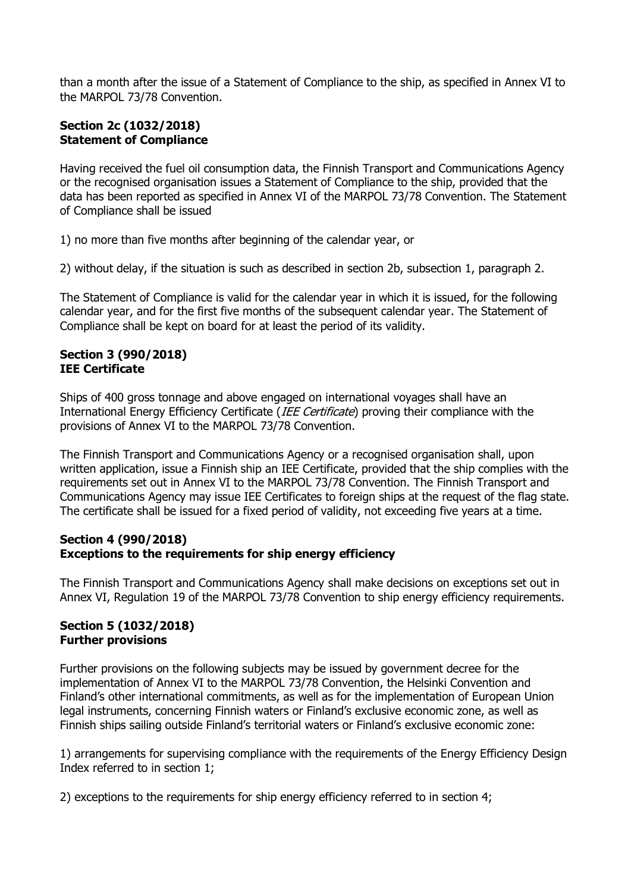than a month after the issue of a Statement of Compliance to the ship, as specified in Annex VI to the MARPOL 73/78 Convention.

**Section 2c (1032/2018)**
**Statement of Compliance**

Having received the fuel oil consumption data, the Finnish Transport and Communications Agency or the recognised organisation issues a Statement of Compliance to the ship, provided that the data has been reported as specified in Annex VI of the MARPOL 73/78 Convention. The Statement of Compliance shall be issued

1) no more than five months after beginning of the calendar year, or

2) without delay, if the situation is such as described in section 2b, subsection 1, paragraph 2.

The Statement of Compliance is valid for the calendar year in which it is issued, for the following calendar year, and for the first five months of the subsequent calendar year. The Statement of Compliance shall be kept on board for at least the period of its validity.

**Section 3 (990/2018)**
**IEE Certificate**

Ships of 400 gross tonnage and above engaged on international voyages shall have an International Energy Efficiency Certificate (*IEE Certificate*) proving their compliance with the provisions of Annex VI to the MARPOL 73/78 Convention.

The Finnish Transport and Communications Agency or a recognised organisation shall, upon written application, issue a Finnish ship an IEE Certificate, provided that the ship complies with the requirements set out in Annex VI to the MARPOL 73/78 Convention. The Finnish Transport and Communications Agency may issue IEE Certificates to foreign ships at the request of the flag state. The certificate shall be issued for a fixed period of validity, not exceeding five years at a time.

**Section 4 (990/2018)**
**Exceptions to the requirements for ship energy efficiency**

The Finnish Transport and Communications Agency shall make decisions on exceptions set out in Annex VI, Regulation 19 of the MARPOL 73/78 Convention to ship energy efficiency requirements.

**Section 5 (1032/2018)**
**Further provisions**

Further provisions on the following subjects may be issued by government decree for the implementation of Annex VI to the MARPOL 73/78 Convention, the Helsinki Convention and Finland's other international commitments, as well as for the implementation of European Union legal instruments, concerning Finnish waters or Finland's exclusive economic zone, as well as Finnish ships sailing outside Finland's territorial waters or Finland's exclusive economic zone:

1) arrangements for supervising compliance with the requirements of the Energy Efficiency Design Index referred to in section 1;

2) exceptions to the requirements for ship energy efficiency referred to in section 4;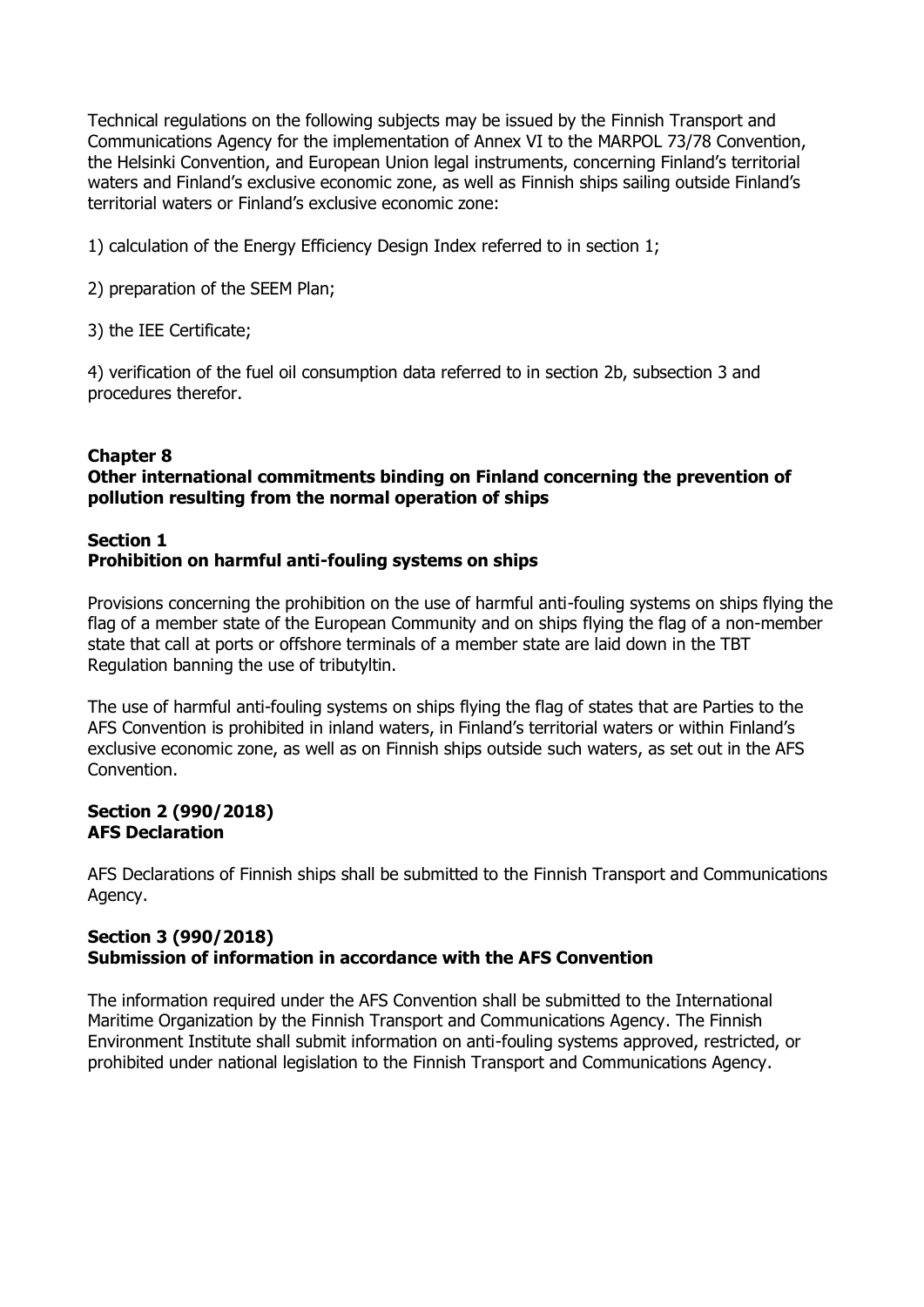Technical regulations on the following subjects may be issued by the Finnish Transport and Communications Agency for the implementation of Annex VI to the MARPOL 73/78 Convention, the Helsinki Convention, and European Union legal instruments, concerning Finland's territorial waters and Finland's exclusive economic zone, as well as Finnish ships sailing outside Finland's territorial waters or Finland's exclusive economic zone:

1) calculation of the Energy Efficiency Design Index referred to in section 1;

2) preparation of the SEEM Plan;

3) the IEE Certificate;

4) verification of the fuel oil consumption data referred to in section 2b, subsection 3 and procedures therefor.

## Chapter 8
## Other international commitments binding on Finland concerning the prevention of pollution resulting from the normal operation of ships

### Section 1
### Prohibition on harmful anti-fouling systems on ships

Provisions concerning the prohibition on the use of harmful anti-fouling systems on ships flying the flag of a member state of the European Community and on ships flying the flag of a non-member state that call at ports or offshore terminals of a member state are laid down in the TBT Regulation banning the use of tributyltin.

The use of harmful anti-fouling systems on ships flying the flag of states that are Parties to the AFS Convention is prohibited in inland waters, in Finland's territorial waters or within Finland's exclusive economic zone, as well as on Finnish ships outside such waters, as set out in the AFS Convention.

### Section 2 (990/2018)
### AFS Declaration

AFS Declarations of Finnish ships shall be submitted to the Finnish Transport and Communications Agency.

### Section 3 (990/2018)
### Submission of information in accordance with the AFS Convention

The information required under the AFS Convention shall be submitted to the International Maritime Organization by the Finnish Transport and Communications Agency. The Finnish Environment Institute shall submit information on anti-fouling systems approved, restricted, or prohibited under national legislation to the Finnish Transport and Communications Agency.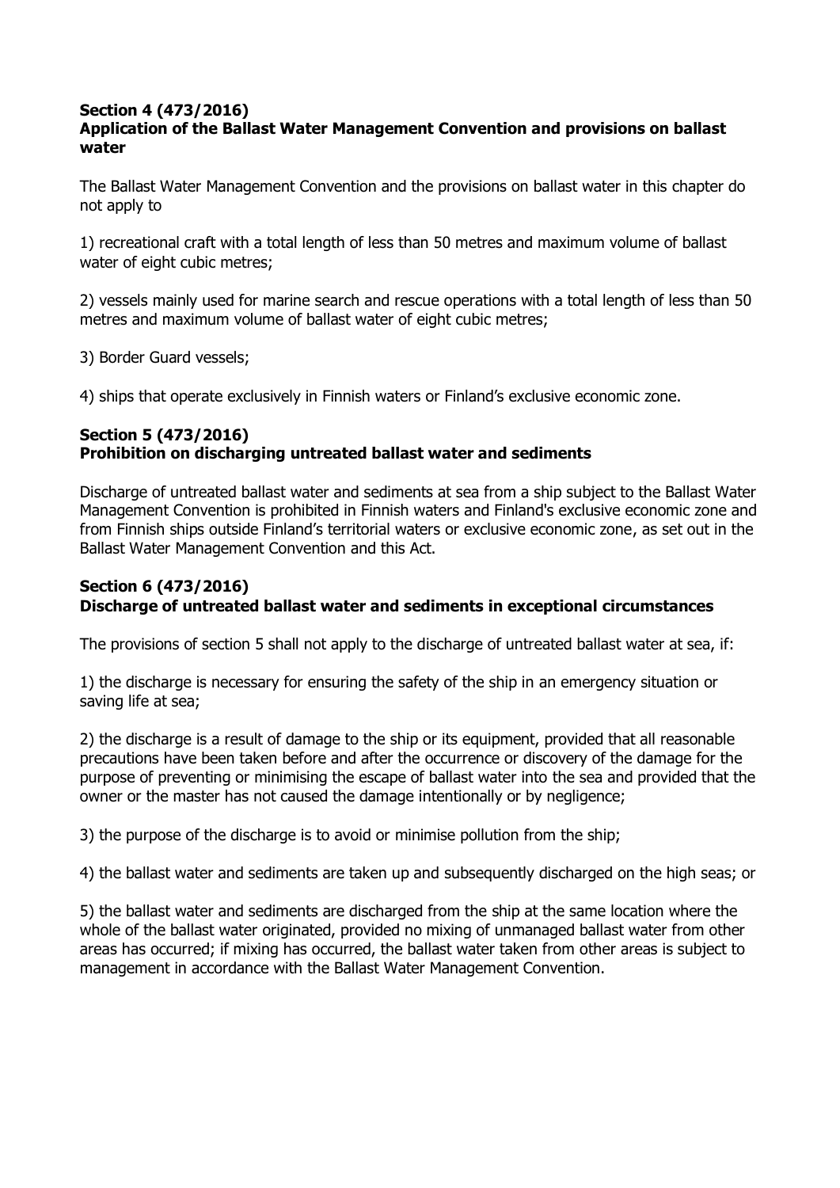### Section 4 (473/2016)
### Application of the Ballast Water Management Convention and provisions on ballast water

The Ballast Water Management Convention and the provisions on ballast water in this chapter do not apply to

1) recreational craft with a total length of less than 50 metres and maximum volume of ballast water of eight cubic metres;

2) vessels mainly used for marine search and rescue operations with a total length of less than 50 metres and maximum volume of ballast water of eight cubic metres;

3) Border Guard vessels;

4) ships that operate exclusively in Finnish waters or Finland's exclusive economic zone.

### Section 5 (473/2016)
### Prohibition on discharging untreated ballast water and sediments

Discharge of untreated ballast water and sediments at sea from a ship subject to the Ballast Water Management Convention is prohibited in Finnish waters and Finland's exclusive economic zone and from Finnish ships outside Finland's territorial waters or exclusive economic zone, as set out in the Ballast Water Management Convention and this Act.

### Section 6 (473/2016)
### Discharge of untreated ballast water and sediments in exceptional circumstances

The provisions of section 5 shall not apply to the discharge of untreated ballast water at sea, if:

1) the discharge is necessary for ensuring the safety of the ship in an emergency situation or saving life at sea;

2) the discharge is a result of damage to the ship or its equipment, provided that all reasonable precautions have been taken before and after the occurrence or discovery of the damage for the purpose of preventing or minimising the escape of ballast water into the sea and provided that the owner or the master has not caused the damage intentionally or by negligence;

3) the purpose of the discharge is to avoid or minimise pollution from the ship;

4) the ballast water and sediments are taken up and subsequently discharged on the high seas; or

5) the ballast water and sediments are discharged from the ship at the same location where the whole of the ballast water originated, provided no mixing of unmanaged ballast water from other areas has occurred; if mixing has occurred, the ballast water taken from other areas is subject to management in accordance with the Ballast Water Management Convention.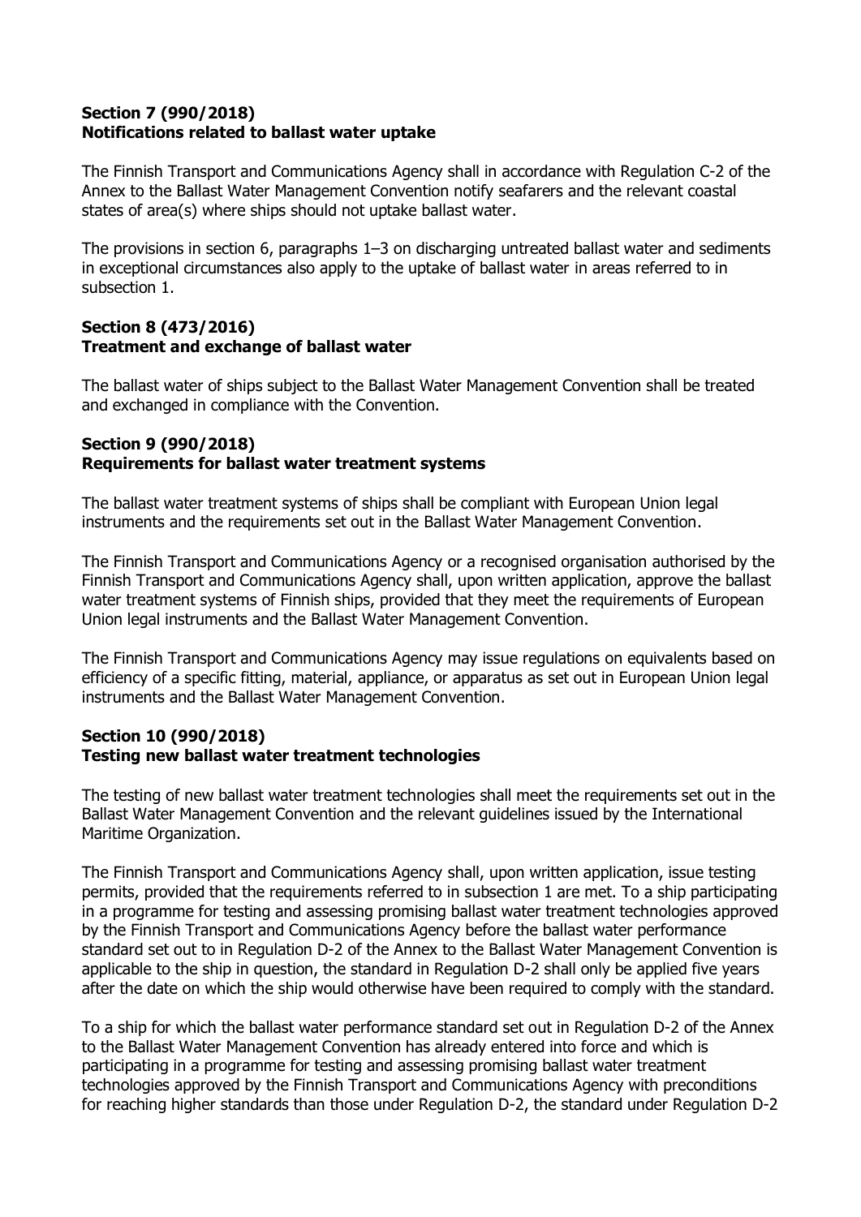**Section 7 (990/2018)**
**Notifications related to ballast water uptake**

The Finnish Transport and Communications Agency shall in accordance with Regulation C-2 of the Annex to the Ballast Water Management Convention notify seafarers and the relevant coastal states of area(s) where ships should not uptake ballast water.

The provisions in section 6, paragraphs 1–3 on discharging untreated ballast water and sediments in exceptional circumstances also apply to the uptake of ballast water in areas referred to in subsection 1.

**Section 8 (473/2016)**
**Treatment and exchange of ballast water**

The ballast water of ships subject to the Ballast Water Management Convention shall be treated and exchanged in compliance with the Convention.

**Section 9 (990/2018)**
**Requirements for ballast water treatment systems**

The ballast water treatment systems of ships shall be compliant with European Union legal instruments and the requirements set out in the Ballast Water Management Convention.

The Finnish Transport and Communications Agency or a recognised organisation authorised by the Finnish Transport and Communications Agency shall, upon written application, approve the ballast water treatment systems of Finnish ships, provided that they meet the requirements of European Union legal instruments and the Ballast Water Management Convention.

The Finnish Transport and Communications Agency may issue regulations on equivalents based on efficiency of a specific fitting, material, appliance, or apparatus as set out in European Union legal instruments and the Ballast Water Management Convention.

**Section 10 (990/2018)**
**Testing new ballast water treatment technologies**

The testing of new ballast water treatment technologies shall meet the requirements set out in the Ballast Water Management Convention and the relevant guidelines issued by the International Maritime Organization.

The Finnish Transport and Communications Agency shall, upon written application, issue testing permits, provided that the requirements referred to in subsection 1 are met. To a ship participating in a programme for testing and assessing promising ballast water treatment technologies approved by the Finnish Transport and Communications Agency before the ballast water performance standard set out to in Regulation D-2 of the Annex to the Ballast Water Management Convention is applicable to the ship in question, the standard in Regulation D-2 shall only be applied five years after the date on which the ship would otherwise have been required to comply with the standard.

To a ship for which the ballast water performance standard set out in Regulation D-2 of the Annex to the Ballast Water Management Convention has already entered into force and which is participating in a programme for testing and assessing promising ballast water treatment technologies approved by the Finnish Transport and Communications Agency with preconditions for reaching higher standards than those under Regulation D-2, the standard under Regulation D-2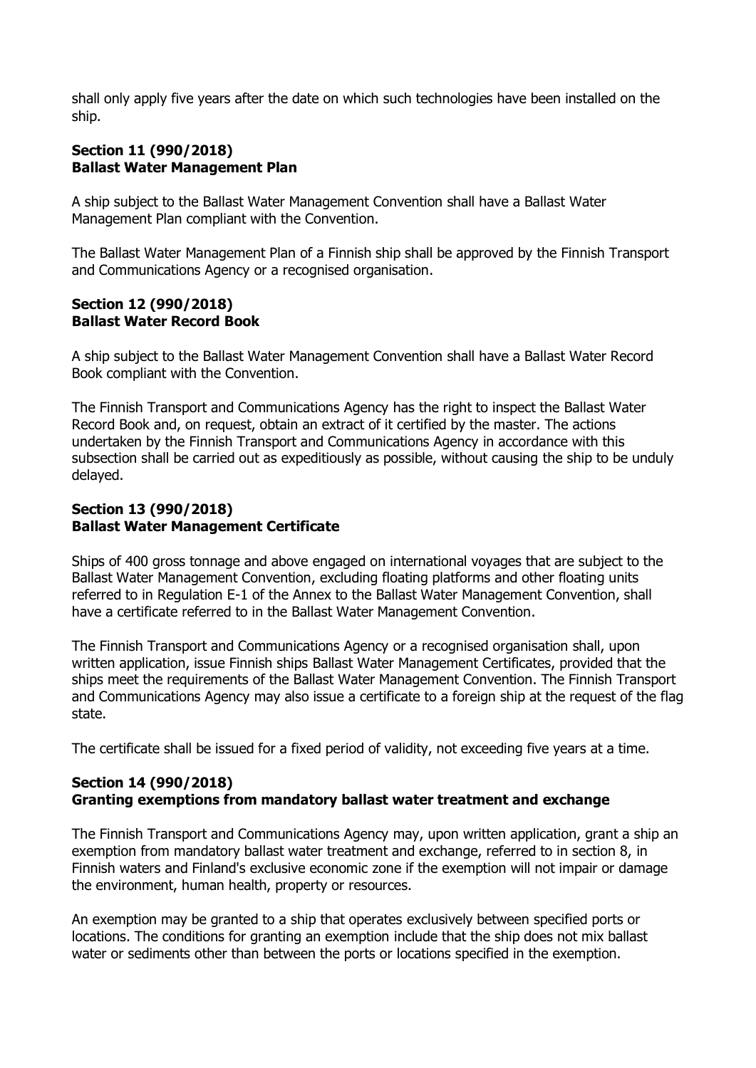shall only apply five years after the date on which such technologies have been installed on the ship.

**Section 11 (990/2018)**
**Ballast Water Management Plan**

A ship subject to the Ballast Water Management Convention shall have a Ballast Water Management Plan compliant with the Convention.

The Ballast Water Management Plan of a Finnish ship shall be approved by the Finnish Transport and Communications Agency or a recognised organisation.

**Section 12 (990/2018)**
**Ballast Water Record Book**

A ship subject to the Ballast Water Management Convention shall have a Ballast Water Record Book compliant with the Convention.

The Finnish Transport and Communications Agency has the right to inspect the Ballast Water Record Book and, on request, obtain an extract of it certified by the master. The actions undertaken by the Finnish Transport and Communications Agency in accordance with this subsection shall be carried out as expeditiously as possible, without causing the ship to be unduly delayed.

**Section 13 (990/2018)**
**Ballast Water Management Certificate**

Ships of 400 gross tonnage and above engaged on international voyages that are subject to the Ballast Water Management Convention, excluding floating platforms and other floating units referred to in Regulation E-1 of the Annex to the Ballast Water Management Convention, shall have a certificate referred to in the Ballast Water Management Convention.

The Finnish Transport and Communications Agency or a recognised organisation shall, upon written application, issue Finnish ships Ballast Water Management Certificates, provided that the ships meet the requirements of the Ballast Water Management Convention. The Finnish Transport and Communications Agency may also issue a certificate to a foreign ship at the request of the flag state.

The certificate shall be issued for a fixed period of validity, not exceeding five years at a time.

**Section 14 (990/2018)**
**Granting exemptions from mandatory ballast water treatment and exchange**

The Finnish Transport and Communications Agency may, upon written application, grant a ship an exemption from mandatory ballast water treatment and exchange, referred to in section 8, in Finnish waters and Finland's exclusive economic zone if the exemption will not impair or damage the environment, human health, property or resources.

An exemption may be granted to a ship that operates exclusively between specified ports or locations. The conditions for granting an exemption include that the ship does not mix ballast water or sediments other than between the ports or locations specified in the exemption.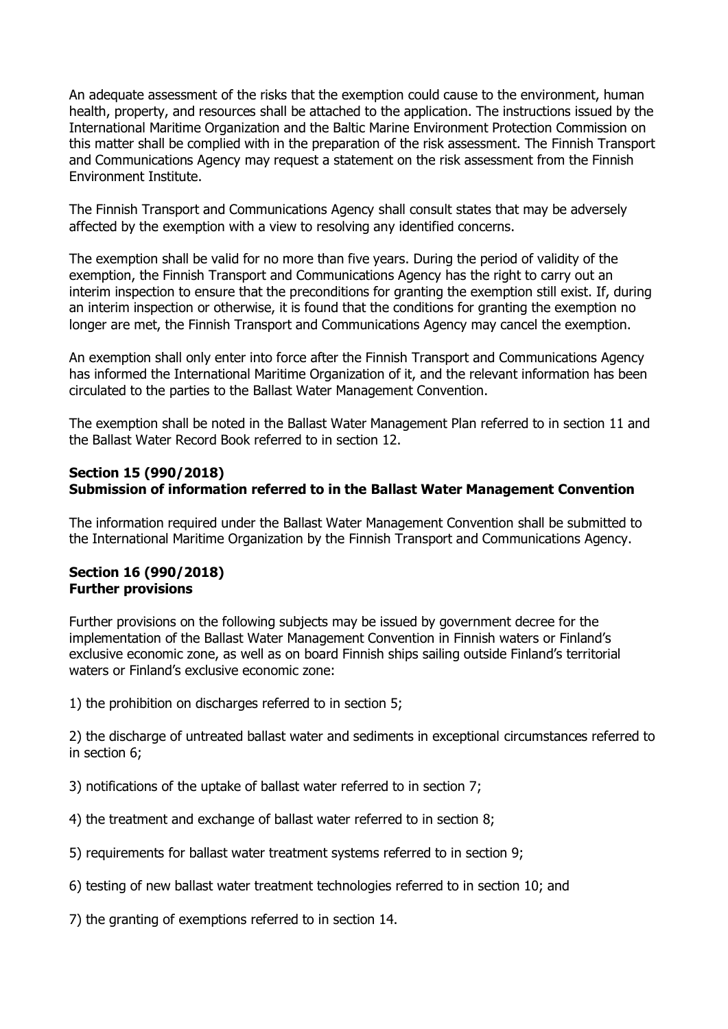An adequate assessment of the risks that the exemption could cause to the environment, human health, property, and resources shall be attached to the application. The instructions issued by the International Maritime Organization and the Baltic Marine Environment Protection Commission on this matter shall be complied with in the preparation of the risk assessment. The Finnish Transport and Communications Agency may request a statement on the risk assessment from the Finnish Environment Institute.

The Finnish Transport and Communications Agency shall consult states that may be adversely affected by the exemption with a view to resolving any identified concerns.

The exemption shall be valid for no more than five years. During the period of validity of the exemption, the Finnish Transport and Communications Agency has the right to carry out an interim inspection to ensure that the preconditions for granting the exemption still exist. If, during an interim inspection or otherwise, it is found that the conditions for granting the exemption no longer are met, the Finnish Transport and Communications Agency may cancel the exemption.

An exemption shall only enter into force after the Finnish Transport and Communications Agency has informed the International Maritime Organization of it, and the relevant information has been circulated to the parties to the Ballast Water Management Convention.

The exemption shall be noted in the Ballast Water Management Plan referred to in section 11 and the Ballast Water Record Book referred to in section 12.

**Section 15 (990/2018)**
**Submission of information referred to in the Ballast Water Management Convention**

The information required under the Ballast Water Management Convention shall be submitted to the International Maritime Organization by the Finnish Transport and Communications Agency.

**Section 16 (990/2018)**
**Further provisions**

Further provisions on the following subjects may be issued by government decree for the implementation of the Ballast Water Management Convention in Finnish waters or Finland's exclusive economic zone, as well as on board Finnish ships sailing outside Finland's territorial waters or Finland's exclusive economic zone:

1) the prohibition on discharges referred to in section 5;

2) the discharge of untreated ballast water and sediments in exceptional circumstances referred to in section 6;

3) notifications of the uptake of ballast water referred to in section 7;

4) the treatment and exchange of ballast water referred to in section 8;

5) requirements for ballast water treatment systems referred to in section 9;

6) testing of new ballast water treatment technologies referred to in section 10; and

7) the granting of exemptions referred to in section 14.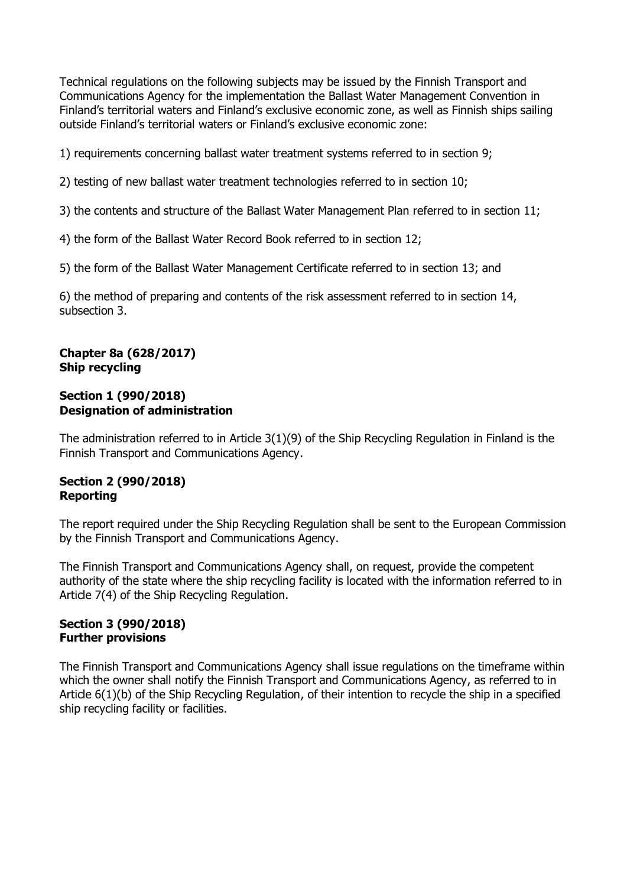Technical regulations on the following subjects may be issued by the Finnish Transport and Communications Agency for the implementation the Ballast Water Management Convention in Finland's territorial waters and Finland's exclusive economic zone, as well as Finnish ships sailing outside Finland's territorial waters or Finland's exclusive economic zone:

1) requirements concerning ballast water treatment systems referred to in section 9;

2) testing of new ballast water treatment technologies referred to in section 10;

3) the contents and structure of the Ballast Water Management Plan referred to in section 11;

4) the form of the Ballast Water Record Book referred to in section 12;

5) the form of the Ballast Water Management Certificate referred to in section 13; and

6) the method of preparing and contents of the risk assessment referred to in section 14, subsection 3.

## Chapter 8a (628/2017)
## Ship recycling

### Section 1 (990/2018)
### Designation of administration

The administration referred to in Article 3(1)(9) of the Ship Recycling Regulation in Finland is the Finnish Transport and Communications Agency.

### Section 2 (990/2018)
### Reporting

The report required under the Ship Recycling Regulation shall be sent to the European Commission by the Finnish Transport and Communications Agency.

The Finnish Transport and Communications Agency shall, on request, provide the competent authority of the state where the ship recycling facility is located with the information referred to in Article 7(4) of the Ship Recycling Regulation.

### Section 3 (990/2018)
### Further provisions

The Finnish Transport and Communications Agency shall issue regulations on the timeframe within which the owner shall notify the Finnish Transport and Communications Agency, as referred to in Article 6(1)(b) of the Ship Recycling Regulation, of their intention to recycle the ship in a specified ship recycling facility or facilities.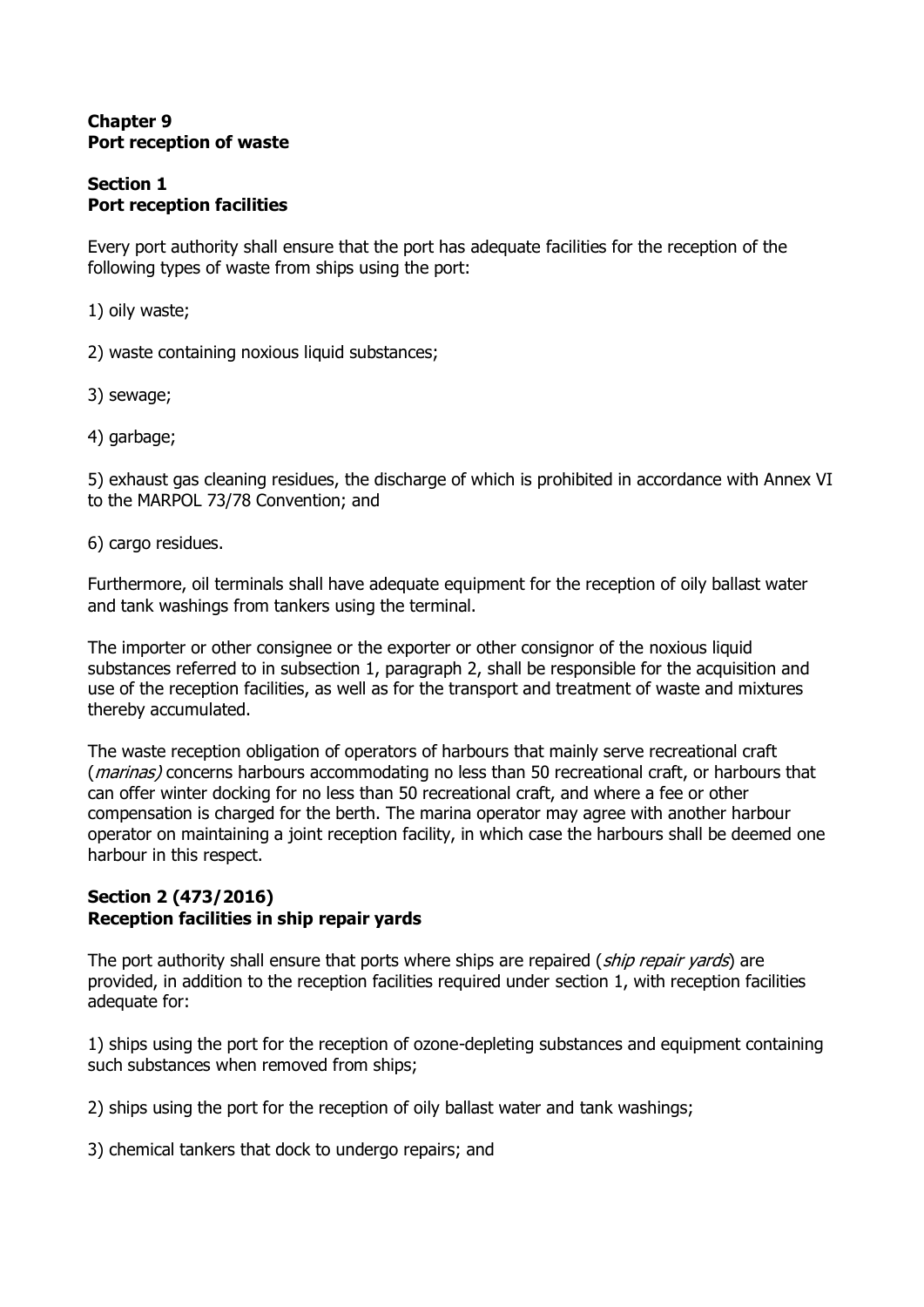**Chapter 9**
**Port reception of waste**

**Section 1**
**Port reception facilities**

Every port authority shall ensure that the port has adequate facilities for the reception of the following types of waste from ships using the port:

1) oily waste;

2) waste containing noxious liquid substances;

3) sewage;

4) garbage;

5) exhaust gas cleaning residues, the discharge of which is prohibited in accordance with Annex VI to the MARPOL 73/78 Convention; and

6) cargo residues.

Furthermore, oil terminals shall have adequate equipment for the reception of oily ballast water and tank washings from tankers using the terminal.

The importer or other consignee or the exporter or other consignor of the noxious liquid substances referred to in subsection 1, paragraph 2, shall be responsible for the acquisition and use of the reception facilities, as well as for the transport and treatment of waste and mixtures thereby accumulated.

The waste reception obligation of operators of harbours that mainly serve recreational craft (*marinas)* concerns harbours accommodating no less than 50 recreational craft, or harbours that can offer winter docking for no less than 50 recreational craft, and where a fee or other compensation is charged for the berth. The marina operator may agree with another harbour operator on maintaining a joint reception facility, in which case the harbours shall be deemed one harbour in this respect.

**Section 2 (473/2016)**
**Reception facilities in ship repair yards**

The port authority shall ensure that ports where ships are repaired (*ship repair yards*) are provided, in addition to the reception facilities required under section 1, with reception facilities adequate for:

1) ships using the port for the reception of ozone-depleting substances and equipment containing such substances when removed from ships;

2) ships using the port for the reception of oily ballast water and tank washings;

3) chemical tankers that dock to undergo repairs; and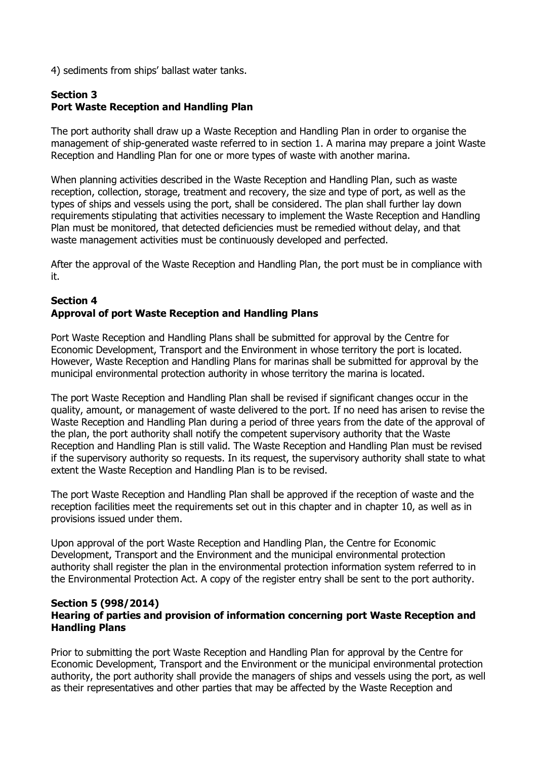4) sediments from ships' ballast water tanks.

**Section 3**
**Port Waste Reception and Handling Plan**

The port authority shall draw up a Waste Reception and Handling Plan in order to organise the management of ship-generated waste referred to in section 1. A marina may prepare a joint Waste Reception and Handling Plan for one or more types of waste with another marina.

When planning activities described in the Waste Reception and Handling Plan, such as waste reception, collection, storage, treatment and recovery, the size and type of port, as well as the types of ships and vessels using the port, shall be considered. The plan shall further lay down requirements stipulating that activities necessary to implement the Waste Reception and Handling Plan must be monitored, that detected deficiencies must be remedied without delay, and that waste management activities must be continuously developed and perfected.

After the approval of the Waste Reception and Handling Plan, the port must be in compliance with it.

**Section 4**
**Approval of port Waste Reception and Handling Plans**

Port Waste Reception and Handling Plans shall be submitted for approval by the Centre for Economic Development, Transport and the Environment in whose territory the port is located. However, Waste Reception and Handling Plans for marinas shall be submitted for approval by the municipal environmental protection authority in whose territory the marina is located.

The port Waste Reception and Handling Plan shall be revised if significant changes occur in the quality, amount, or management of waste delivered to the port. If no need has arisen to revise the Waste Reception and Handling Plan during a period of three years from the date of the approval of the plan, the port authority shall notify the competent supervisory authority that the Waste Reception and Handling Plan is still valid. The Waste Reception and Handling Plan must be revised if the supervisory authority so requests. In its request, the supervisory authority shall state to what extent the Waste Reception and Handling Plan is to be revised.

The port Waste Reception and Handling Plan shall be approved if the reception of waste and the reception facilities meet the requirements set out in this chapter and in chapter 10, as well as in provisions issued under them.

Upon approval of the port Waste Reception and Handling Plan, the Centre for Economic Development, Transport and the Environment and the municipal environmental protection authority shall register the plan in the environmental protection information system referred to in the Environmental Protection Act. A copy of the register entry shall be sent to the port authority.

**Section 5 (998/2014)**
**Hearing of parties and provision of information concerning port Waste Reception and Handling Plans**

Prior to submitting the port Waste Reception and Handling Plan for approval by the Centre for Economic Development, Transport and the Environment or the municipal environmental protection authority, the port authority shall provide the managers of ships and vessels using the port, as well as their representatives and other parties that may be affected by the Waste Reception and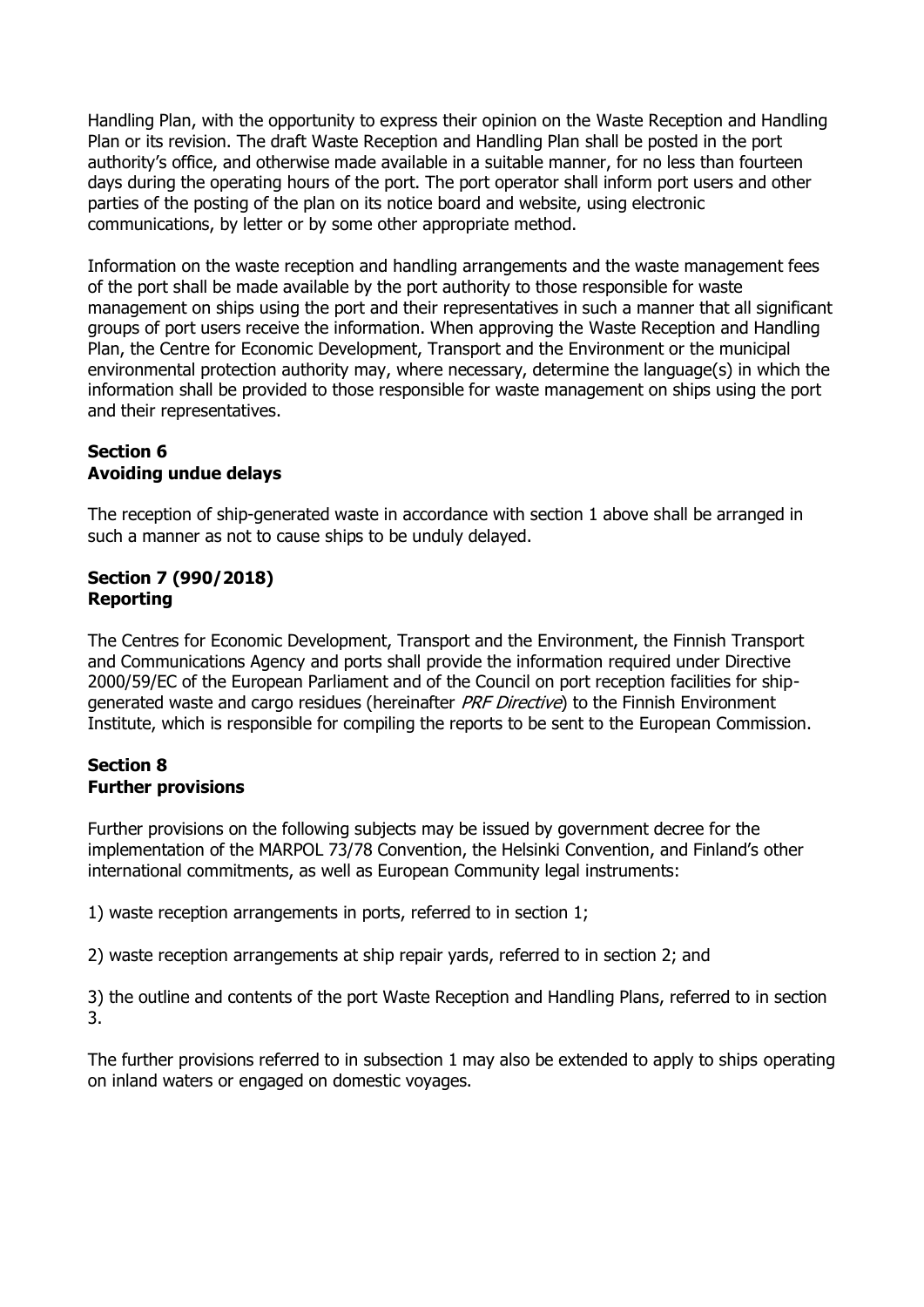Handling Plan, with the opportunity to express their opinion on the Waste Reception and Handling Plan or its revision. The draft Waste Reception and Handling Plan shall be posted in the port authority's office, and otherwise made available in a suitable manner, for no less than fourteen days during the operating hours of the port. The port operator shall inform port users and other parties of the posting of the plan on its notice board and website, using electronic communications, by letter or by some other appropriate method.

Information on the waste reception and handling arrangements and the waste management fees of the port shall be made available by the port authority to those responsible for waste management on ships using the port and their representatives in such a manner that all significant groups of port users receive the information. When approving the Waste Reception and Handling Plan, the Centre for Economic Development, Transport and the Environment or the municipal environmental protection authority may, where necessary, determine the language(s) in which the information shall be provided to those responsible for waste management on ships using the port and their representatives.

**Section 6**
**Avoiding undue delays**

The reception of ship-generated waste in accordance with section 1 above shall be arranged in such a manner as not to cause ships to be unduly delayed.

**Section 7 (990/2018)**
**Reporting**

The Centres for Economic Development, Transport and the Environment, the Finnish Transport and Communications Agency and ports shall provide the information required under Directive 2000/59/EC of the European Parliament and of the Council on port reception facilities for ship-generated waste and cargo residues (hereinafter *PRF Directive*) to the Finnish Environment Institute, which is responsible for compiling the reports to be sent to the European Commission.

**Section 8**
**Further provisions**

Further provisions on the following subjects may be issued by government decree for the implementation of the MARPOL 73/78 Convention, the Helsinki Convention, and Finland's other international commitments, as well as European Community legal instruments:

1) waste reception arrangements in ports, referred to in section 1;

2) waste reception arrangements at ship repair yards, referred to in section 2; and

3) the outline and contents of the port Waste Reception and Handling Plans, referred to in section 3.

The further provisions referred to in subsection 1 may also be extended to apply to ships operating on inland waters or engaged on domestic voyages.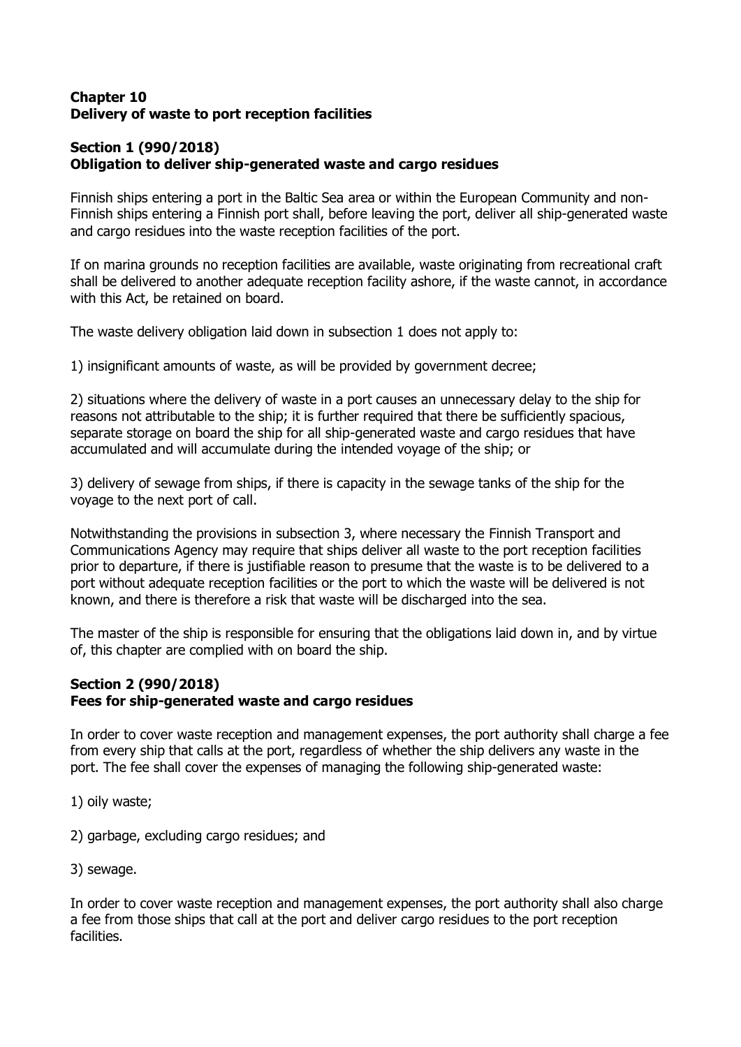## Chapter 10
## Delivery of waste to port reception facilities

### Section 1 (990/2018)
### Obligation to deliver ship-generated waste and cargo residues

Finnish ships entering a port in the Baltic Sea area or within the European Community and non-Finnish ships entering a Finnish port shall, before leaving the port, deliver all ship-generated waste and cargo residues into the waste reception facilities of the port.

If on marina grounds no reception facilities are available, waste originating from recreational craft shall be delivered to another adequate reception facility ashore, if the waste cannot, in accordance with this Act, be retained on board.

The waste delivery obligation laid down in subsection 1 does not apply to:

1) insignificant amounts of waste, as will be provided by government decree;

2) situations where the delivery of waste in a port causes an unnecessary delay to the ship for reasons not attributable to the ship; it is further required that there be sufficiently spacious, separate storage on board the ship for all ship-generated waste and cargo residues that have accumulated and will accumulate during the intended voyage of the ship; or

3) delivery of sewage from ships, if there is capacity in the sewage tanks of the ship for the voyage to the next port of call.

Notwithstanding the provisions in subsection 3, where necessary the Finnish Transport and Communications Agency may require that ships deliver all waste to the port reception facilities prior to departure, if there is justifiable reason to presume that the waste is to be delivered to a port without adequate reception facilities or the port to which the waste will be delivered is not known, and there is therefore a risk that waste will be discharged into the sea.

The master of the ship is responsible for ensuring that the obligations laid down in, and by virtue of, this chapter are complied with on board the ship.

### Section 2 (990/2018)
### Fees for ship-generated waste and cargo residues

In order to cover waste reception and management expenses, the port authority shall charge a fee from every ship that calls at the port, regardless of whether the ship delivers any waste in the port. The fee shall cover the expenses of managing the following ship-generated waste:

1) oily waste;

2) garbage, excluding cargo residues; and

3) sewage.

In order to cover waste reception and management expenses, the port authority shall also charge a fee from those ships that call at the port and deliver cargo residues to the port reception facilities.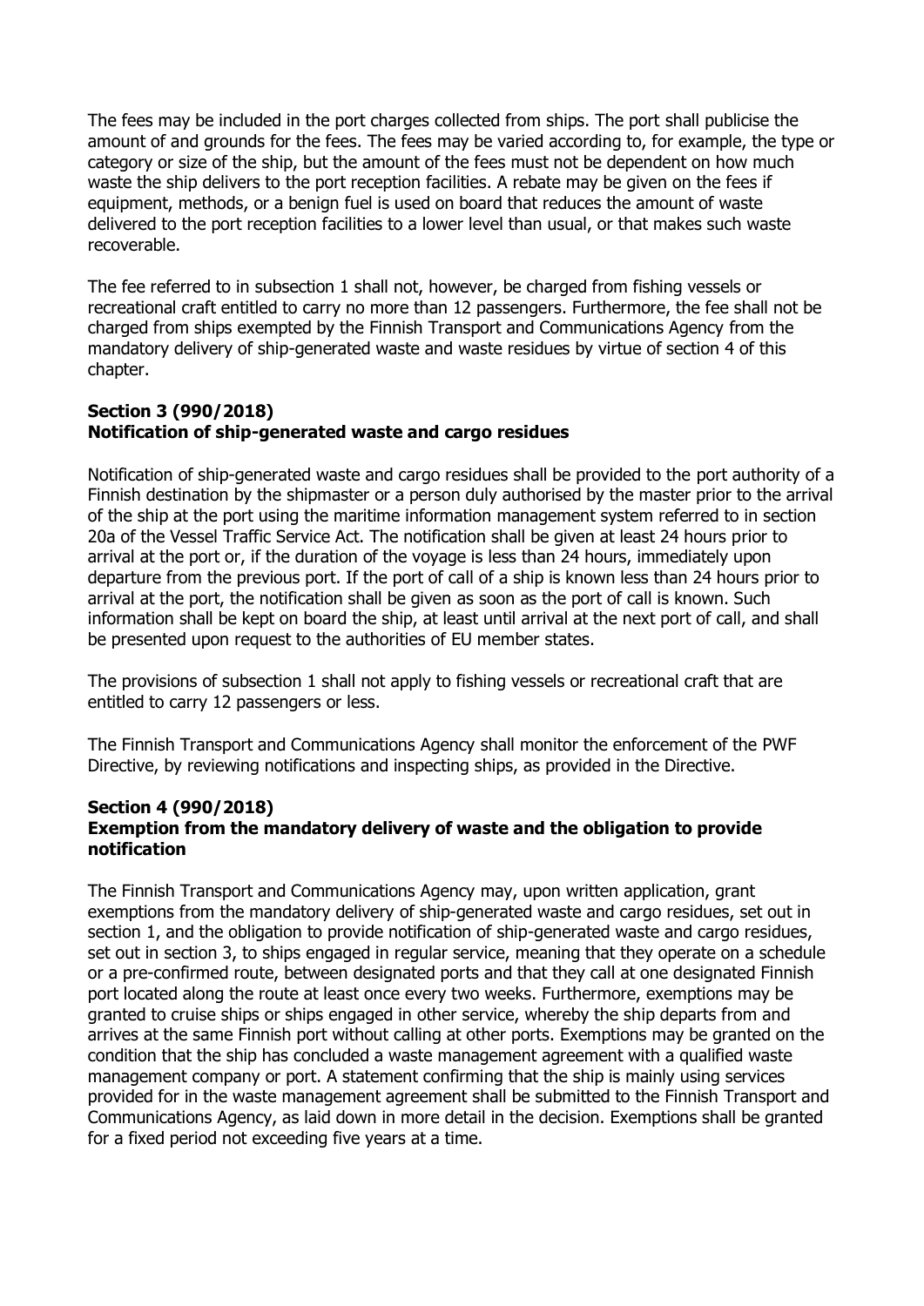The fees may be included in the port charges collected from ships. The port shall publicise the amount of and grounds for the fees. The fees may be varied according to, for example, the type or category or size of the ship, but the amount of the fees must not be dependent on how much waste the ship delivers to the port reception facilities. A rebate may be given on the fees if equipment, methods, or a benign fuel is used on board that reduces the amount of waste delivered to the port reception facilities to a lower level than usual, or that makes such waste recoverable.

The fee referred to in subsection 1 shall not, however, be charged from fishing vessels or recreational craft entitled to carry no more than 12 passengers. Furthermore, the fee shall not be charged from ships exempted by the Finnish Transport and Communications Agency from the mandatory delivery of ship-generated waste and waste residues by virtue of section 4 of this chapter.

**Section 3 (990/2018)**
**Notification of ship-generated waste and cargo residues**

Notification of ship-generated waste and cargo residues shall be provided to the port authority of a Finnish destination by the shipmaster or a person duly authorised by the master prior to the arrival of the ship at the port using the maritime information management system referred to in section 20a of the Vessel Traffic Service Act. The notification shall be given at least 24 hours prior to arrival at the port or, if the duration of the voyage is less than 24 hours, immediately upon departure from the previous port. If the port of call of a ship is known less than 24 hours prior to arrival at the port, the notification shall be given as soon as the port of call is known. Such information shall be kept on board the ship, at least until arrival at the next port of call, and shall be presented upon request to the authorities of EU member states.

The provisions of subsection 1 shall not apply to fishing vessels or recreational craft that are entitled to carry 12 passengers or less.

The Finnish Transport and Communications Agency shall monitor the enforcement of the PWF Directive, by reviewing notifications and inspecting ships, as provided in the Directive.

**Section 4 (990/2018)**
**Exemption from the mandatory delivery of waste and the obligation to provide notification**

The Finnish Transport and Communications Agency may, upon written application, grant exemptions from the mandatory delivery of ship-generated waste and cargo residues, set out in section 1, and the obligation to provide notification of ship-generated waste and cargo residues, set out in section 3, to ships engaged in regular service, meaning that they operate on a schedule or a pre-confirmed route, between designated ports and that they call at one designated Finnish port located along the route at least once every two weeks. Furthermore, exemptions may be granted to cruise ships or ships engaged in other service, whereby the ship departs from and arrives at the same Finnish port without calling at other ports. Exemptions may be granted on the condition that the ship has concluded a waste management agreement with a qualified waste management company or port. A statement confirming that the ship is mainly using services provided for in the waste management agreement shall be submitted to the Finnish Transport and Communications Agency, as laid down in more detail in the decision. Exemptions shall be granted for a fixed period not exceeding five years at a time.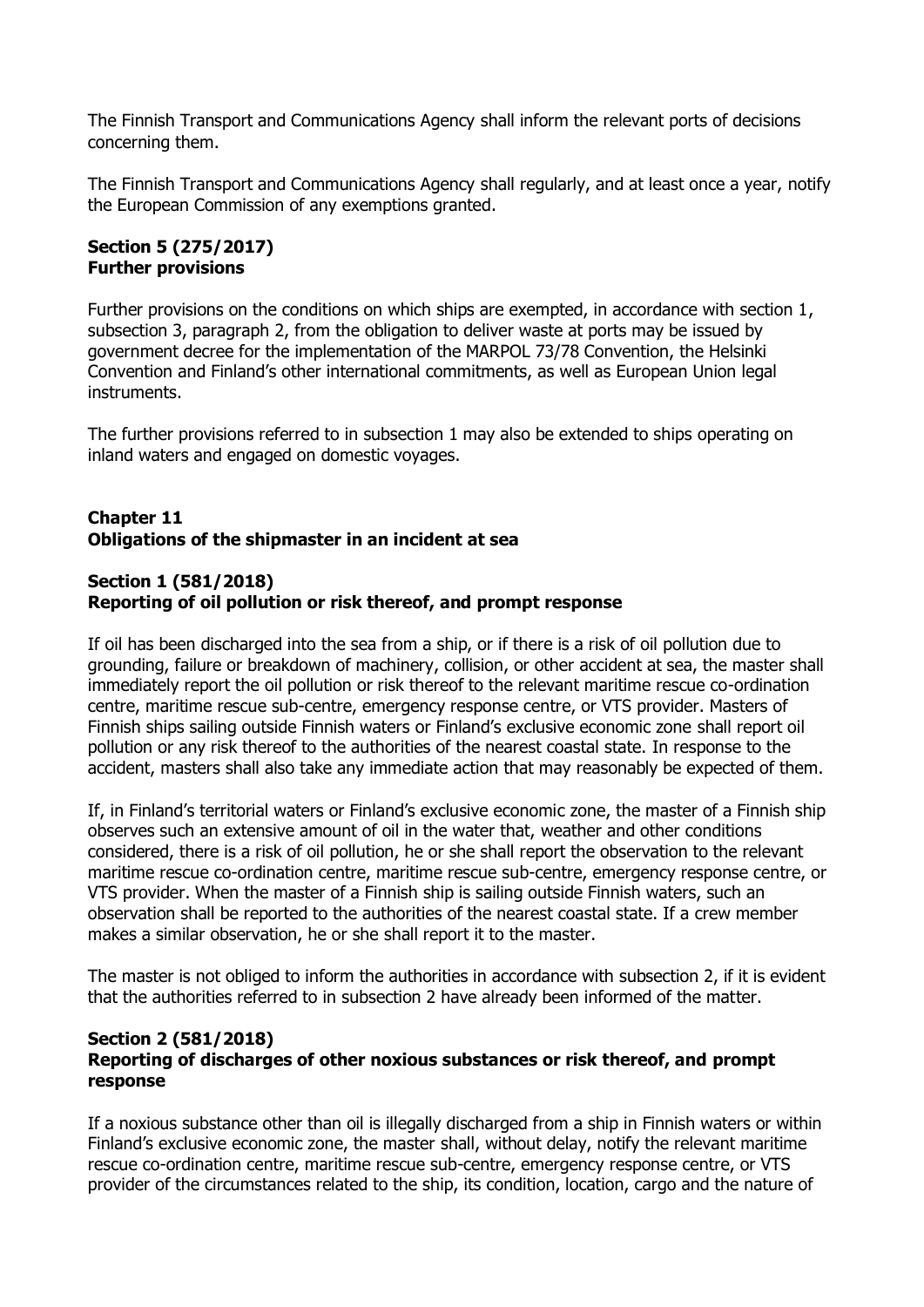The Finnish Transport and Communications Agency shall inform the relevant ports of decisions concerning them.

The Finnish Transport and Communications Agency shall regularly, and at least once a year, notify the European Commission of any exemptions granted.

#### Section 5 (275/2017)
#### Further provisions

Further provisions on the conditions on which ships are exempted, in accordance with section 1, subsection 3, paragraph 2, from the obligation to deliver waste at ports may be issued by government decree for the implementation of the MARPOL 73/78 Convention, the Helsinki Convention and Finland's other international commitments, as well as European Union legal instruments.

The further provisions referred to in subsection 1 may also be extended to ships operating on inland waters and engaged on domestic voyages.

### Chapter 11
### Obligations of the shipmaster in an incident at sea

#### Section 1 (581/2018)
#### Reporting of oil pollution or risk thereof, and prompt response

If oil has been discharged into the sea from a ship, or if there is a risk of oil pollution due to grounding, failure or breakdown of machinery, collision, or other accident at sea, the master shall immediately report the oil pollution or risk thereof to the relevant maritime rescue co-ordination centre, maritime rescue sub-centre, emergency response centre, or VTS provider. Masters of Finnish ships sailing outside Finnish waters or Finland's exclusive economic zone shall report oil pollution or any risk thereof to the authorities of the nearest coastal state. In response to the accident, masters shall also take any immediate action that may reasonably be expected of them.

If, in Finland's territorial waters or Finland's exclusive economic zone, the master of a Finnish ship observes such an extensive amount of oil in the water that, weather and other conditions considered, there is a risk of oil pollution, he or she shall report the observation to the relevant maritime rescue co-ordination centre, maritime rescue sub-centre, emergency response centre, or VTS provider. When the master of a Finnish ship is sailing outside Finnish waters, such an observation shall be reported to the authorities of the nearest coastal state. If a crew member makes a similar observation, he or she shall report it to the master.

The master is not obliged to inform the authorities in accordance with subsection 2, if it is evident that the authorities referred to in subsection 2 have already been informed of the matter.

#### Section 2 (581/2018)
#### Reporting of discharges of other noxious substances or risk thereof, and prompt response

If a noxious substance other than oil is illegally discharged from a ship in Finnish waters or within Finland's exclusive economic zone, the master shall, without delay, notify the relevant maritime rescue co-ordination centre, maritime rescue sub-centre, emergency response centre, or VTS provider of the circumstances related to the ship, its condition, location, cargo and the nature of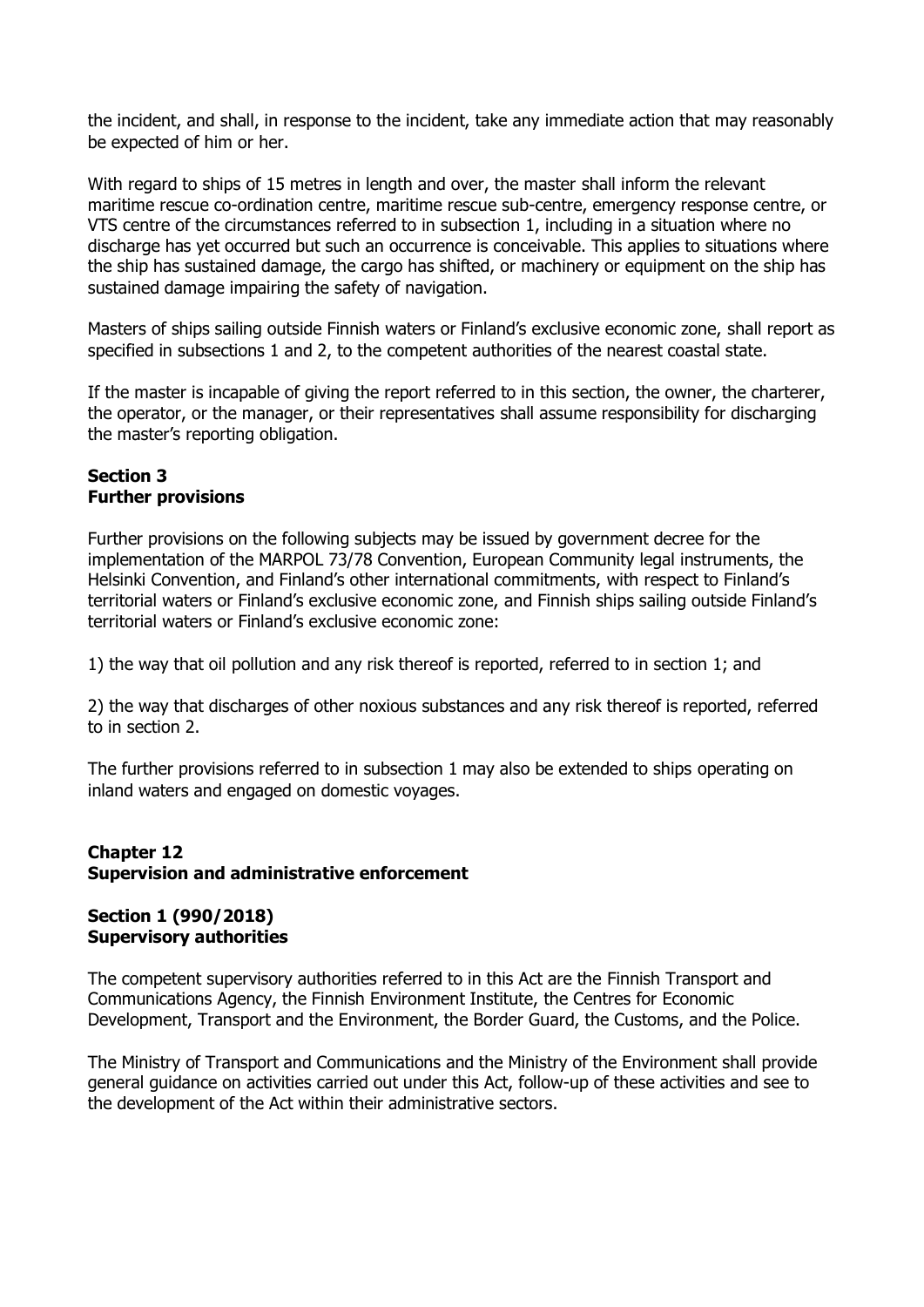the incident, and shall, in response to the incident, take any immediate action that may reasonably be expected of him or her.

With regard to ships of 15 metres in length and over, the master shall inform the relevant maritime rescue co-ordination centre, maritime rescue sub-centre, emergency response centre, or VTS centre of the circumstances referred to in subsection 1, including in a situation where no discharge has yet occurred but such an occurrence is conceivable. This applies to situations where the ship has sustained damage, the cargo has shifted, or machinery or equipment on the ship has sustained damage impairing the safety of navigation.

Masters of ships sailing outside Finnish waters or Finland's exclusive economic zone, shall report as specified in subsections 1 and 2, to the competent authorities of the nearest coastal state.

If the master is incapable of giving the report referred to in this section, the owner, the charterer, the operator, or the manager, or their representatives shall assume responsibility for discharging the master's reporting obligation.

**Section 3**
**Further provisions**

Further provisions on the following subjects may be issued by government decree for the implementation of the MARPOL 73/78 Convention, European Community legal instruments, the Helsinki Convention, and Finland's other international commitments, with respect to Finland's territorial waters or Finland's exclusive economic zone, and Finnish ships sailing outside Finland's territorial waters or Finland's exclusive economic zone:

1) the way that oil pollution and any risk thereof is reported, referred to in section 1; and

2) the way that discharges of other noxious substances and any risk thereof is reported, referred to in section 2.

The further provisions referred to in subsection 1 may also be extended to ships operating on inland waters and engaged on domestic voyages.

## Chapter 12
## Supervision and administrative enforcement

**Section 1 (990/2018)**
**Supervisory authorities**

The competent supervisory authorities referred to in this Act are the Finnish Transport and Communications Agency, the Finnish Environment Institute, the Centres for Economic Development, Transport and the Environment, the Border Guard, the Customs, and the Police.

The Ministry of Transport and Communications and the Ministry of the Environment shall provide general guidance on activities carried out under this Act, follow-up of these activities and see to the development of the Act within their administrative sectors.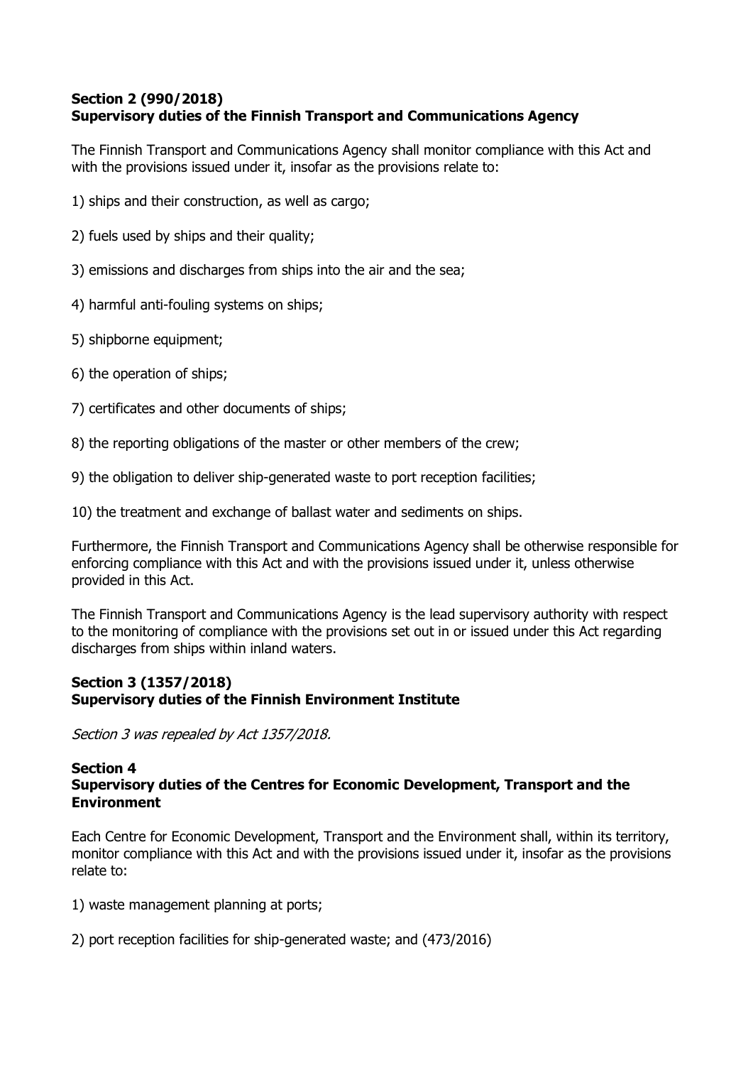### Section 2 (990/2018)
### Supervisory duties of the Finnish Transport and Communications Agency

The Finnish Transport and Communications Agency shall monitor compliance with this Act and with the provisions issued under it, insofar as the provisions relate to:

1) ships and their construction, as well as cargo;

2) fuels used by ships and their quality;

3) emissions and discharges from ships into the air and the sea;

4) harmful anti-fouling systems on ships;

5) shipborne equipment;

6) the operation of ships;

7) certificates and other documents of ships;

8) the reporting obligations of the master or other members of the crew;

9) the obligation to deliver ship-generated waste to port reception facilities;

10) the treatment and exchange of ballast water and sediments on ships.

Furthermore, the Finnish Transport and Communications Agency shall be otherwise responsible for enforcing compliance with this Act and with the provisions issued under it, unless otherwise provided in this Act.

The Finnish Transport and Communications Agency is the lead supervisory authority with respect to the monitoring of compliance with the provisions set out in or issued under this Act regarding discharges from ships within inland waters.

### Section 3 (1357/2018)
### Supervisory duties of the Finnish Environment Institute

*Section 3 was repealed by Act 1357/2018.*

### Section 4
### Supervisory duties of the Centres for Economic Development, Transport and the Environment

Each Centre for Economic Development, Transport and the Environment shall, within its territory, monitor compliance with this Act and with the provisions issued under it, insofar as the provisions relate to:

1) waste management planning at ports;

2) port reception facilities for ship-generated waste; and (473/2016)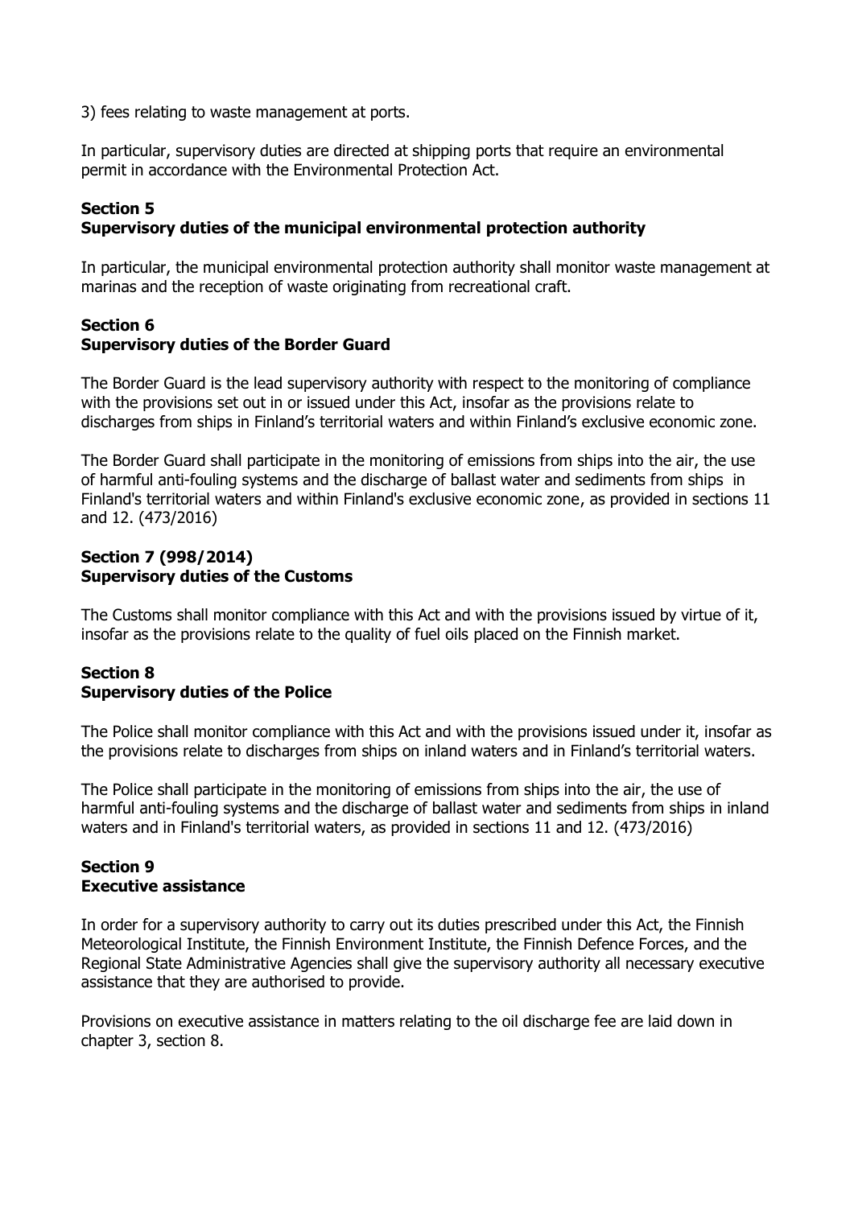3) fees relating to waste management at ports.

In particular, supervisory duties are directed at shipping ports that require an environmental permit in accordance with the Environmental Protection Act.

**Section 5**
**Supervisory duties of the municipal environmental protection authority**

In particular, the municipal environmental protection authority shall monitor waste management at marinas and the reception of waste originating from recreational craft.

**Section 6**
**Supervisory duties of the Border Guard**

The Border Guard is the lead supervisory authority with respect to the monitoring of compliance with the provisions set out in or issued under this Act, insofar as the provisions relate to discharges from ships in Finland's territorial waters and within Finland's exclusive economic zone.

The Border Guard shall participate in the monitoring of emissions from ships into the air, the use of harmful anti-fouling systems and the discharge of ballast water and sediments from ships in Finland's territorial waters and within Finland's exclusive economic zone, as provided in sections 11 and 12. (473/2016)

**Section 7 (998/2014)**
**Supervisory duties of the Customs**

The Customs shall monitor compliance with this Act and with the provisions issued by virtue of it, insofar as the provisions relate to the quality of fuel oils placed on the Finnish market.

**Section 8**
**Supervisory duties of the Police**

The Police shall monitor compliance with this Act and with the provisions issued under it, insofar as the provisions relate to discharges from ships on inland waters and in Finland's territorial waters.

The Police shall participate in the monitoring of emissions from ships into the air, the use of harmful anti-fouling systems and the discharge of ballast water and sediments from ships in inland waters and in Finland's territorial waters, as provided in sections 11 and 12. (473/2016)

**Section 9**
**Executive assistance**

In order for a supervisory authority to carry out its duties prescribed under this Act, the Finnish Meteorological Institute, the Finnish Environment Institute, the Finnish Defence Forces, and the Regional State Administrative Agencies shall give the supervisory authority all necessary executive assistance that they are authorised to provide.

Provisions on executive assistance in matters relating to the oil discharge fee are laid down in chapter 3, section 8.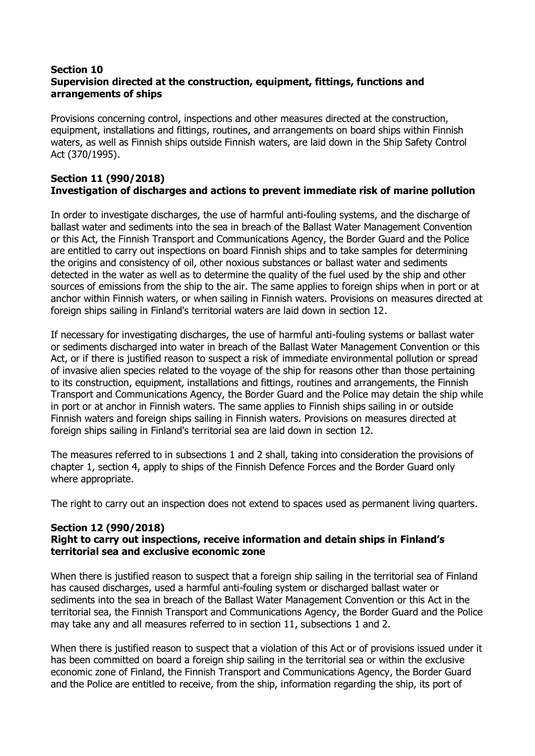**Section 10**
**Supervision directed at the construction, equipment, fittings, functions and arrangements of ships**

Provisions concerning control, inspections and other measures directed at the construction, equipment, installations and fittings, routines, and arrangements on board ships within Finnish waters, as well as Finnish ships outside Finnish waters, are laid down in the Ship Safety Control Act (370/1995).

**Section 11 (990/2018)**
**Investigation of discharges and actions to prevent immediate risk of marine pollution**

In order to investigate discharges, the use of harmful anti-fouling systems, and the discharge of ballast water and sediments into the sea in breach of the Ballast Water Management Convention or this Act, the Finnish Transport and Communications Agency, the Border Guard and the Police are entitled to carry out inspections on board Finnish ships and to take samples for determining the origins and consistency of oil, other noxious substances or ballast water and sediments detected in the water as well as to determine the quality of the fuel used by the ship and other sources of emissions from the ship to the air. The same applies to foreign ships when in port or at anchor within Finnish waters, or when sailing in Finnish waters. Provisions on measures directed at foreign ships sailing in Finland's territorial waters are laid down in section 12.

If necessary for investigating discharges, the use of harmful anti-fouling systems or ballast water or sediments discharged into water in breach of the Ballast Water Management Convention or this Act, or if there is justified reason to suspect a risk of immediate environmental pollution or spread of invasive alien species related to the voyage of the ship for reasons other than those pertaining to its construction, equipment, installations and fittings, routines and arrangements, the Finnish Transport and Communications Agency, the Border Guard and the Police may detain the ship while in port or at anchor in Finnish waters. The same applies to Finnish ships sailing in or outside Finnish waters and foreign ships sailing in Finnish waters. Provisions on measures directed at foreign ships sailing in Finland's territorial sea are laid down in section 12.

The measures referred to in subsections 1 and 2 shall, taking into consideration the provisions of chapter 1, section 4, apply to ships of the Finnish Defence Forces and the Border Guard only where appropriate.

The right to carry out an inspection does not extend to spaces used as permanent living quarters.

**Section 12 (990/2018)**
**Right to carry out inspections, receive information and detain ships in Finland's territorial sea and exclusive economic zone**

When there is justified reason to suspect that a foreign ship sailing in the territorial sea of Finland has caused discharges, used a harmful anti-fouling system or discharged ballast water or sediments into the sea in breach of the Ballast Water Management Convention or this Act in the territorial sea, the Finnish Transport and Communications Agency, the Border Guard and the Police may take any and all measures referred to in section 11, subsections 1 and 2.

When there is justified reason to suspect that a violation of this Act or of provisions issued under it has been committed on board a foreign ship sailing in the territorial sea or within the exclusive economic zone of Finland, the Finnish Transport and Communications Agency, the Border Guard and the Police are entitled to receive, from the ship, information regarding the ship, its port of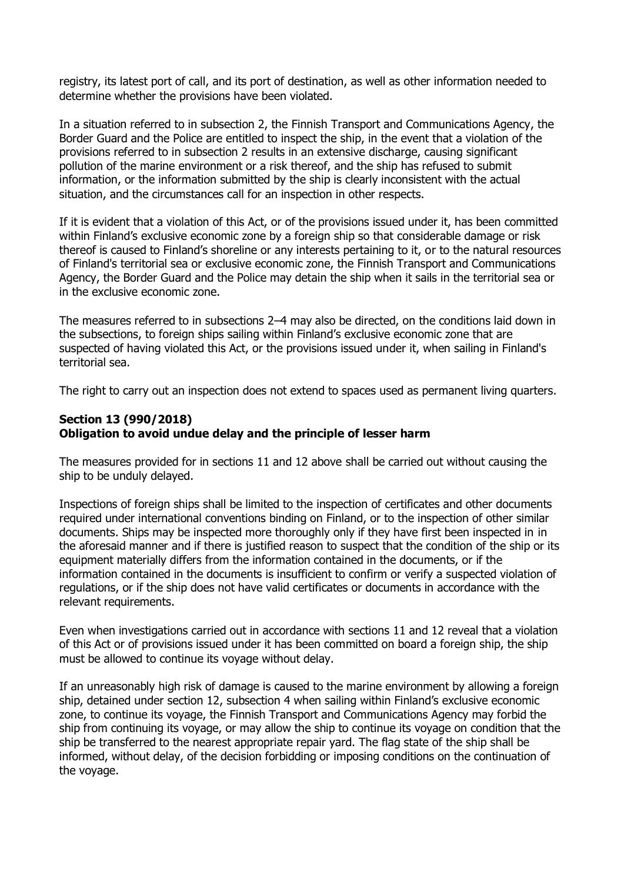registry, its latest port of call, and its port of destination, as well as other information needed to determine whether the provisions have been violated.

In a situation referred to in subsection 2, the Finnish Transport and Communications Agency, the Border Guard and the Police are entitled to inspect the ship, in the event that a violation of the provisions referred to in subsection 2 results in an extensive discharge, causing significant pollution of the marine environment or a risk thereof, and the ship has refused to submit information, or the information submitted by the ship is clearly inconsistent with the actual situation, and the circumstances call for an inspection in other respects.

If it is evident that a violation of this Act, or of the provisions issued under it, has been committed within Finland's exclusive economic zone by a foreign ship so that considerable damage or risk thereof is caused to Finland's shoreline or any interests pertaining to it, or to the natural resources of Finland's territorial sea or exclusive economic zone, the Finnish Transport and Communications Agency, the Border Guard and the Police may detain the ship when it sails in the territorial sea or in the exclusive economic zone.

The measures referred to in subsections 2–4 may also be directed, on the conditions laid down in the subsections, to foreign ships sailing within Finland's exclusive economic zone that are suspected of having violated this Act, or the provisions issued under it, when sailing in Finland's territorial sea.

The right to carry out an inspection does not extend to spaces used as permanent living quarters.

**Section 13 (990/2018)**
**Obligation to avoid undue delay and the principle of lesser harm**

The measures provided for in sections 11 and 12 above shall be carried out without causing the ship to be unduly delayed.

Inspections of foreign ships shall be limited to the inspection of certificates and other documents required under international conventions binding on Finland, or to the inspection of other similar documents. Ships may be inspected more thoroughly only if they have first been inspected in in the aforesaid manner and if there is justified reason to suspect that the condition of the ship or its equipment materially differs from the information contained in the documents, or if the information contained in the documents is insufficient to confirm or verify a suspected violation of regulations, or if the ship does not have valid certificates or documents in accordance with the relevant requirements.

Even when investigations carried out in accordance with sections 11 and 12 reveal that a violation of this Act or of provisions issued under it has been committed on board a foreign ship, the ship must be allowed to continue its voyage without delay.

If an unreasonably high risk of damage is caused to the marine environment by allowing a foreign ship, detained under section 12, subsection 4 when sailing within Finland's exclusive economic zone, to continue its voyage, the Finnish Transport and Communications Agency may forbid the ship from continuing its voyage, or may allow the ship to continue its voyage on condition that the ship be transferred to the nearest appropriate repair yard. The flag state of the ship shall be informed, without delay, of the decision forbidding or imposing conditions on the continuation of the voyage.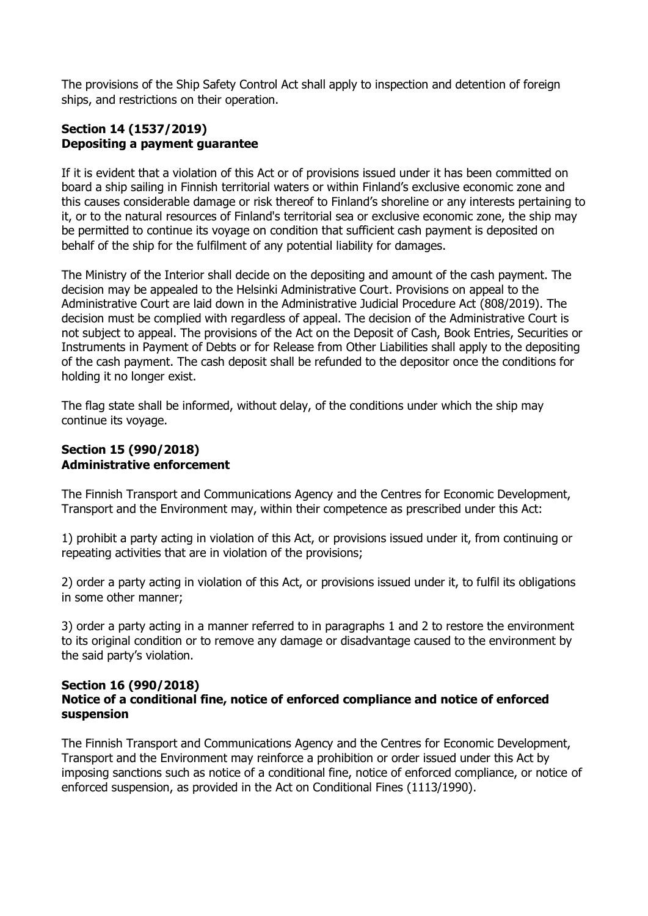The provisions of the Ship Safety Control Act shall apply to inspection and detention of foreign ships, and restrictions on their operation.

### Section 14 (1537/2019)
### Depositing a payment guarantee

If it is evident that a violation of this Act or of provisions issued under it has been committed on board a ship sailing in Finnish territorial waters or within Finland's exclusive economic zone and this causes considerable damage or risk thereof to Finland's shoreline or any interests pertaining to it, or to the natural resources of Finland's territorial sea or exclusive economic zone, the ship may be permitted to continue its voyage on condition that sufficient cash payment is deposited on behalf of the ship for the fulfilment of any potential liability for damages.

The Ministry of the Interior shall decide on the depositing and amount of the cash payment. The decision may be appealed to the Helsinki Administrative Court. Provisions on appeal to the Administrative Court are laid down in the Administrative Judicial Procedure Act (808/2019). The decision must be complied with regardless of appeal. The decision of the Administrative Court is not subject to appeal. The provisions of the Act on the Deposit of Cash, Book Entries, Securities or Instruments in Payment of Debts or for Release from Other Liabilities shall apply to the depositing of the cash payment. The cash deposit shall be refunded to the depositor once the conditions for holding it no longer exist.

The flag state shall be informed, without delay, of the conditions under which the ship may continue its voyage.

### Section 15 (990/2018)
### Administrative enforcement

The Finnish Transport and Communications Agency and the Centres for Economic Development, Transport and the Environment may, within their competence as prescribed under this Act:

1) prohibit a party acting in violation of this Act, or provisions issued under it, from continuing or repeating activities that are in violation of the provisions;

2) order a party acting in violation of this Act, or provisions issued under it, to fulfil its obligations in some other manner;

3) order a party acting in a manner referred to in paragraphs 1 and 2 to restore the environment to its original condition or to remove any damage or disadvantage caused to the environment by the said party's violation.

### Section 16 (990/2018)
### Notice of a conditional fine, notice of enforced compliance and notice of enforced suspension

The Finnish Transport and Communications Agency and the Centres for Economic Development, Transport and the Environment may reinforce a prohibition or order issued under this Act by imposing sanctions such as notice of a conditional fine, notice of enforced compliance, or notice of enforced suspension, as provided in the Act on Conditional Fines (1113/1990).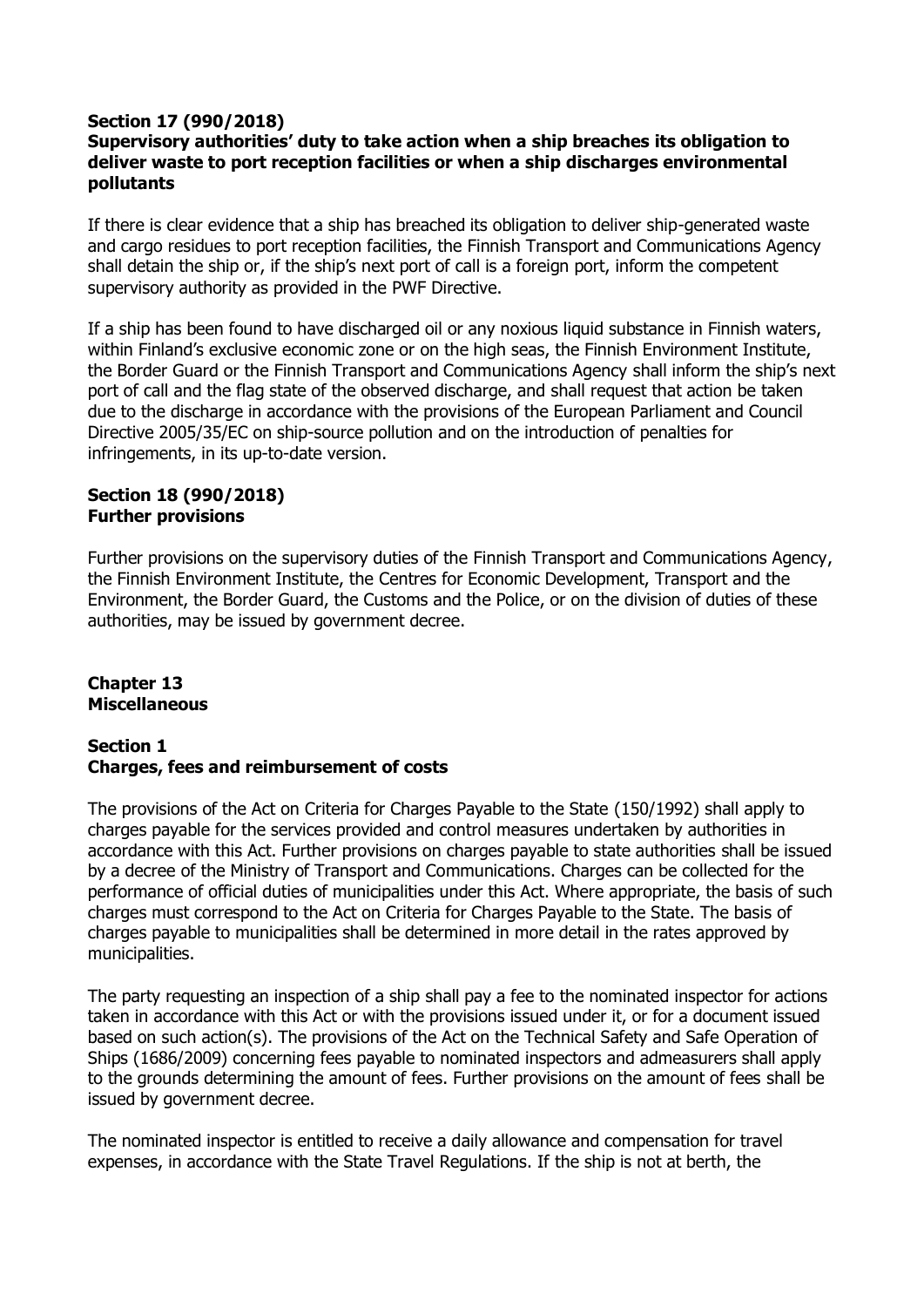### Section 17 (990/2018)
### Supervisory authorities' duty to take action when a ship breaches its obligation to deliver waste to port reception facilities or when a ship discharges environmental pollutants

If there is clear evidence that a ship has breached its obligation to deliver ship-generated waste and cargo residues to port reception facilities, the Finnish Transport and Communications Agency shall detain the ship or, if the ship's next port of call is a foreign port, inform the competent supervisory authority as provided in the PWF Directive.

If a ship has been found to have discharged oil or any noxious liquid substance in Finnish waters, within Finland's exclusive economic zone or on the high seas, the Finnish Environment Institute, the Border Guard or the Finnish Transport and Communications Agency shall inform the ship's next port of call and the flag state of the observed discharge, and shall request that action be taken due to the discharge in accordance with the provisions of the European Parliament and Council Directive 2005/35/EC on ship-source pollution and on the introduction of penalties for infringements, in its up-to-date version.

### Section 18 (990/2018)
### Further provisions

Further provisions on the supervisory duties of the Finnish Transport and Communications Agency, the Finnish Environment Institute, the Centres for Economic Development, Transport and the Environment, the Border Guard, the Customs and the Police, or on the division of duties of these authorities, may be issued by government decree.

## Chapter 13
## Miscellaneous

### Section 1
### Charges, fees and reimbursement of costs

The provisions of the Act on Criteria for Charges Payable to the State (150/1992) shall apply to charges payable for the services provided and control measures undertaken by authorities in accordance with this Act. Further provisions on charges payable to state authorities shall be issued by a decree of the Ministry of Transport and Communications. Charges can be collected for the performance of official duties of municipalities under this Act. Where appropriate, the basis of such charges must correspond to the Act on Criteria for Charges Payable to the State. The basis of charges payable to municipalities shall be determined in more detail in the rates approved by municipalities.

The party requesting an inspection of a ship shall pay a fee to the nominated inspector for actions taken in accordance with this Act or with the provisions issued under it, or for a document issued based on such action(s). The provisions of the Act on the Technical Safety and Safe Operation of Ships (1686/2009) concerning fees payable to nominated inspectors and admeasurers shall apply to the grounds determining the amount of fees. Further provisions on the amount of fees shall be issued by government decree.

The nominated inspector is entitled to receive a daily allowance and compensation for travel expenses, in accordance with the State Travel Regulations. If the ship is not at berth, the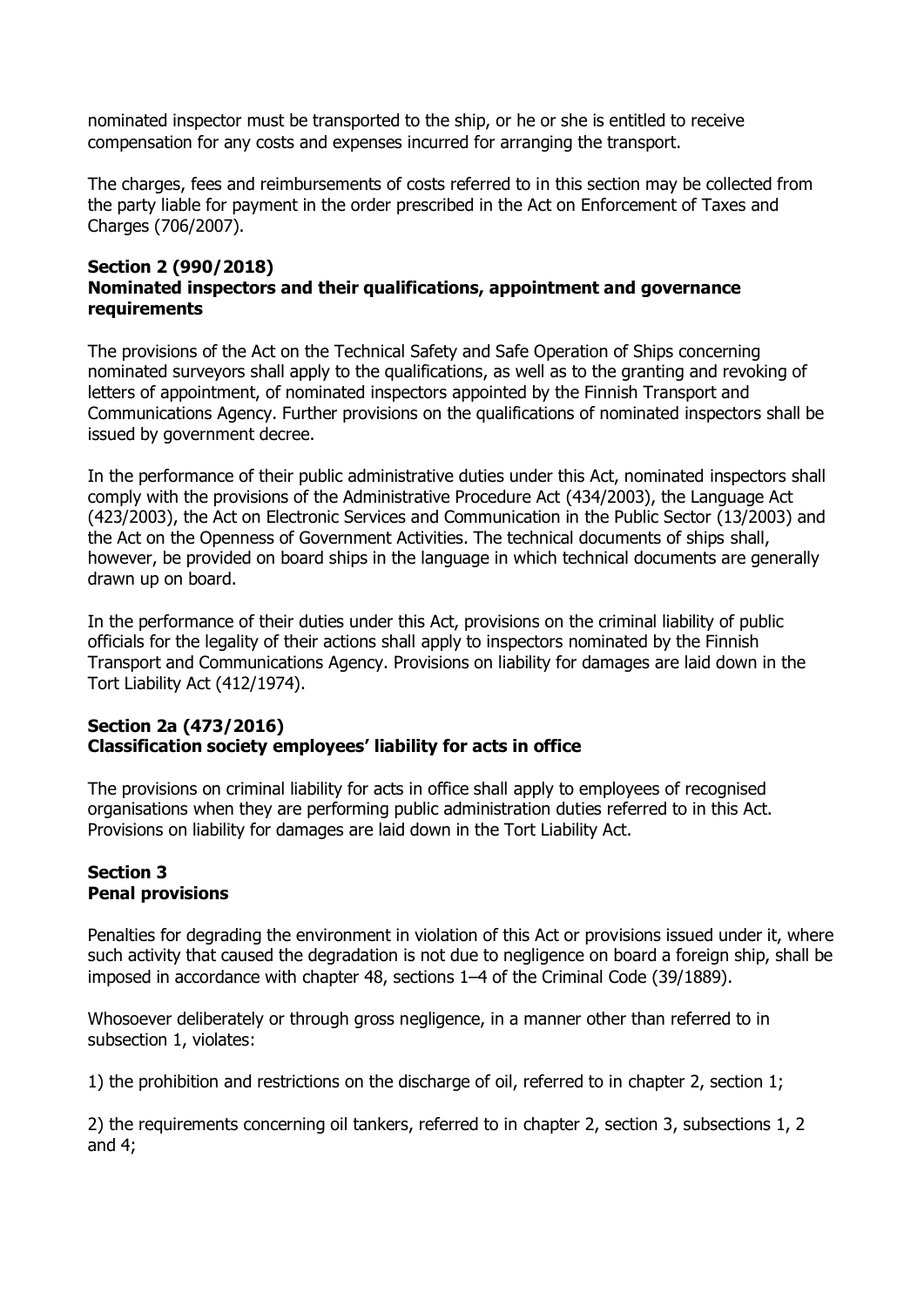nominated inspector must be transported to the ship, or he or she is entitled to receive compensation for any costs and expenses incurred for arranging the transport.

The charges, fees and reimbursements of costs referred to in this section may be collected from the party liable for payment in the order prescribed in the Act on Enforcement of Taxes and Charges (706/2007).

### Section 2 (990/2018)
### Nominated inspectors and their qualifications, appointment and governance requirements

The provisions of the Act on the Technical Safety and Safe Operation of Ships concerning nominated surveyors shall apply to the qualifications, as well as to the granting and revoking of letters of appointment, of nominated inspectors appointed by the Finnish Transport and Communications Agency. Further provisions on the qualifications of nominated inspectors shall be issued by government decree.

In the performance of their public administrative duties under this Act, nominated inspectors shall comply with the provisions of the Administrative Procedure Act (434/2003), the Language Act (423/2003), the Act on Electronic Services and Communication in the Public Sector (13/2003) and the Act on the Openness of Government Activities. The technical documents of ships shall, however, be provided on board ships in the language in which technical documents are generally drawn up on board.

In the performance of their duties under this Act, provisions on the criminal liability of public officials for the legality of their actions shall apply to inspectors nominated by the Finnish Transport and Communications Agency. Provisions on liability for damages are laid down in the Tort Liability Act (412/1974).

### Section 2a (473/2016)
### Classification society employees' liability for acts in office

The provisions on criminal liability for acts in office shall apply to employees of recognised organisations when they are performing public administration duties referred to in this Act. Provisions on liability for damages are laid down in the Tort Liability Act.

### Section 3
### Penal provisions

Penalties for degrading the environment in violation of this Act or provisions issued under it, where such activity that caused the degradation is not due to negligence on board a foreign ship, shall be imposed in accordance with chapter 48, sections 1–4 of the Criminal Code (39/1889).

Whosoever deliberately or through gross negligence, in a manner other than referred to in subsection 1, violates:

1) the prohibition and restrictions on the discharge of oil, referred to in chapter 2, section 1;

2) the requirements concerning oil tankers, referred to in chapter 2, section 3, subsections 1, 2 and 4;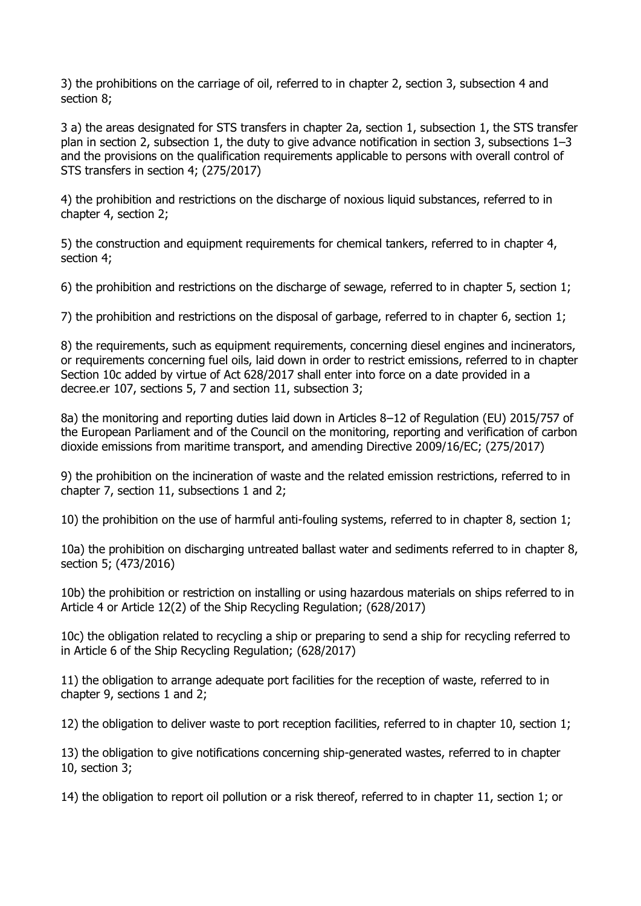3) the prohibitions on the carriage of oil, referred to in chapter 2, section 3, subsection 4 and section 8;

3 a) the areas designated for STS transfers in chapter 2a, section 1, subsection 1, the STS transfer plan in section 2, subsection 1, the duty to give advance notification in section 3, subsections 1–3 and the provisions on the qualification requirements applicable to persons with overall control of STS transfers in section 4; (275/2017)

4) the prohibition and restrictions on the discharge of noxious liquid substances, referred to in chapter 4, section 2;

5) the construction and equipment requirements for chemical tankers, referred to in chapter 4, section 4;

6) the prohibition and restrictions on the discharge of sewage, referred to in chapter 5, section 1;

7) the prohibition and restrictions on the disposal of garbage, referred to in chapter 6, section 1;

8) the requirements, such as equipment requirements, concerning diesel engines and incinerators, or requirements concerning fuel oils, laid down in order to restrict emissions, referred to in chapter Section 10c added by virtue of Act 628/2017 shall enter into force on a date provided in a decree.er 107, sections 5, 7 and section 11, subsection 3;

8a) the monitoring and reporting duties laid down in Articles 8–12 of Regulation (EU) 2015/757 of the European Parliament and of the Council on the monitoring, reporting and verification of carbon dioxide emissions from maritime transport, and amending Directive 2009/16/EC; (275/2017)

9) the prohibition on the incineration of waste and the related emission restrictions, referred to in chapter 7, section 11, subsections 1 and 2;

10) the prohibition on the use of harmful anti-fouling systems, referred to in chapter 8, section 1;

10a) the prohibition on discharging untreated ballast water and sediments referred to in chapter 8, section 5; (473/2016)

10b) the prohibition or restriction on installing or using hazardous materials on ships referred to in Article 4 or Article 12(2) of the Ship Recycling Regulation; (628/2017)

10c) the obligation related to recycling a ship or preparing to send a ship for recycling referred to in Article 6 of the Ship Recycling Regulation; (628/2017)

11) the obligation to arrange adequate port facilities for the reception of waste, referred to in chapter 9, sections 1 and 2;

12) the obligation to deliver waste to port reception facilities, referred to in chapter 10, section 1;

13) the obligation to give notifications concerning ship-generated wastes, referred to in chapter 10, section 3;

14) the obligation to report oil pollution or a risk thereof, referred to in chapter 11, section 1; or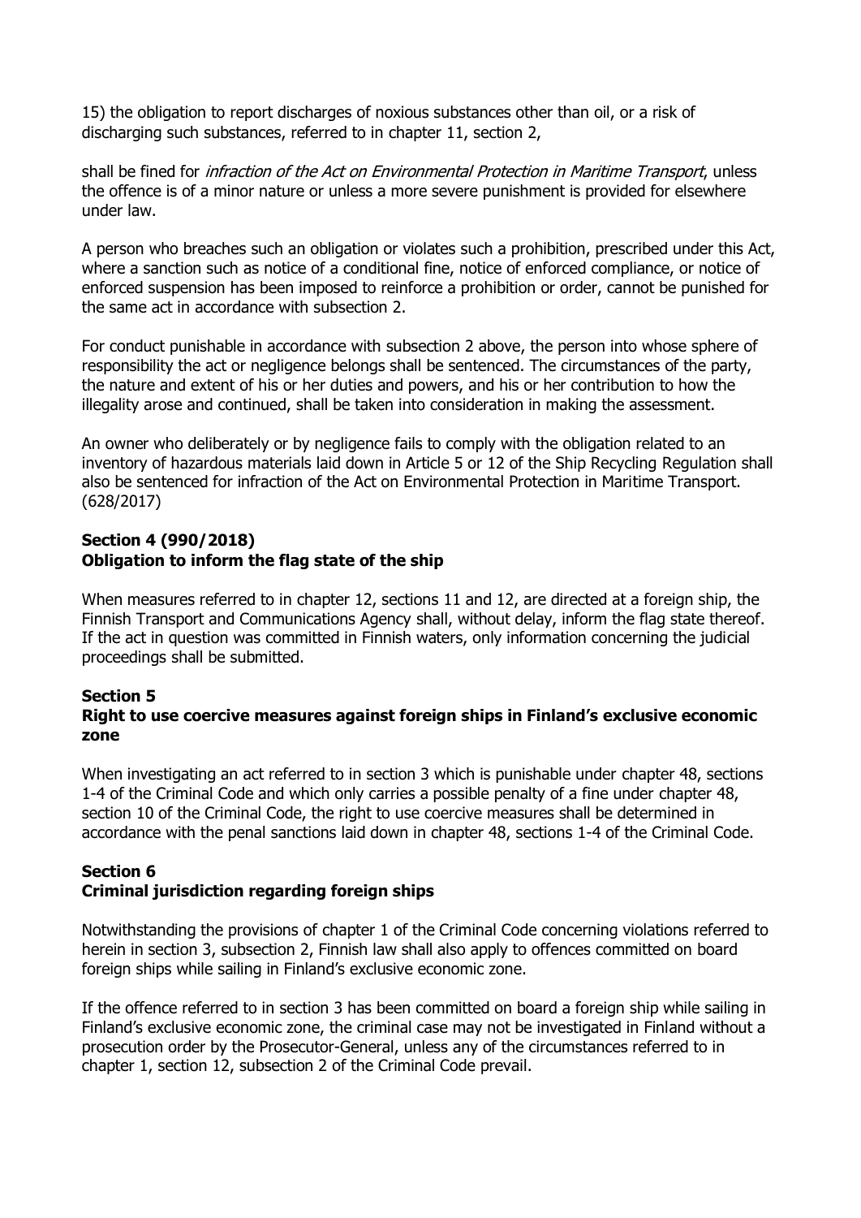15) the obligation to report discharges of noxious substances other than oil, or a risk of discharging such substances, referred to in chapter 11, section 2,

shall be fined for *infraction of the Act on Environmental Protection in Maritime Transport*, unless the offence is of a minor nature or unless a more severe punishment is provided for elsewhere under law.

A person who breaches such an obligation or violates such a prohibition, prescribed under this Act, where a sanction such as notice of a conditional fine, notice of enforced compliance, or notice of enforced suspension has been imposed to reinforce a prohibition or order, cannot be punished for the same act in accordance with subsection 2.

For conduct punishable in accordance with subsection 2 above, the person into whose sphere of responsibility the act or negligence belongs shall be sentenced. The circumstances of the party, the nature and extent of his or her duties and powers, and his or her contribution to how the illegality arose and continued, shall be taken into consideration in making the assessment.

An owner who deliberately or by negligence fails to comply with the obligation related to an inventory of hazardous materials laid down in Article 5 or 12 of the Ship Recycling Regulation shall also be sentenced for infraction of the Act on Environmental Protection in Maritime Transport. (628/2017)

**Section 4 (990/2018)**
**Obligation to inform the flag state of the ship**

When measures referred to in chapter 12, sections 11 and 12, are directed at a foreign ship, the Finnish Transport and Communications Agency shall, without delay, inform the flag state thereof. If the act in question was committed in Finnish waters, only information concerning the judicial proceedings shall be submitted.

**Section 5**
**Right to use coercive measures against foreign ships in Finland's exclusive economic zone**

When investigating an act referred to in section 3 which is punishable under chapter 48, sections 1-4 of the Criminal Code and which only carries a possible penalty of a fine under chapter 48, section 10 of the Criminal Code, the right to use coercive measures shall be determined in accordance with the penal sanctions laid down in chapter 48, sections 1-4 of the Criminal Code.

**Section 6**
**Criminal jurisdiction regarding foreign ships**

Notwithstanding the provisions of chapter 1 of the Criminal Code concerning violations referred to herein in section 3, subsection 2, Finnish law shall also apply to offences committed on board foreign ships while sailing in Finland's exclusive economic zone.

If the offence referred to in section 3 has been committed on board a foreign ship while sailing in Finland's exclusive economic zone, the criminal case may not be investigated in Finland without a prosecution order by the Prosecutor-General, unless any of the circumstances referred to in chapter 1, section 12, subsection 2 of the Criminal Code prevail.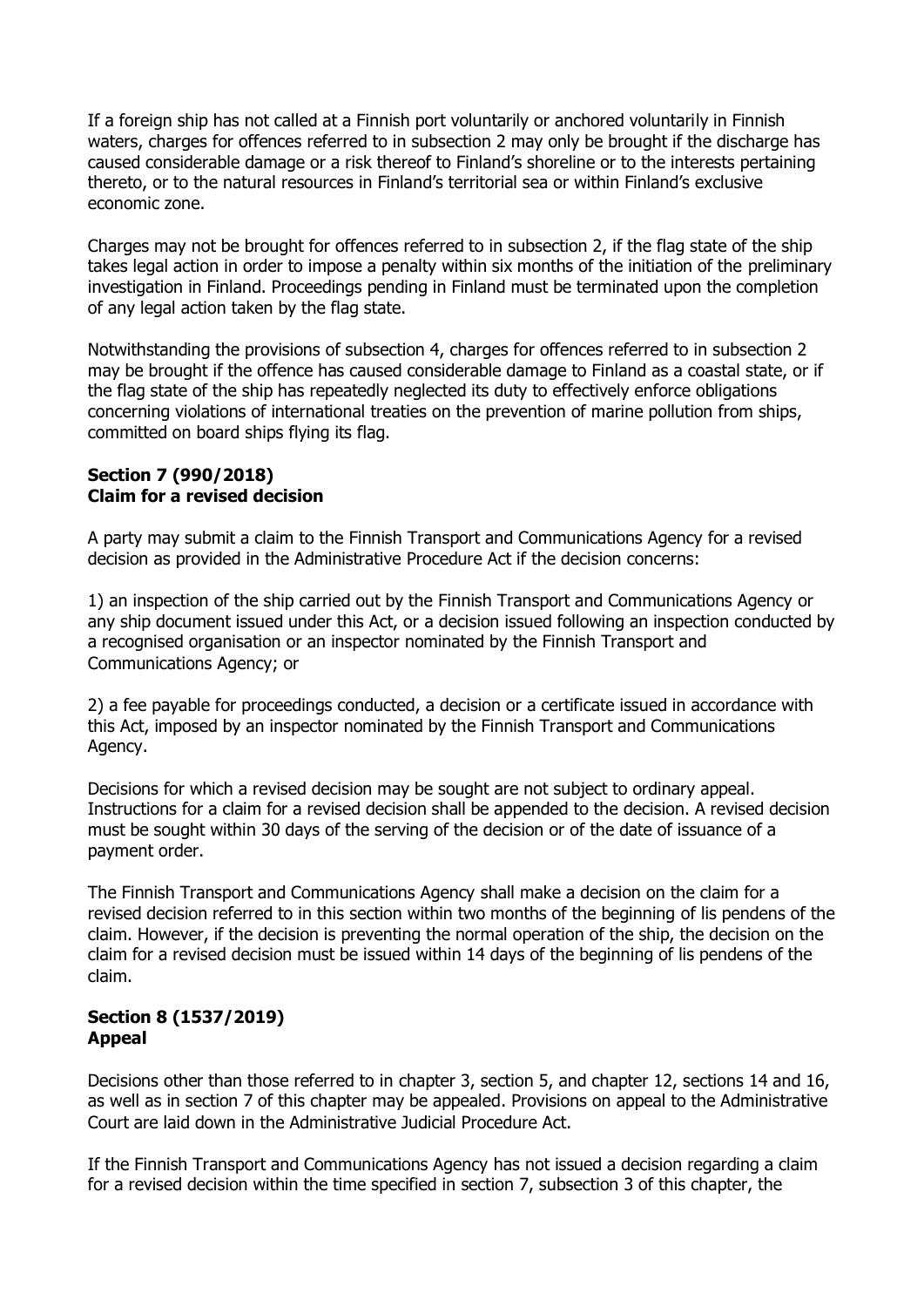If a foreign ship has not called at a Finnish port voluntarily or anchored voluntarily in Finnish waters, charges for offences referred to in subsection 2 may only be brought if the discharge has caused considerable damage or a risk thereof to Finland's shoreline or to the interests pertaining thereto, or to the natural resources in Finland's territorial sea or within Finland's exclusive economic zone.

Charges may not be brought for offences referred to in subsection 2, if the flag state of the ship takes legal action in order to impose a penalty within six months of the initiation of the preliminary investigation in Finland. Proceedings pending in Finland must be terminated upon the completion of any legal action taken by the flag state.

Notwithstanding the provisions of subsection 4, charges for offences referred to in subsection 2 may be brought if the offence has caused considerable damage to Finland as a coastal state, or if the flag state of the ship has repeatedly neglected its duty to effectively enforce obligations concerning violations of international treaties on the prevention of marine pollution from ships, committed on board ships flying its flag.

**Section 7 (990/2018)**
**Claim for a revised decision**

A party may submit a claim to the Finnish Transport and Communications Agency for a revised decision as provided in the Administrative Procedure Act if the decision concerns:

1) an inspection of the ship carried out by the Finnish Transport and Communications Agency or any ship document issued under this Act, or a decision issued following an inspection conducted by a recognised organisation or an inspector nominated by the Finnish Transport and Communications Agency; or

2) a fee payable for proceedings conducted, a decision or a certificate issued in accordance with this Act, imposed by an inspector nominated by the Finnish Transport and Communications Agency.

Decisions for which a revised decision may be sought are not subject to ordinary appeal. Instructions for a claim for a revised decision shall be appended to the decision. A revised decision must be sought within 30 days of the serving of the decision or of the date of issuance of a payment order.

The Finnish Transport and Communications Agency shall make a decision on the claim for a revised decision referred to in this section within two months of the beginning of lis pendens of the claim. However, if the decision is preventing the normal operation of the ship, the decision on the claim for a revised decision must be issued within 14 days of the beginning of lis pendens of the claim.

**Section 8 (1537/2019)**
**Appeal**

Decisions other than those referred to in chapter 3, section 5, and chapter 12, sections 14 and 16, as well as in section 7 of this chapter may be appealed. Provisions on appeal to the Administrative Court are laid down in the Administrative Judicial Procedure Act.

If the Finnish Transport and Communications Agency has not issued a decision regarding a claim for a revised decision within the time specified in section 7, subsection 3 of this chapter, the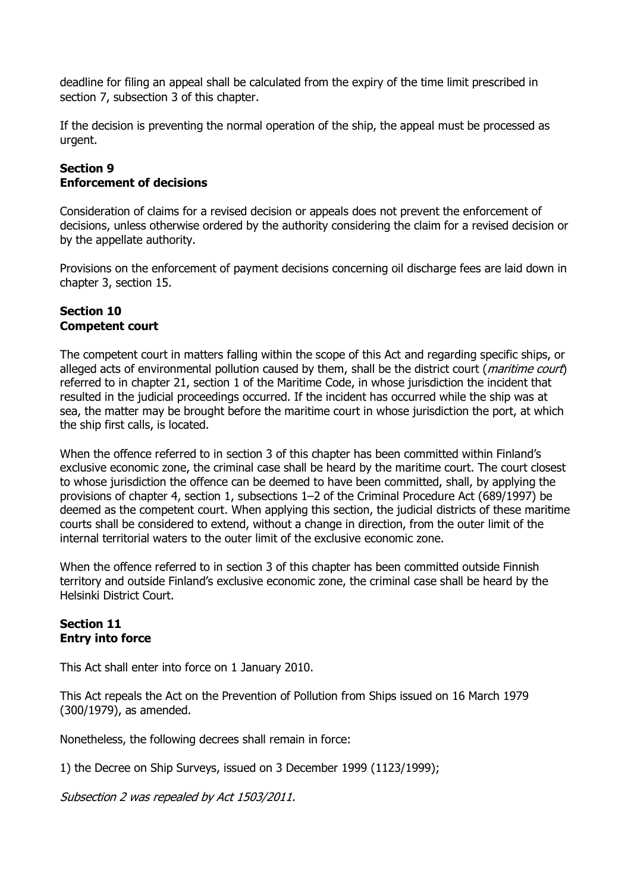deadline for filing an appeal shall be calculated from the expiry of the time limit prescribed in section 7, subsection 3 of this chapter.

If the decision is preventing the normal operation of the ship, the appeal must be processed as urgent.

**Section 9**
**Enforcement of decisions**

Consideration of claims for a revised decision or appeals does not prevent the enforcement of decisions, unless otherwise ordered by the authority considering the claim for a revised decision or by the appellate authority.

Provisions on the enforcement of payment decisions concerning oil discharge fees are laid down in chapter 3, section 15.

**Section 10**
**Competent court**

The competent court in matters falling within the scope of this Act and regarding specific ships, or alleged acts of environmental pollution caused by them, shall be the district court (*maritime court*) referred to in chapter 21, section 1 of the Maritime Code, in whose jurisdiction the incident that resulted in the judicial proceedings occurred. If the incident has occurred while the ship was at sea, the matter may be brought before the maritime court in whose jurisdiction the port, at which the ship first calls, is located.

When the offence referred to in section 3 of this chapter has been committed within Finland's exclusive economic zone, the criminal case shall be heard by the maritime court. The court closest to whose jurisdiction the offence can be deemed to have been committed, shall, by applying the provisions of chapter 4, section 1, subsections 1–2 of the Criminal Procedure Act (689/1997) be deemed as the competent court. When applying this section, the judicial districts of these maritime courts shall be considered to extend, without a change in direction, from the outer limit of the internal territorial waters to the outer limit of the exclusive economic zone.

When the offence referred to in section 3 of this chapter has been committed outside Finnish territory and outside Finland's exclusive economic zone, the criminal case shall be heard by the Helsinki District Court.

**Section 11**
**Entry into force**

This Act shall enter into force on 1 January 2010.

This Act repeals the Act on the Prevention of Pollution from Ships issued on 16 March 1979 (300/1979), as amended.

Nonetheless, the following decrees shall remain in force:

1) the Decree on Ship Surveys, issued on 3 December 1999 (1123/1999);

*Subsection 2 was repealed by Act 1503/2011.*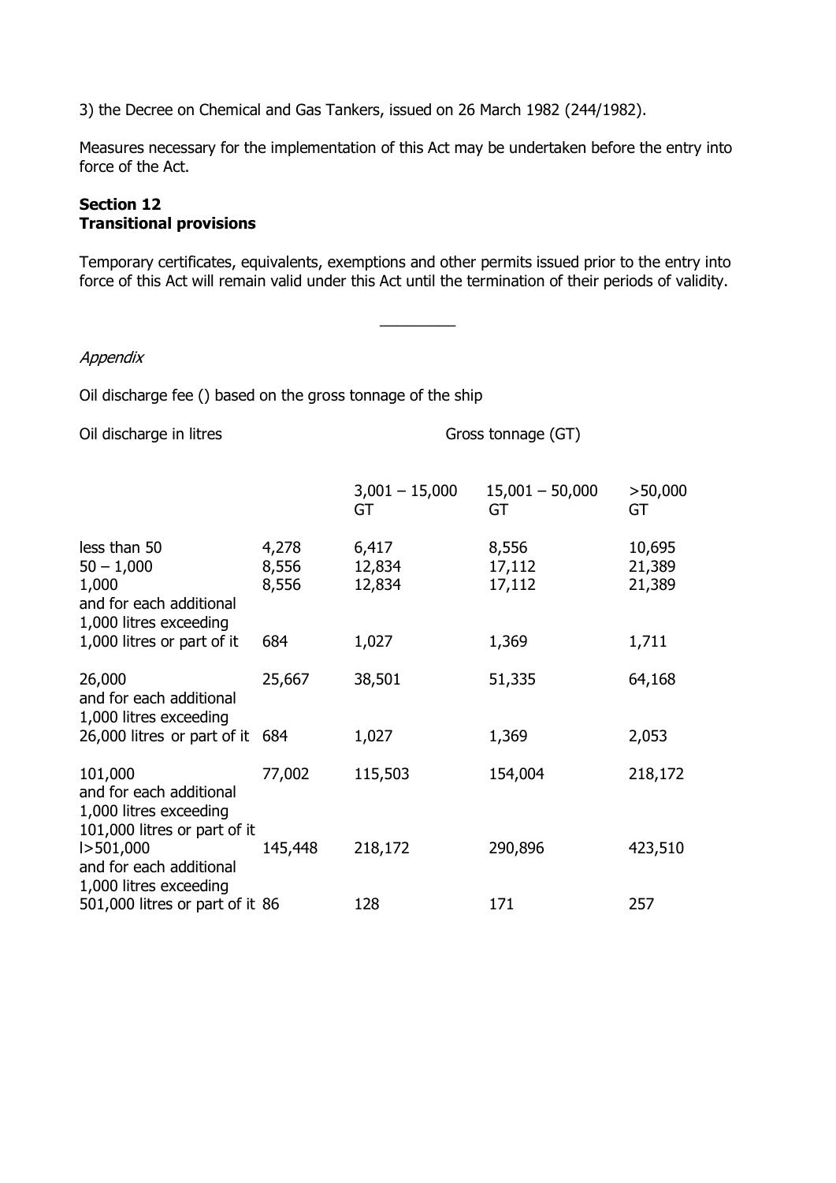3) the Decree on Chemical and Gas Tankers, issued on 26 March 1982 (244/1982).

Measures necessary for the implementation of this Act may be undertaken before the entry into force of the Act.

**Section 12**
**Transitional provisions**

Temporary certificates, equivalents, exemptions and other permits issued prior to the entry into force of this Act will remain valid under this Act until the termination of their periods of validity.

---

*Appendix*

Oil discharge fee () based on the gross tonnage of the ship

| Oil discharge in litres | Gross tonnage (GT) | | | |
|---|---|---|---|---|
| | | 3,001 – 15,000 GT | 15,001 – 50,000 GT | >50,000 GT |
| less than 50 | 4,278 | 6,417 | 8,556 | 10,695 |
| 50 – 1,000 | 8,556 | 12,834 | 17,112 | 21,389 |
| 1,000 | 8,556 | 12,834 | 17,112 | 21,389 |
| and for each additional 1,000 litres exceeding 1,000 litres or part of it | 684 | 1,027 | 1,369 | 1,711 |
| 26,000 | 25,667 | 38,501 | 51,335 | 64,168 |
| and for each additional 1,000 litres exceeding 26,000 litres or part of it | 684 | 1,027 | 1,369 | 2,053 |
| 101,000 | 77,002 | 115,503 | 154,004 | 218,172 |
| and for each additional 1,000 litres exceeding 101,000 litres or part of it | | | | |
| l>501,000 | 145,448 | 218,172 | 290,896 | 423,510 |
| and for each additional 1,000 litres exceeding 501,000 litres or part of it | 86 | 128 | 171 | 257 |